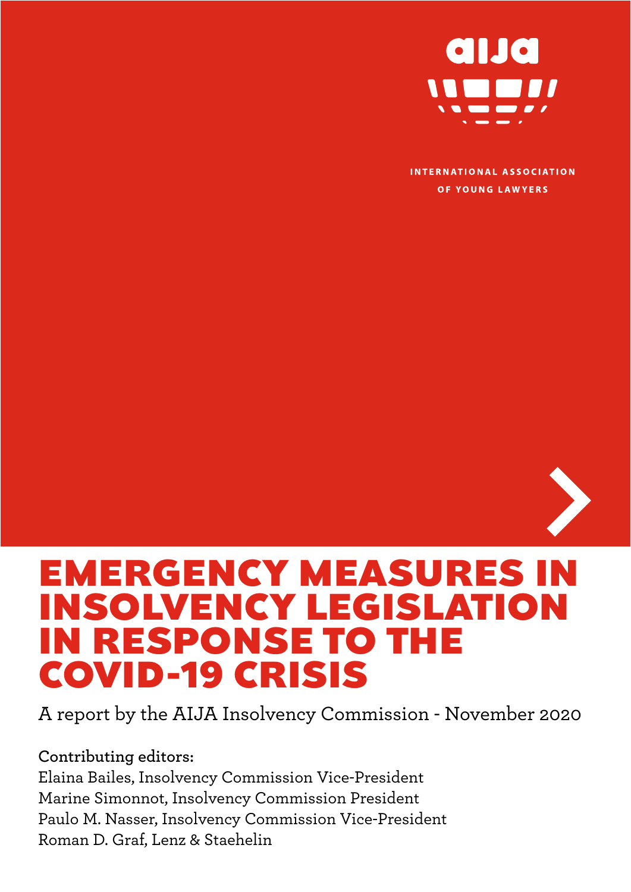aija

INTERNATIONAL ASSOCIATION OF YOUNG LAWYERS

# EMERGENCY MEASURES IN INSOLVENCY LEGISLATION IN RESPONSE TO THE COVID-19 CRISIS

A report by the AIJA Insolvency Commission - November 2020

**Contributing editors:**

Elaina Bailes, Insolvency Commission Vice-President
Marine Simonnot, Insolvency Commission President
Paulo M. Nasser, Insolvency Commission Vice-President
Roman D. Graf, Lenz & Staehelin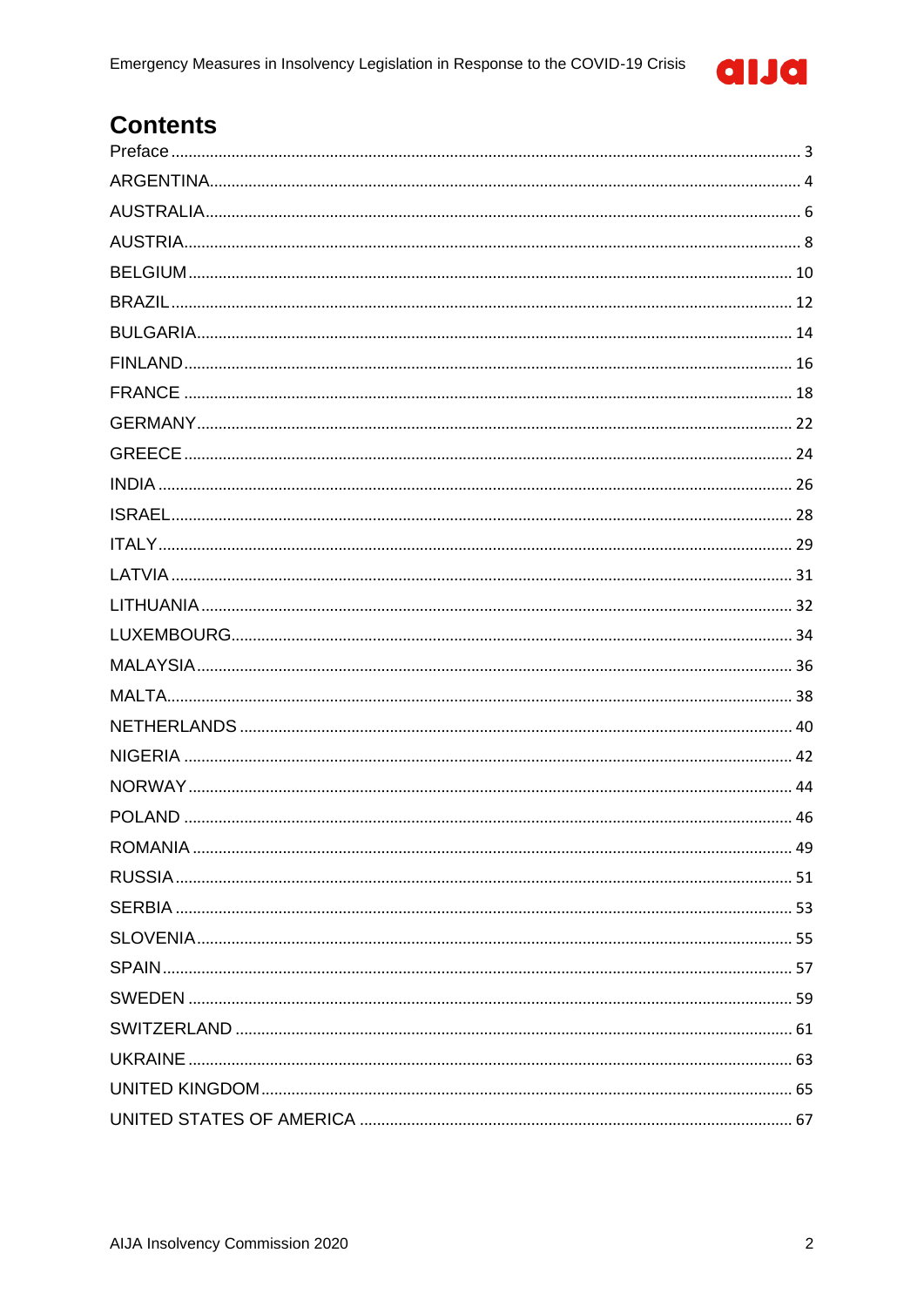# Contents

Preface ... 3
ARGENTINA ... 4
AUSTRALIA ... 6
AUSTRIA ... 8
BELGIUM ... 10
BRAZIL ... 12
BULGARIA ... 14
FINLAND ... 16
FRANCE ... 18
GERMANY ... 22
GREECE ... 24
INDIA ... 26
ISRAEL ... 28
ITALY ... 29
LATVIA ... 31
LITHUANIA ... 32
LUXEMBOURG ... 34
MALAYSIA ... 36
MALTA ... 38
NETHERLANDS ... 40
NIGERIA ... 42
NORWAY ... 44
POLAND ... 46
ROMANIA ... 49
RUSSIA ... 51
SERBIA ... 53
SLOVENIA ... 55
SPAIN ... 57
SWEDEN ... 59
SWITZERLAND ... 61
UKRAINE ... 63
UNITED KINGDOM ... 65
UNITED STATES OF AMERICA ... 67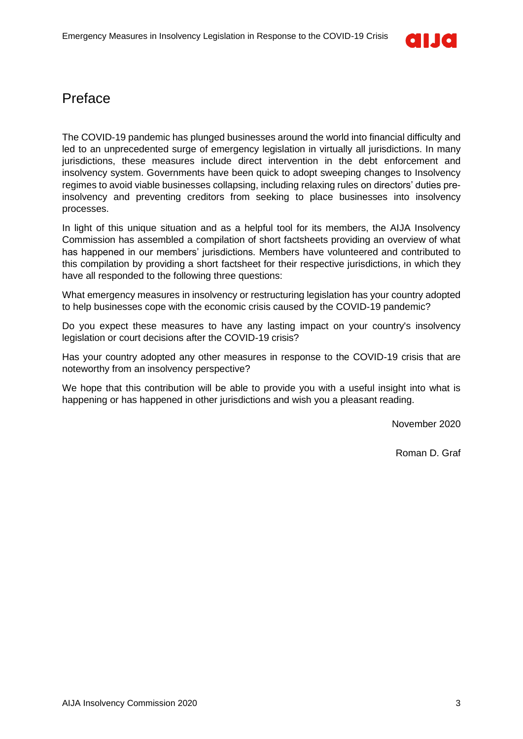# Preface

The COVID-19 pandemic has plunged businesses around the world into financial difficulty and led to an unprecedented surge of emergency legislation in virtually all jurisdictions. In many jurisdictions, these measures include direct intervention in the debt enforcement and insolvency system. Governments have been quick to adopt sweeping changes to Insolvency regimes to avoid viable businesses collapsing, including relaxing rules on directors' duties pre-insolvency and preventing creditors from seeking to place businesses into insolvency processes.

In light of this unique situation and as a helpful tool for its members, the AIJA Insolvency Commission has assembled a compilation of short factsheets providing an overview of what has happened in our members' jurisdictions. Members have volunteered and contributed to this compilation by providing a short factsheet for their respective jurisdictions, in which they have all responded to the following three questions:

What emergency measures in insolvency or restructuring legislation has your country adopted to help businesses cope with the economic crisis caused by the COVID-19 pandemic?

Do you expect these measures to have any lasting impact on your country's insolvency legislation or court decisions after the COVID-19 crisis?

Has your country adopted any other measures in response to the COVID-19 crisis that are noteworthy from an insolvency perspective?

We hope that this contribution will be able to provide you with a useful insight into what is happening or has happened in other jurisdictions and wish you a pleasant reading.

November 2020

Roman D. Graf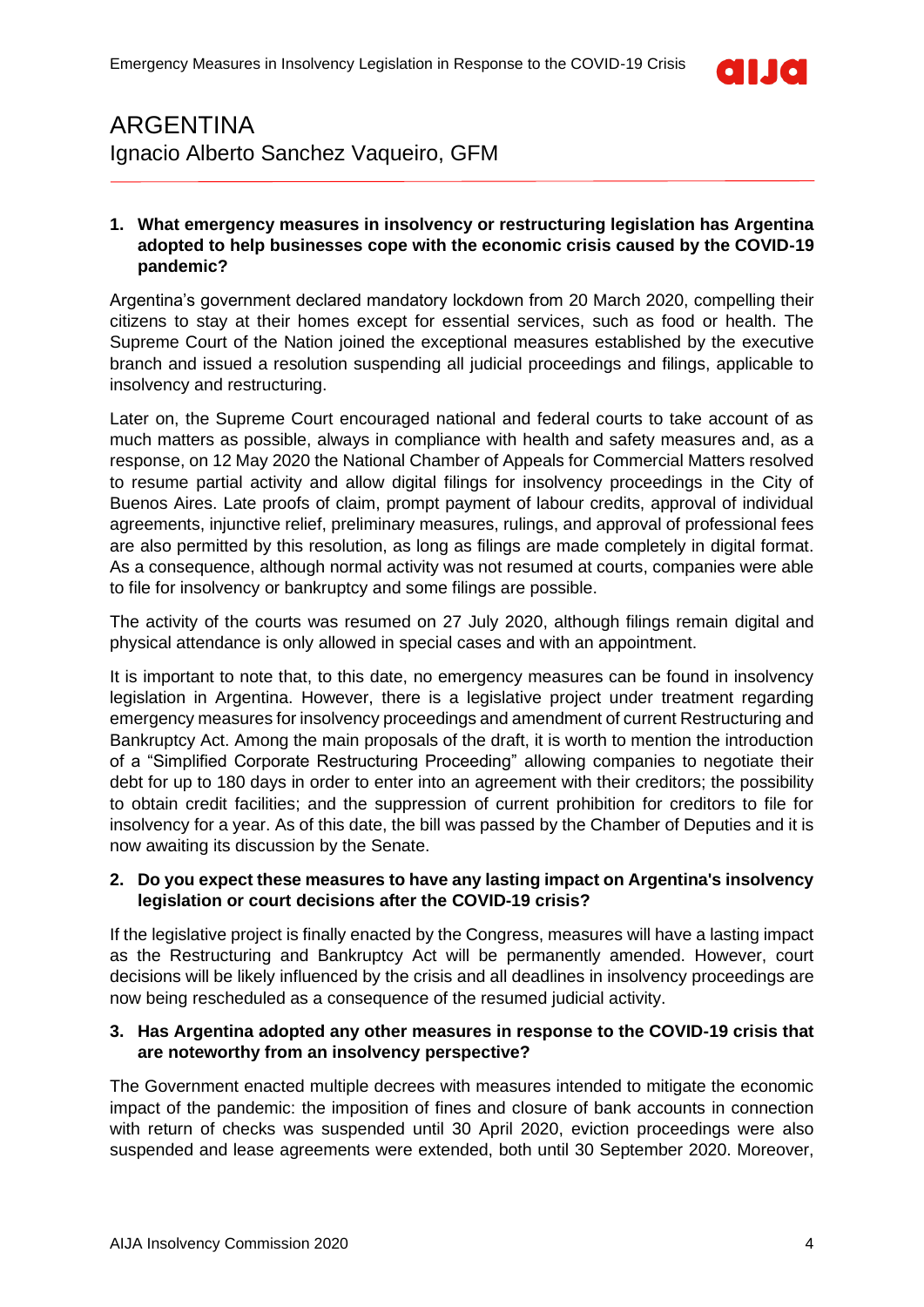# ARGENTINA

Ignacio Alberto Sanchez Vaqueiro, GFM

**1. What emergency measures in insolvency or restructuring legislation has Argentina adopted to help businesses cope with the economic crisis caused by the COVID-19 pandemic?**

Argentina's government declared mandatory lockdown from 20 March 2020, compelling their citizens to stay at their homes except for essential services, such as food or health. The Supreme Court of the Nation joined the exceptional measures established by the executive branch and issued a resolution suspending all judicial proceedings and filings, applicable to insolvency and restructuring.

Later on, the Supreme Court encouraged national and federal courts to take account of as much matters as possible, always in compliance with health and safety measures and, as a response, on 12 May 2020 the National Chamber of Appeals for Commercial Matters resolved to resume partial activity and allow digital filings for insolvency proceedings in the City of Buenos Aires. Late proofs of claim, prompt payment of labour credits, approval of individual agreements, injunctive relief, preliminary measures, rulings, and approval of professional fees are also permitted by this resolution, as long as filings are made completely in digital format. As a consequence, although normal activity was not resumed at courts, companies were able to file for insolvency or bankruptcy and some filings are possible.

The activity of the courts was resumed on 27 July 2020, although filings remain digital and physical attendance is only allowed in special cases and with an appointment.

It is important to note that, to this date, no emergency measures can be found in insolvency legislation in Argentina. However, there is a legislative project under treatment regarding emergency measures for insolvency proceedings and amendment of current Restructuring and Bankruptcy Act. Among the main proposals of the draft, it is worth to mention the introduction of a "Simplified Corporate Restructuring Proceeding" allowing companies to negotiate their debt for up to 180 days in order to enter into an agreement with their creditors; the possibility to obtain credit facilities; and the suppression of current prohibition for creditors to file for insolvency for a year. As of this date, the bill was passed by the Chamber of Deputies and it is now awaiting its discussion by the Senate.

**2. Do you expect these measures to have any lasting impact on Argentina's insolvency legislation or court decisions after the COVID-19 crisis?**

If the legislative project is finally enacted by the Congress, measures will have a lasting impact as the Restructuring and Bankruptcy Act will be permanently amended. However, court decisions will be likely influenced by the crisis and all deadlines in insolvency proceedings are now being rescheduled as a consequence of the resumed judicial activity.

**3. Has Argentina adopted any other measures in response to the COVID-19 crisis that are noteworthy from an insolvency perspective?**

The Government enacted multiple decrees with measures intended to mitigate the economic impact of the pandemic: the imposition of fines and closure of bank accounts in connection with return of checks was suspended until 30 April 2020, eviction proceedings were also suspended and lease agreements were extended, both until 30 September 2020. Moreover,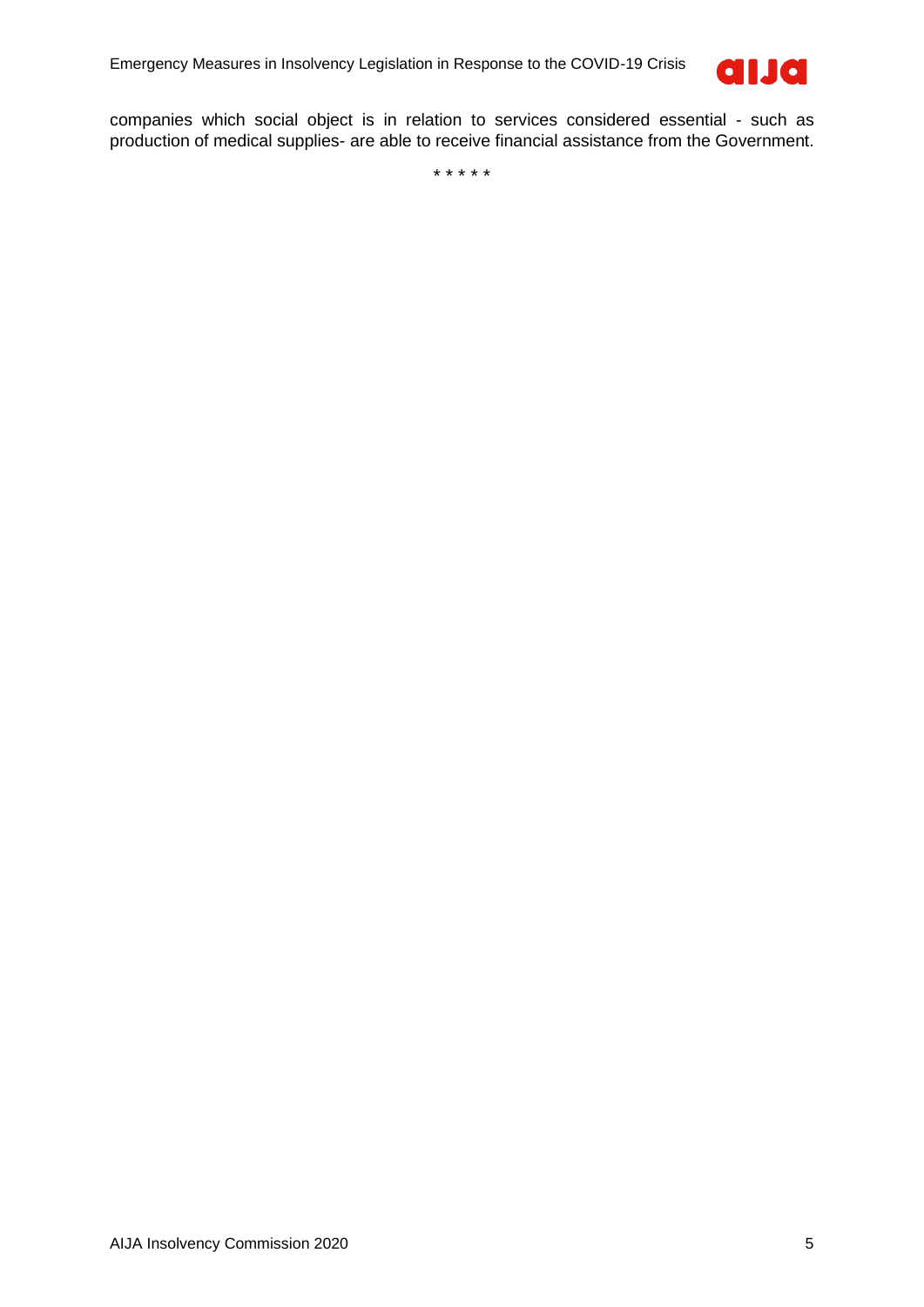companies which social object is in relation to services considered essential - such as production of medical supplies- are able to receive financial assistance from the Government.

* * * * *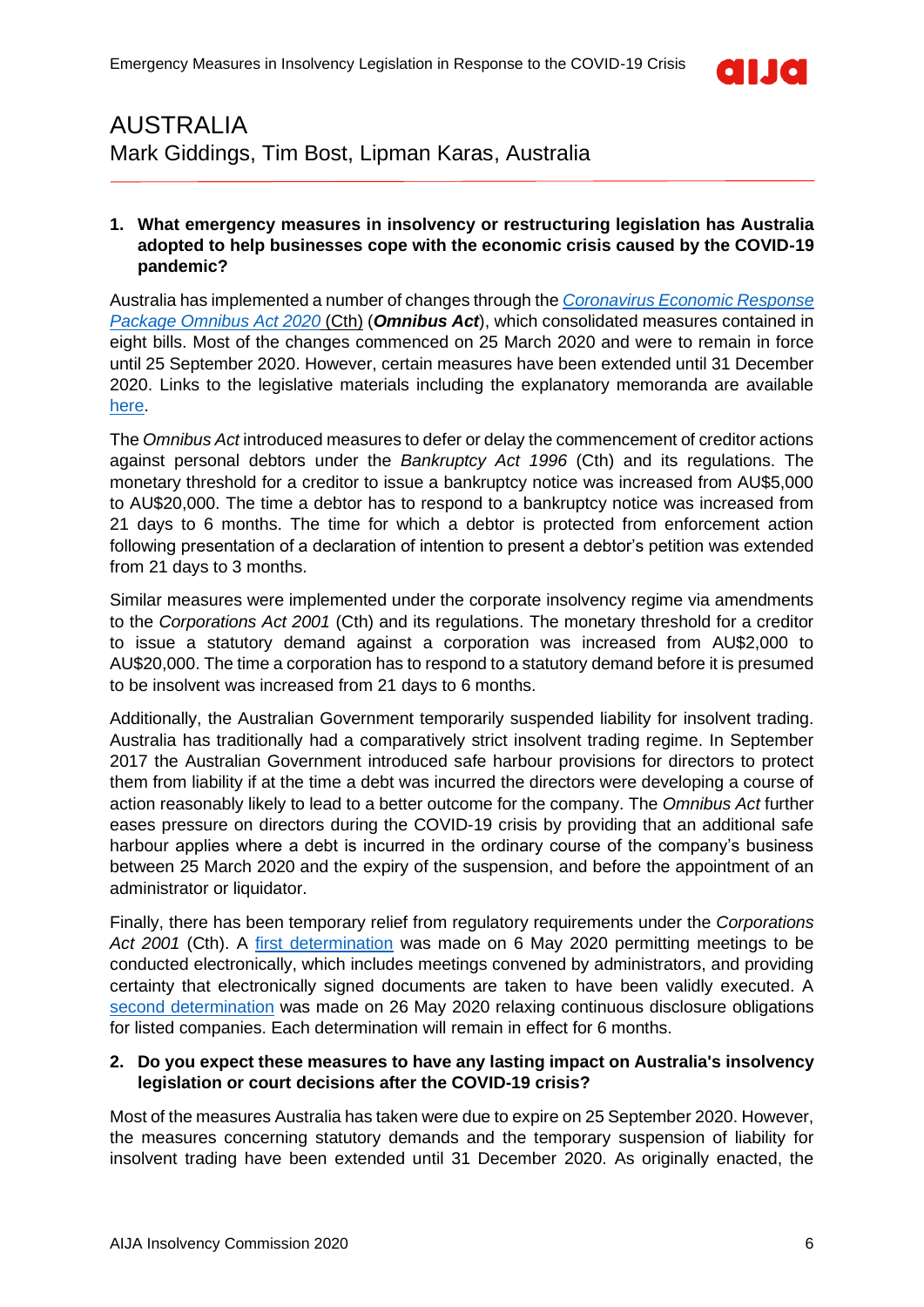# AUSTRALIA

Mark Giddings, Tim Bost, Lipman Karas, Australia

**1. What emergency measures in insolvency or restructuring legislation has Australia adopted to help businesses cope with the economic crisis caused by the COVID-19 pandemic?**

Australia has implemented a number of changes through the [*Coronavirus Economic Response Package Omnibus Act 2020* (Cth)]() (***Omnibus Act***), which consolidated measures contained in eight bills. Most of the changes commenced on 25 March 2020 and were to remain in force until 25 September 2020. However, certain measures have been extended until 31 December 2020. Links to the legislative materials including the explanatory memoranda are available [here]().

The *Omnibus Act* introduced measures to defer or delay the commencement of creditor actions against personal debtors under the *Bankruptcy Act 1996* (Cth) and its regulations. The monetary threshold for a creditor to issue a bankruptcy notice was increased from AU$5,000 to AU$20,000. The time a debtor has to respond to a bankruptcy notice was increased from 21 days to 6 months. The time for which a debtor is protected from enforcement action following presentation of a declaration of intention to present a debtor's petition was extended from 21 days to 3 months.

Similar measures were implemented under the corporate insolvency regime via amendments to the *Corporations Act 2001* (Cth) and its regulations. The monetary threshold for a creditor to issue a statutory demand against a corporation was increased from AU$2,000 to AU$20,000. The time a corporation has to respond to a statutory demand before it is presumed to be insolvent was increased from 21 days to 6 months.

Additionally, the Australian Government temporarily suspended liability for insolvent trading. Australia has traditionally had a comparatively strict insolvent trading regime. In September 2017 the Australian Government introduced safe harbour provisions for directors to protect them from liability if at the time a debt was incurred the directors were developing a course of action reasonably likely to lead to a better outcome for the company. The *Omnibus Act* further eases pressure on directors during the COVID-19 crisis by providing that an additional safe harbour applies where a debt is incurred in the ordinary course of the company's business between 25 March 2020 and the expiry of the suspension, and before the appointment of an administrator or liquidator.

Finally, there has been temporary relief from regulatory requirements under the *Corporations Act 2001* (Cth). A [first determination]() was made on 6 May 2020 permitting meetings to be conducted electronically, which includes meetings convened by administrators, and providing certainty that electronically signed documents are taken to have been validly executed. A [second determination]() was made on 26 May 2020 relaxing continuous disclosure obligations for listed companies. Each determination will remain in effect for 6 months.

**2. Do you expect these measures to have any lasting impact on Australia's insolvency legislation or court decisions after the COVID-19 crisis?**

Most of the measures Australia has taken were due to expire on 25 September 2020. However, the measures concerning statutory demands and the temporary suspension of liability for insolvent trading have been extended until 31 December 2020. As originally enacted, the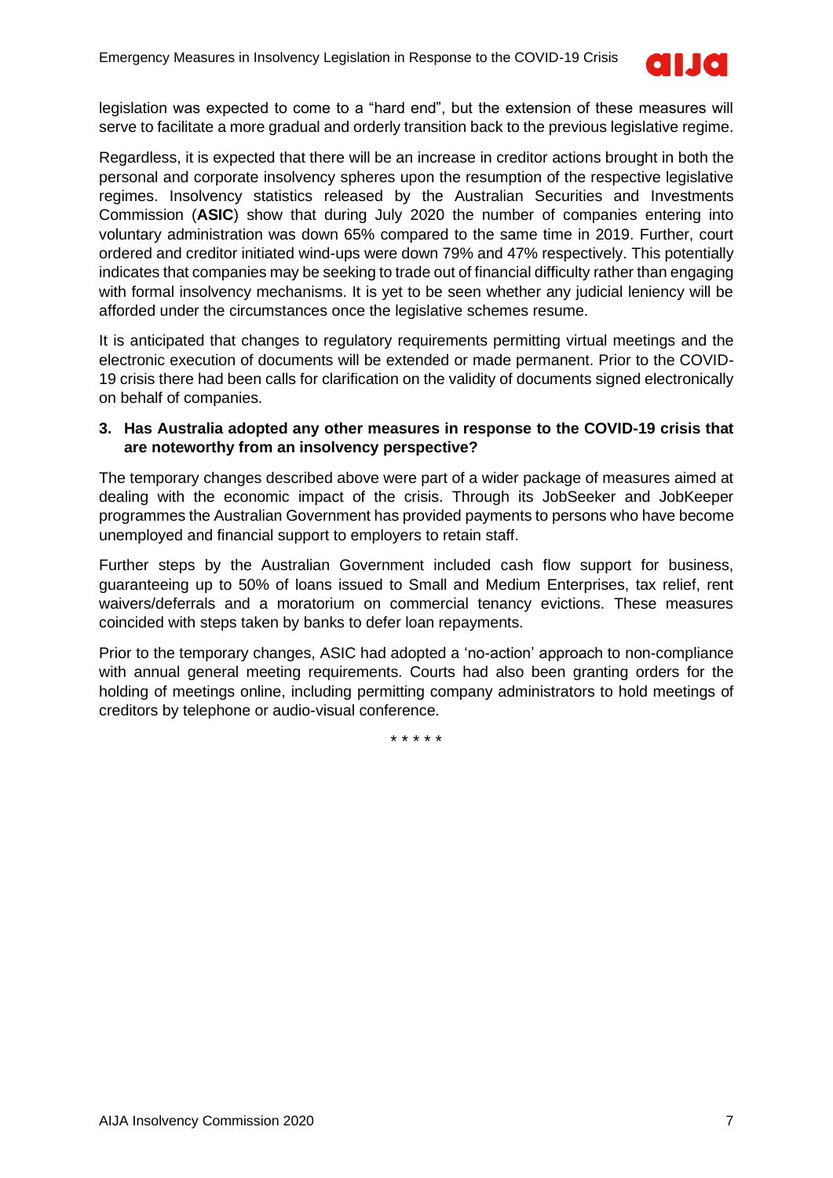legislation was expected to come to a "hard end", but the extension of these measures will serve to facilitate a more gradual and orderly transition back to the previous legislative regime.

Regardless, it is expected that there will be an increase in creditor actions brought in both the personal and corporate insolvency spheres upon the resumption of the respective legislative regimes. Insolvency statistics released by the Australian Securities and Investments Commission (**ASIC**) show that during July 2020 the number of companies entering into voluntary administration was down 65% compared to the same time in 2019. Further, court ordered and creditor initiated wind-ups were down 79% and 47% respectively. This potentially indicates that companies may be seeking to trade out of financial difficulty rather than engaging with formal insolvency mechanisms. It is yet to be seen whether any judicial leniency will be afforded under the circumstances once the legislative schemes resume.

It is anticipated that changes to regulatory requirements permitting virtual meetings and the electronic execution of documents will be extended or made permanent. Prior to the COVID-19 crisis there had been calls for clarification on the validity of documents signed electronically on behalf of companies.

### 3. Has Australia adopted any other measures in response to the COVID-19 crisis that are noteworthy from an insolvency perspective?

The temporary changes described above were part of a wider package of measures aimed at dealing with the economic impact of the crisis. Through its JobSeeker and JobKeeper programmes the Australian Government has provided payments to persons who have become unemployed and financial support to employers to retain staff.

Further steps by the Australian Government included cash flow support for business, guaranteeing up to 50% of loans issued to Small and Medium Enterprises, tax relief, rent waivers/deferrals and a moratorium on commercial tenancy evictions. These measures coincided with steps taken by banks to defer loan repayments.

Prior to the temporary changes, ASIC had adopted a 'no-action' approach to non-compliance with annual general meeting requirements. Courts had also been granting orders for the holding of meetings online, including permitting company administrators to hold meetings of creditors by telephone or audio-visual conference.

\* \* \* \* \*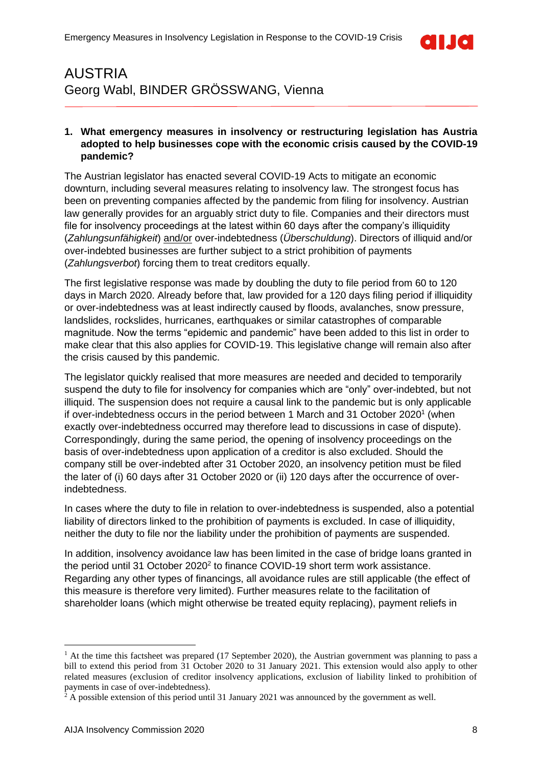# AUSTRIA

Georg Wabl, BINDER GRÖSSWANG, Vienna

**1. What emergency measures in insolvency or restructuring legislation has Austria adopted to help businesses cope with the economic crisis caused by the COVID-19 pandemic?**

The Austrian legislator has enacted several COVID-19 Acts to mitigate an economic downturn, including several measures relating to insolvency law. The strongest focus has been on preventing companies affected by the pandemic from filing for insolvency. Austrian law generally provides for an arguably strict duty to file. Companies and their directors must file for insolvency proceedings at the latest within 60 days after the company's illiquidity (*Zahlungsunfähigkeit*) and/or over-indebtedness (*Überschuldung*). Directors of illiquid and/or over-indebted businesses are further subject to a strict prohibition of payments (*Zahlungsverbot*) forcing them to treat creditors equally.

The first legislative response was made by doubling the duty to file period from 60 to 120 days in March 2020. Already before that, law provided for a 120 days filing period if illiquidity or over-indebtedness was at least indirectly caused by floods, avalanches, snow pressure, landslides, rockslides, hurricanes, earthquakes or similar catastrophes of comparable magnitude. Now the terms "epidemic and pandemic" have been added to this list in order to make clear that this also applies for COVID-19. This legislative change will remain also after the crisis caused by this pandemic.

The legislator quickly realised that more measures are needed and decided to temporarily suspend the duty to file for insolvency for companies which are "only" over-indebted, but not illiquid. The suspension does not require a causal link to the pandemic but is only applicable if over-indebtedness occurs in the period between 1 March and 31 October 2020[1] (when exactly over-indebtedness occurred may therefore lead to discussions in case of dispute). Correspondingly, during the same period, the opening of insolvency proceedings on the basis of over-indebtedness upon application of a creditor is also excluded. Should the company still be over-indebted after 31 October 2020, an insolvency petition must be filed the later of (i) 60 days after 31 October 2020 or (ii) 120 days after the occurrence of over-indebtedness.

In cases where the duty to file in relation to over-indebtedness is suspended, also a potential liability of directors linked to the prohibition of payments is excluded. In case of illiquidity, neither the duty to file nor the liability under the prohibition of payments are suspended.

In addition, insolvency avoidance law has been limited in the case of bridge loans granted in the period until 31 October 2020[2] to finance COVID-19 short term work assistance. Regarding any other types of financings, all avoidance rules are still applicable (the effect of this measure is therefore very limited). Further measures relate to the facilitation of shareholder loans (which might otherwise be treated equity replacing), payment reliefs in

---

[1] At the time this factsheet was prepared (17 September 2020), the Austrian government was planning to pass a bill to extend this period from 31 October 2020 to 31 January 2021. This extension would also apply to other related measures (exclusion of creditor insolvency applications, exclusion of liability linked to prohibition of payments in case of over-indebtedness).

[2] A possible extension of this period until 31 January 2021 was announced by the government as well.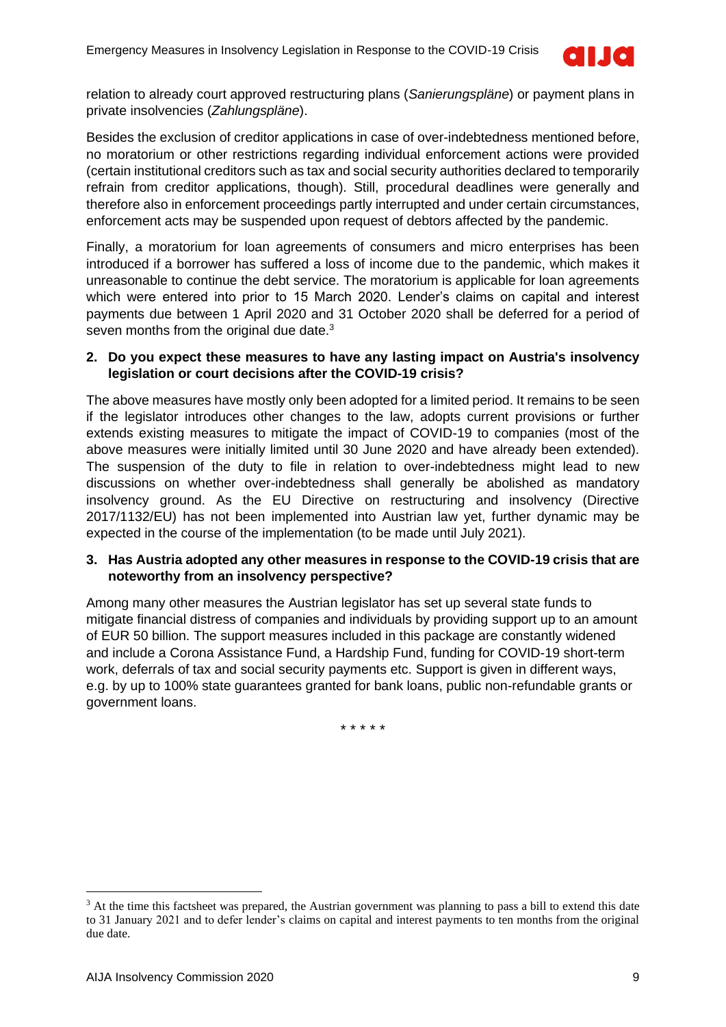relation to already court approved restructuring plans (*Sanierungspläne*) or payment plans in private insolvencies (*Zahlungspläne*).

Besides the exclusion of creditor applications in case of over-indebtedness mentioned before, no moratorium or other restrictions regarding individual enforcement actions were provided (certain institutional creditors such as tax and social security authorities declared to temporarily refrain from creditor applications, though). Still, procedural deadlines were generally and therefore also in enforcement proceedings partly interrupted and under certain circumstances, enforcement acts may be suspended upon request of debtors affected by the pandemic.

Finally, a moratorium for loan agreements of consumers and micro enterprises has been introduced if a borrower has suffered a loss of income due to the pandemic, which makes it unreasonable to continue the debt service. The moratorium is applicable for loan agreements which were entered into prior to 15 March 2020. Lender's claims on capital and interest payments due between 1 April 2020 and 31 October 2020 shall be deferred for a period of seven months from the original due date.[3]

**2. Do you expect these measures to have any lasting impact on Austria's insolvency legislation or court decisions after the COVID-19 crisis?**

The above measures have mostly only been adopted for a limited period. It remains to be seen if the legislator introduces other changes to the law, adopts current provisions or further extends existing measures to mitigate the impact of COVID-19 to companies (most of the above measures were initially limited until 30 June 2020 and have already been extended). The suspension of the duty to file in relation to over-indebtedness might lead to new discussions on whether over-indebtedness shall generally be abolished as mandatory insolvency ground. As the EU Directive on restructuring and insolvency (Directive 2017/1132/EU) has not been implemented into Austrian law yet, further dynamic may be expected in the course of the implementation (to be made until July 2021).

**3. Has Austria adopted any other measures in response to the COVID-19 crisis that are noteworthy from an insolvency perspective?**

Among many other measures the Austrian legislator has set up several state funds to mitigate financial distress of companies and individuals by providing support up to an amount of EUR 50 billion. The support measures included in this package are constantly widened and include a Corona Assistance Fund, a Hardship Fund, funding for COVID-19 short-term work, deferrals of tax and social security payments etc. Support is given in different ways, e.g. by up to 100% state guarantees granted for bank loans, public non-refundable grants or government loans.

\* \* \* \* \*

[3] At the time this factsheet was prepared, the Austrian government was planning to pass a bill to extend this date to 31 January 2021 and to defer lender's claims on capital and interest payments to ten months from the original due date.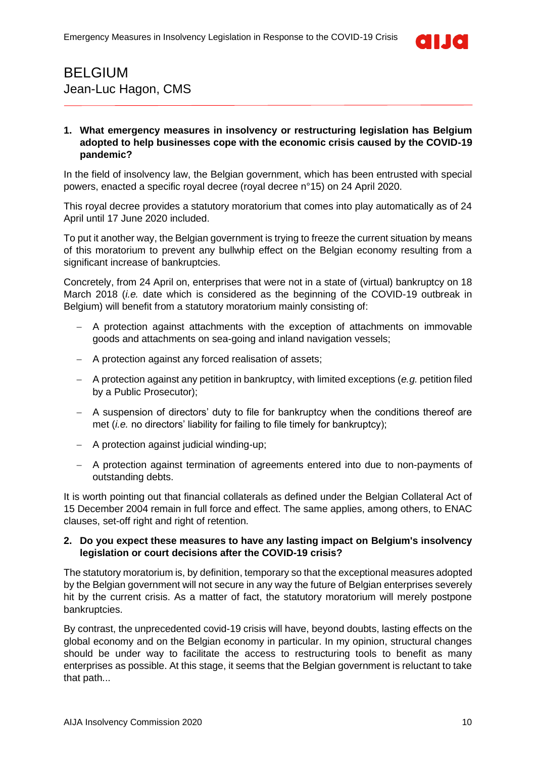# BELGIUM

Jean-Luc Hagon, CMS

**1. What emergency measures in insolvency or restructuring legislation has Belgium adopted to help businesses cope with the economic crisis caused by the COVID-19 pandemic?**

In the field of insolvency law, the Belgian government, which has been entrusted with special powers, enacted a specific royal decree (royal decree n°15) on 24 April 2020.

This royal decree provides a statutory moratorium that comes into play automatically as of 24 April until 17 June 2020 included.

To put it another way, the Belgian government is trying to freeze the current situation by means of this moratorium to prevent any bullwhip effect on the Belgian economy resulting from a significant increase of bankruptcies.

Concretely, from 24 April on, enterprises that were not in a state of (virtual) bankruptcy on 18 March 2018 (*i.e.* date which is considered as the beginning of the COVID-19 outbreak in Belgium) will benefit from a statutory moratorium mainly consisting of:

- A protection against attachments with the exception of attachments on immovable goods and attachments on sea-going and inland navigation vessels;
- A protection against any forced realisation of assets;
- A protection against any petition in bankruptcy, with limited exceptions (*e.g.* petition filed by a Public Prosecutor);
- A suspension of directors' duty to file for bankruptcy when the conditions thereof are met (*i.e.* no directors' liability for failing to file timely for bankruptcy);
- A protection against judicial winding-up;
- A protection against termination of agreements entered into due to non-payments of outstanding debts.

It is worth pointing out that financial collaterals as defined under the Belgian Collateral Act of 15 December 2004 remain in full force and effect. The same applies, among others, to ENAC clauses, set-off right and right of retention.

**2. Do you expect these measures to have any lasting impact on Belgium's insolvency legislation or court decisions after the COVID-19 crisis?**

The statutory moratorium is, by definition, temporary so that the exceptional measures adopted by the Belgian government will not secure in any way the future of Belgian enterprises severely hit by the current crisis. As a matter of fact, the statutory moratorium will merely postpone bankruptcies.

By contrast, the unprecedented covid-19 crisis will have, beyond doubts, lasting effects on the global economy and on the Belgian economy in particular. In my opinion, structural changes should be under way to facilitate the access to restructuring tools to benefit as many enterprises as possible. At this stage, it seems that the Belgian government is reluctant to take that path...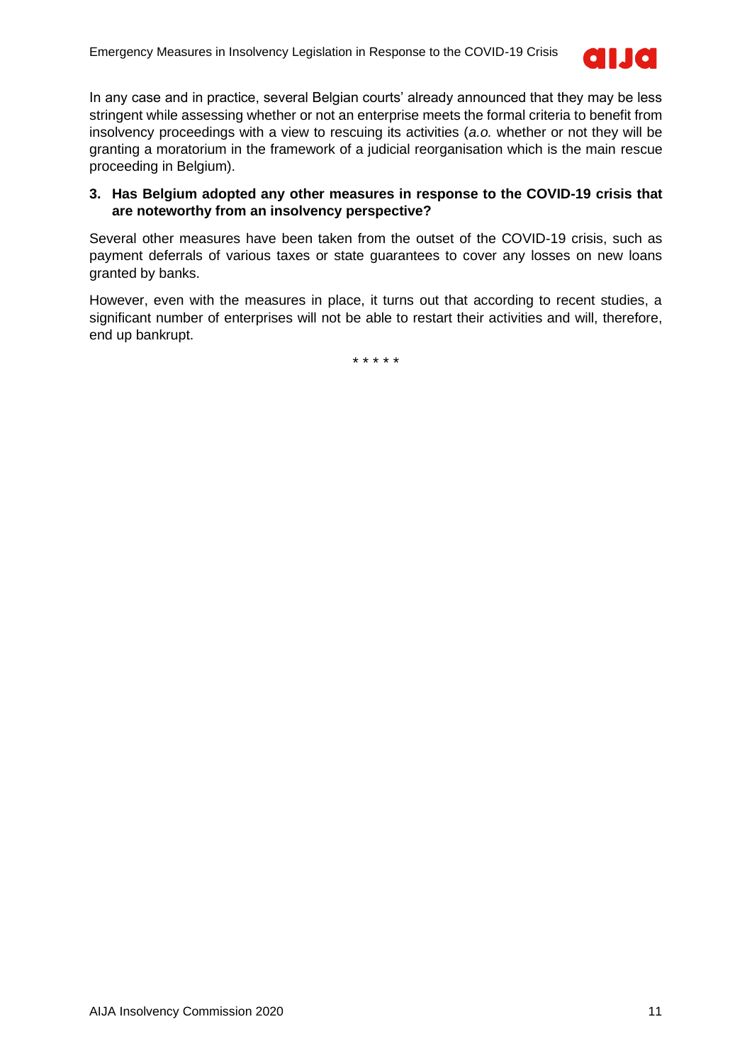In any case and in practice, several Belgian courts' already announced that they may be less stringent while assessing whether or not an enterprise meets the formal criteria to benefit from insolvency proceedings with a view to rescuing its activities (*a.o.* whether or not they will be granting a moratorium in the framework of a judicial reorganisation which is the main rescue proceeding in Belgium).

### 3. Has Belgium adopted any other measures in response to the COVID-19 crisis that are noteworthy from an insolvency perspective?

Several other measures have been taken from the outset of the COVID-19 crisis, such as payment deferrals of various taxes or state guarantees to cover any losses on new loans granted by banks.

However, even with the measures in place, it turns out that according to recent studies, a significant number of enterprises will not be able to restart their activities and will, therefore, end up bankrupt.

\* \* \* \* \*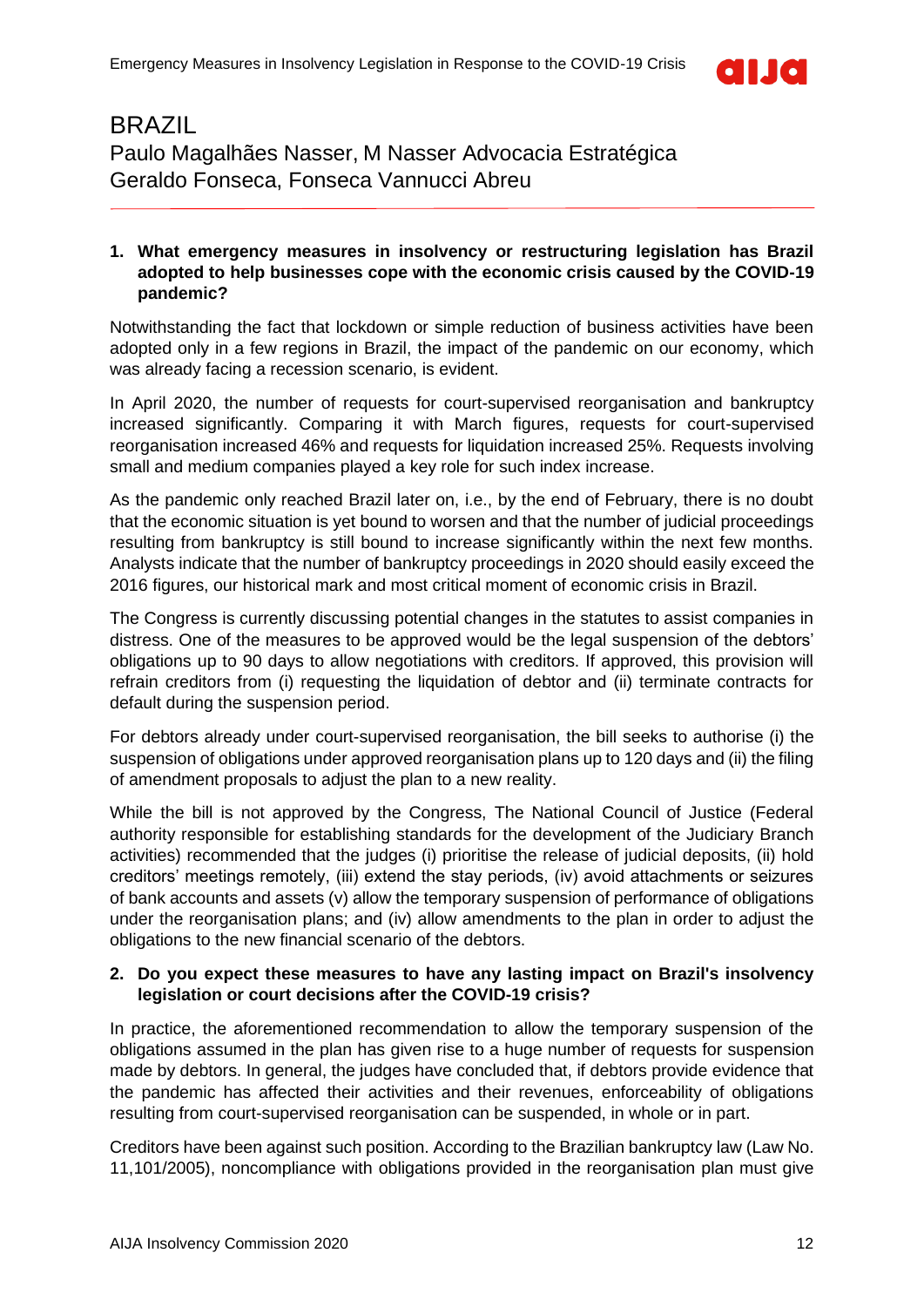# BRAZIL

Paulo Magalhães Nasser, M Nasser Advocacia Estratégica
Geraldo Fonseca, Fonseca Vannucci Abreu

**1. What emergency measures in insolvency or restructuring legislation has Brazil adopted to help businesses cope with the economic crisis caused by the COVID-19 pandemic?**

Notwithstanding the fact that lockdown or simple reduction of business activities have been adopted only in a few regions in Brazil, the impact of the pandemic on our economy, which was already facing a recession scenario, is evident.

In April 2020, the number of requests for court-supervised reorganisation and bankruptcy increased significantly. Comparing it with March figures, requests for court-supervised reorganisation increased 46% and requests for liquidation increased 25%. Requests involving small and medium companies played a key role for such index increase.

As the pandemic only reached Brazil later on, i.e., by the end of February, there is no doubt that the economic situation is yet bound to worsen and that the number of judicial proceedings resulting from bankruptcy is still bound to increase significantly within the next few months. Analysts indicate that the number of bankruptcy proceedings in 2020 should easily exceed the 2016 figures, our historical mark and most critical moment of economic crisis in Brazil.

The Congress is currently discussing potential changes in the statutes to assist companies in distress. One of the measures to be approved would be the legal suspension of the debtors' obligations up to 90 days to allow negotiations with creditors. If approved, this provision will refrain creditors from (i) requesting the liquidation of debtor and (ii) terminate contracts for default during the suspension period.

For debtors already under court-supervised reorganisation, the bill seeks to authorise (i) the suspension of obligations under approved reorganisation plans up to 120 days and (ii) the filing of amendment proposals to adjust the plan to a new reality.

While the bill is not approved by the Congress, The National Council of Justice (Federal authority responsible for establishing standards for the development of the Judiciary Branch activities) recommended that the judges (i) prioritise the release of judicial deposits, (ii) hold creditors' meetings remotely, (iii) extend the stay periods, (iv) avoid attachments or seizures of bank accounts and assets (v) allow the temporary suspension of performance of obligations under the reorganisation plans; and (iv) allow amendments to the plan in order to adjust the obligations to the new financial scenario of the debtors.

**2. Do you expect these measures to have any lasting impact on Brazil's insolvency legislation or court decisions after the COVID-19 crisis?**

In practice, the aforementioned recommendation to allow the temporary suspension of the obligations assumed in the plan has given rise to a huge number of requests for suspension made by debtors. In general, the judges have concluded that, if debtors provide evidence that the pandemic has affected their activities and their revenues, enforceability of obligations resulting from court-supervised reorganisation can be suspended, in whole or in part.

Creditors have been against such position. According to the Brazilian bankruptcy law (Law No. 11,101/2005), noncompliance with obligations provided in the reorganisation plan must give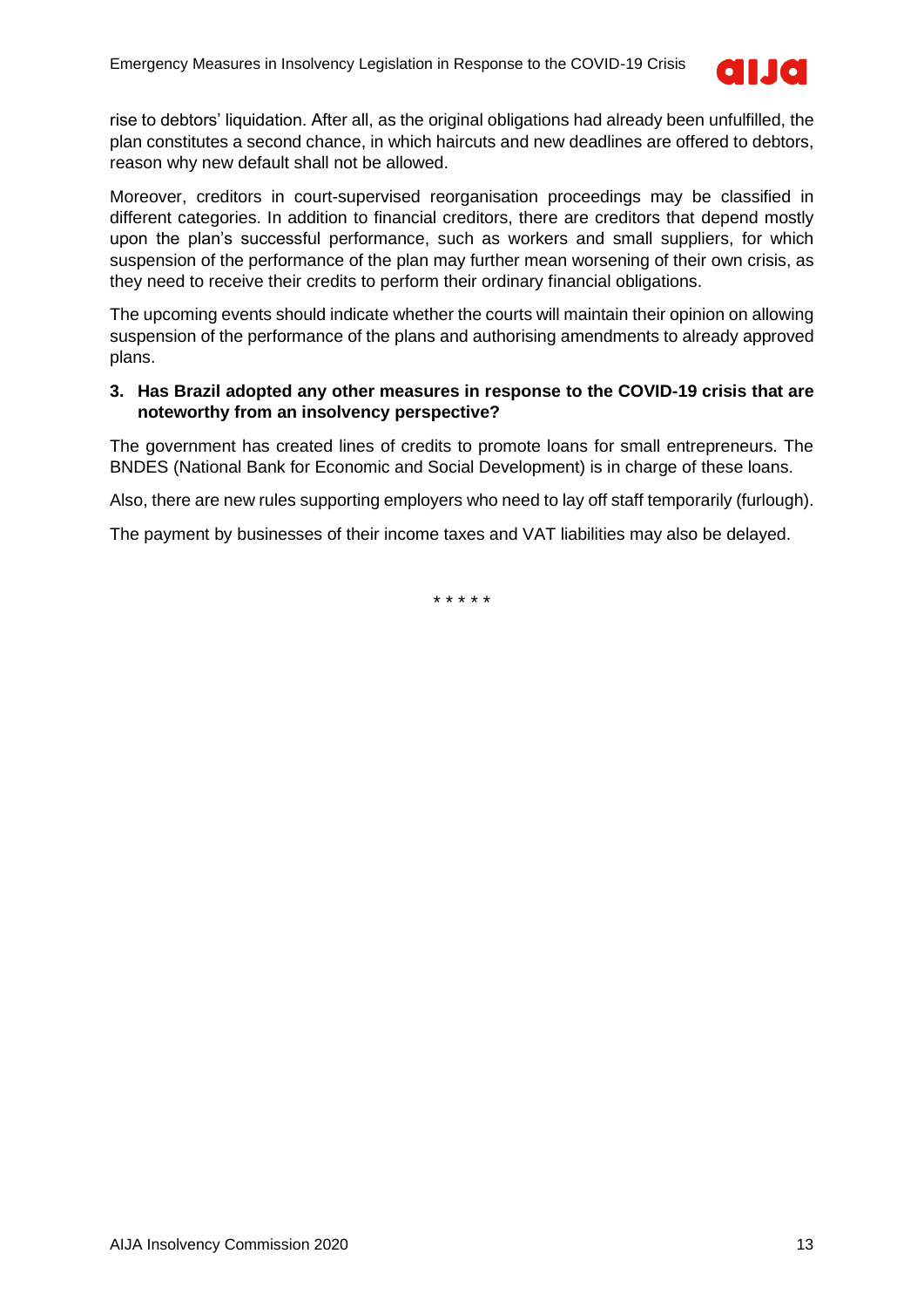rise to debtors' liquidation. After all, as the original obligations had already been unfulfilled, the plan constitutes a second chance, in which haircuts and new deadlines are offered to debtors, reason why new default shall not be allowed.

Moreover, creditors in court-supervised reorganisation proceedings may be classified in different categories. In addition to financial creditors, there are creditors that depend mostly upon the plan's successful performance, such as workers and small suppliers, for which suspension of the performance of the plan may further mean worsening of their own crisis, as they need to receive their credits to perform their ordinary financial obligations.

The upcoming events should indicate whether the courts will maintain their opinion on allowing suspension of the performance of the plans and authorising amendments to already approved plans.

**3. Has Brazil adopted any other measures in response to the COVID-19 crisis that are noteworthy from an insolvency perspective?**

The government has created lines of credits to promote loans for small entrepreneurs. The BNDES (National Bank for Economic and Social Development) is in charge of these loans.

Also, there are new rules supporting employers who need to lay off staff temporarily (furlough).

The payment by businesses of their income taxes and VAT liabilities may also be delayed.

* * * * *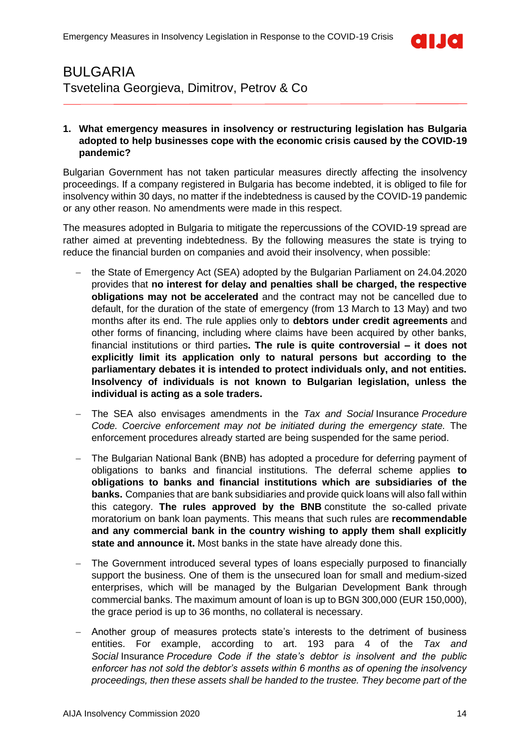# BULGARIA

Tsvetelina Georgieva, Dimitrov, Petrov & Co

**1. What emergency measures in insolvency or restructuring legislation has Bulgaria adopted to help businesses cope with the economic crisis caused by the COVID-19 pandemic?**

Bulgarian Government has not taken particular measures directly affecting the insolvency proceedings. If a company registered in Bulgaria has become indebted, it is obliged to file for insolvency within 30 days, no matter if the indebtedness is caused by the COVID-19 pandemic or any other reason. No amendments were made in this respect.

The measures adopted in Bulgaria to mitigate the repercussions of the COVID-19 spread are rather aimed at preventing indebtedness. By the following measures the state is trying to reduce the financial burden on companies and avoid their insolvency, when possible:

- the State of Emergency Act (SEA) adopted by the Bulgarian Parliament on 24.04.2020 provides that **no interest for delay and penalties shall be charged, the respective obligations may not be accelerated** and the contract may not be cancelled due to default, for the duration of the state of emergency (from 13 March to 13 May) and two months after its end. The rule applies only to **debtors under credit agreements** and other forms of financing, including where claims have been acquired by other banks, financial institutions or third parties**. The rule is quite controversial – it does not explicitly limit its application only to natural persons but according to the parliamentary debates it is intended to protect individuals only, and not entities. Insolvency of individuals is not known to Bulgarian legislation, unless the individual is acting as a sole traders.**
- The SEA also envisages amendments in the *Tax and Social* Insurance *Procedure Code. Coercive enforcement may not be initiated during the emergency state.* The enforcement procedures already started are being suspended for the same period.
- The Bulgarian National Bank (BNB) has adopted a procedure for deferring payment of obligations to banks and financial institutions. The deferral scheme applies **to obligations to banks and financial institutions which are subsidiaries of the banks.** Companies that are bank subsidiaries and provide quick loans will also fall within this category. **The rules approved by the BNB** constitute the so-called private moratorium on bank loan payments. This means that such rules are **recommendable and any commercial bank in the country wishing to apply them shall explicitly state and announce it.** Most banks in the state have already done this.
- The Government introduced several types of loans especially purposed to financially support the business. One of them is the unsecured loan for small and medium-sized enterprises, which will be managed by the Bulgarian Development Bank through commercial banks. The maximum amount of loan is up to BGN 300,000 (EUR 150,000), the grace period is up to 36 months, no collateral is necessary.
- Another group of measures protects state's interests to the detriment of business entities. For example, according to art. 193 para 4 of the *Tax and Social* Insurance *Procedure Code if the state's debtor is insolvent and the public enforcer has not sold the debtor's assets within 6 months as of opening the insolvency proceedings, then these assets shall be handed to the trustee. They become part of the*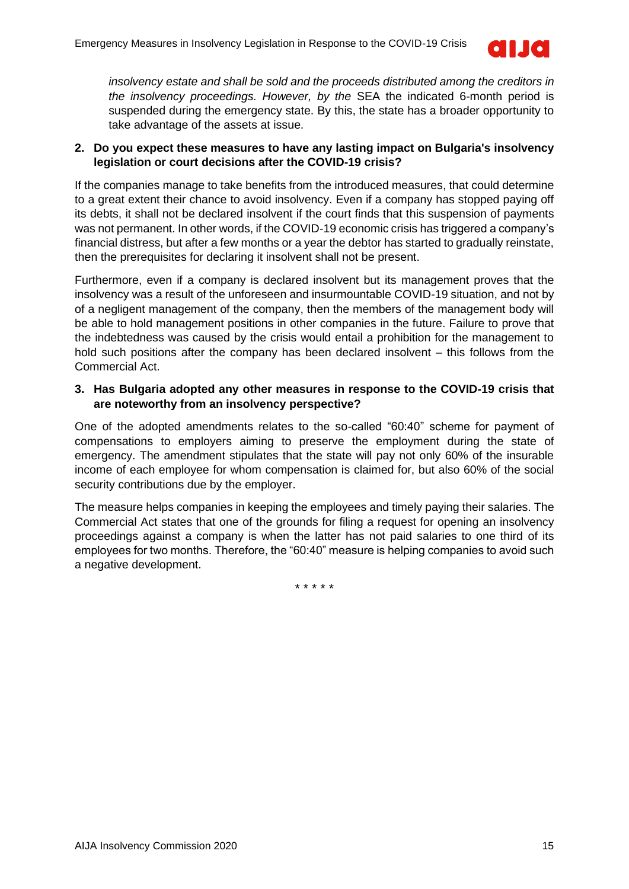*insolvency estate and shall be sold and the proceeds distributed among the creditors in the insolvency proceedings. However, by the* SEA the indicated 6-month period is suspended during the emergency state. By this, the state has a broader opportunity to take advantage of the assets at issue.

**2. Do you expect these measures to have any lasting impact on Bulgaria's insolvency legislation or court decisions after the COVID-19 crisis?**

If the companies manage to take benefits from the introduced measures, that could determine to a great extent their chance to avoid insolvency. Even if a company has stopped paying off its debts, it shall not be declared insolvent if the court finds that this suspension of payments was not permanent. In other words, if the COVID-19 economic crisis has triggered a company's financial distress, but after a few months or a year the debtor has started to gradually reinstate, then the prerequisites for declaring it insolvent shall not be present.

Furthermore, even if a company is declared insolvent but its management proves that the insolvency was a result of the unforeseen and insurmountable COVID-19 situation, and not by of a negligent management of the company, then the members of the management body will be able to hold management positions in other companies in the future. Failure to prove that the indebtedness was caused by the crisis would entail a prohibition for the management to hold such positions after the company has been declared insolvent – this follows from the Commercial Act.

**3. Has Bulgaria adopted any other measures in response to the COVID-19 crisis that are noteworthy from an insolvency perspective?**

One of the adopted amendments relates to the so-called "60:40" scheme for payment of compensations to employers aiming to preserve the employment during the state of emergency. The amendment stipulates that the state will pay not only 60% of the insurable income of each employee for whom compensation is claimed for, but also 60% of the social security contributions due by the employer.

The measure helps companies in keeping the employees and timely paying their salaries. The Commercial Act states that one of the grounds for filing a request for opening an insolvency proceedings against a company is when the latter has not paid salaries to one third of its employees for two months. Therefore, the "60:40" measure is helping companies to avoid such a negative development.

\* \* \* \* \*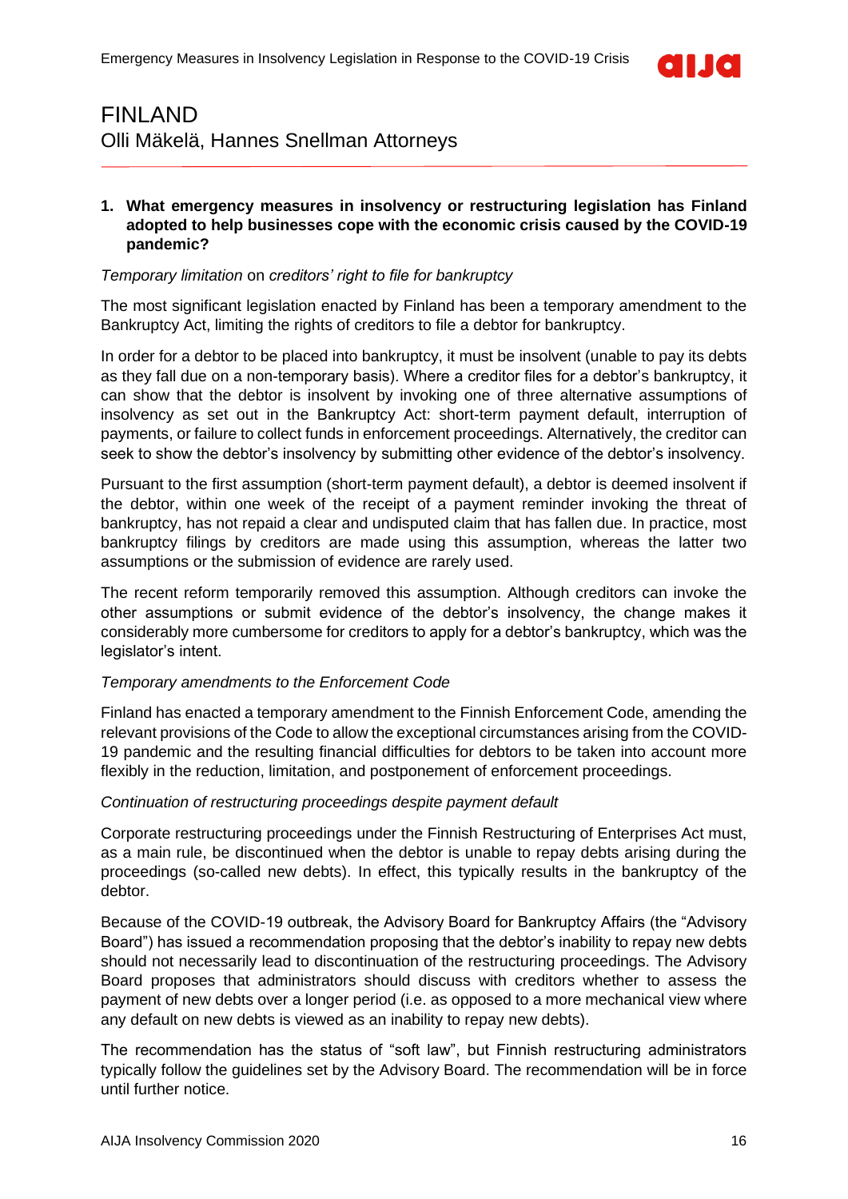# FINLAND

Olli Mäkelä, Hannes Snellman Attorneys

**1. What emergency measures in insolvency or restructuring legislation has Finland adopted to help businesses cope with the economic crisis caused by the COVID-19 pandemic?**

*Temporary limitation* on *creditors' right to file for bankruptcy*

The most significant legislation enacted by Finland has been a temporary amendment to the Bankruptcy Act, limiting the rights of creditors to file a debtor for bankruptcy.

In order for a debtor to be placed into bankruptcy, it must be insolvent (unable to pay its debts as they fall due on a non-temporary basis). Where a creditor files for a debtor's bankruptcy, it can show that the debtor is insolvent by invoking one of three alternative assumptions of insolvency as set out in the Bankruptcy Act: short-term payment default, interruption of payments, or failure to collect funds in enforcement proceedings. Alternatively, the creditor can seek to show the debtor's insolvency by submitting other evidence of the debtor's insolvency.

Pursuant to the first assumption (short-term payment default), a debtor is deemed insolvent if the debtor, within one week of the receipt of a payment reminder invoking the threat of bankruptcy, has not repaid a clear and undisputed claim that has fallen due. In practice, most bankruptcy filings by creditors are made using this assumption, whereas the latter two assumptions or the submission of evidence are rarely used.

The recent reform temporarily removed this assumption. Although creditors can invoke the other assumptions or submit evidence of the debtor's insolvency, the change makes it considerably more cumbersome for creditors to apply for a debtor's bankruptcy, which was the legislator's intent.

*Temporary amendments to the Enforcement Code*

Finland has enacted a temporary amendment to the Finnish Enforcement Code, amending the relevant provisions of the Code to allow the exceptional circumstances arising from the COVID-19 pandemic and the resulting financial difficulties for debtors to be taken into account more flexibly in the reduction, limitation, and postponement of enforcement proceedings.

*Continuation of restructuring proceedings despite payment default*

Corporate restructuring proceedings under the Finnish Restructuring of Enterprises Act must, as a main rule, be discontinued when the debtor is unable to repay debts arising during the proceedings (so-called new debts). In effect, this typically results in the bankruptcy of the debtor.

Because of the COVID-19 outbreak, the Advisory Board for Bankruptcy Affairs (the "Advisory Board") has issued a recommendation proposing that the debtor's inability to repay new debts should not necessarily lead to discontinuation of the restructuring proceedings. The Advisory Board proposes that administrators should discuss with creditors whether to assess the payment of new debts over a longer period (i.e. as opposed to a more mechanical view where any default on new debts is viewed as an inability to repay new debts).

The recommendation has the status of "soft law", but Finnish restructuring administrators typically follow the guidelines set by the Advisory Board. The recommendation will be in force until further notice.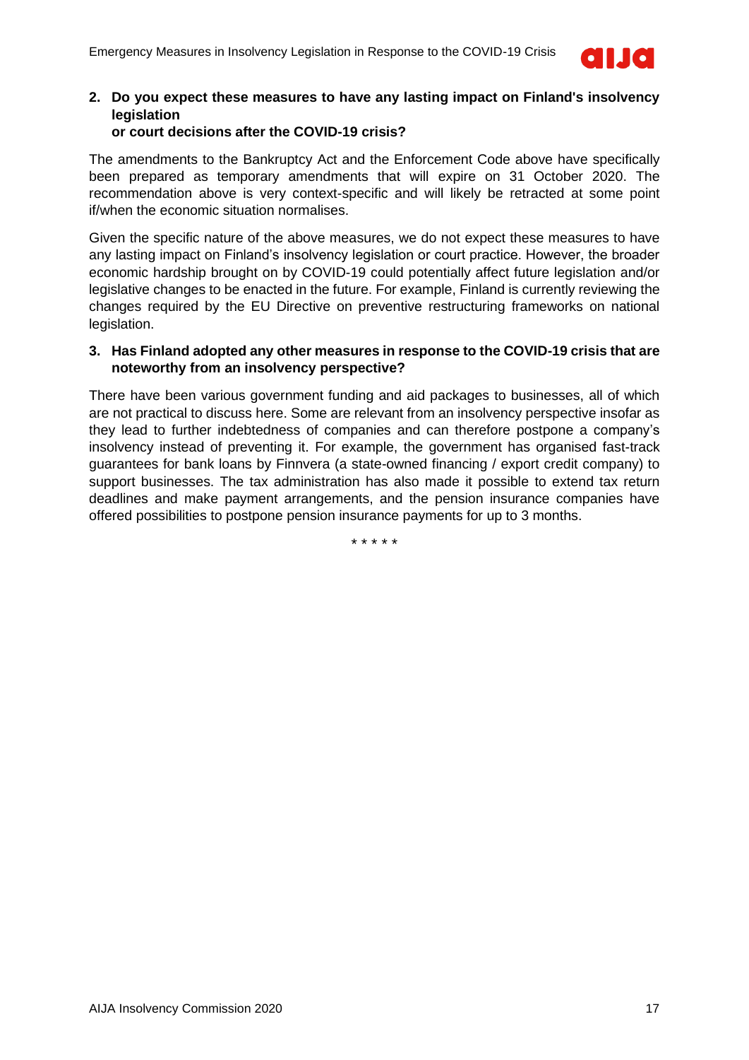**2. Do you expect these measures to have any lasting impact on Finland's insolvency legislation or court decisions after the COVID-19 crisis?**

The amendments to the Bankruptcy Act and the Enforcement Code above have specifically been prepared as temporary amendments that will expire on 31 October 2020. The recommendation above is very context-specific and will likely be retracted at some point if/when the economic situation normalises.

Given the specific nature of the above measures, we do not expect these measures to have any lasting impact on Finland's insolvency legislation or court practice. However, the broader economic hardship brought on by COVID-19 could potentially affect future legislation and/or legislative changes to be enacted in the future. For example, Finland is currently reviewing the changes required by the EU Directive on preventive restructuring frameworks on national legislation.

**3. Has Finland adopted any other measures in response to the COVID-19 crisis that are noteworthy from an insolvency perspective?**

There have been various government funding and aid packages to businesses, all of which are not practical to discuss here. Some are relevant from an insolvency perspective insofar as they lead to further indebtedness of companies and can therefore postpone a company's insolvency instead of preventing it. For example, the government has organised fast-track guarantees for bank loans by Finnvera (a state-owned financing / export credit company) to support businesses. The tax administration has also made it possible to extend tax return deadlines and make payment arrangements, and the pension insurance companies have offered possibilities to postpone pension insurance payments for up to 3 months.

\* \* \* \* \*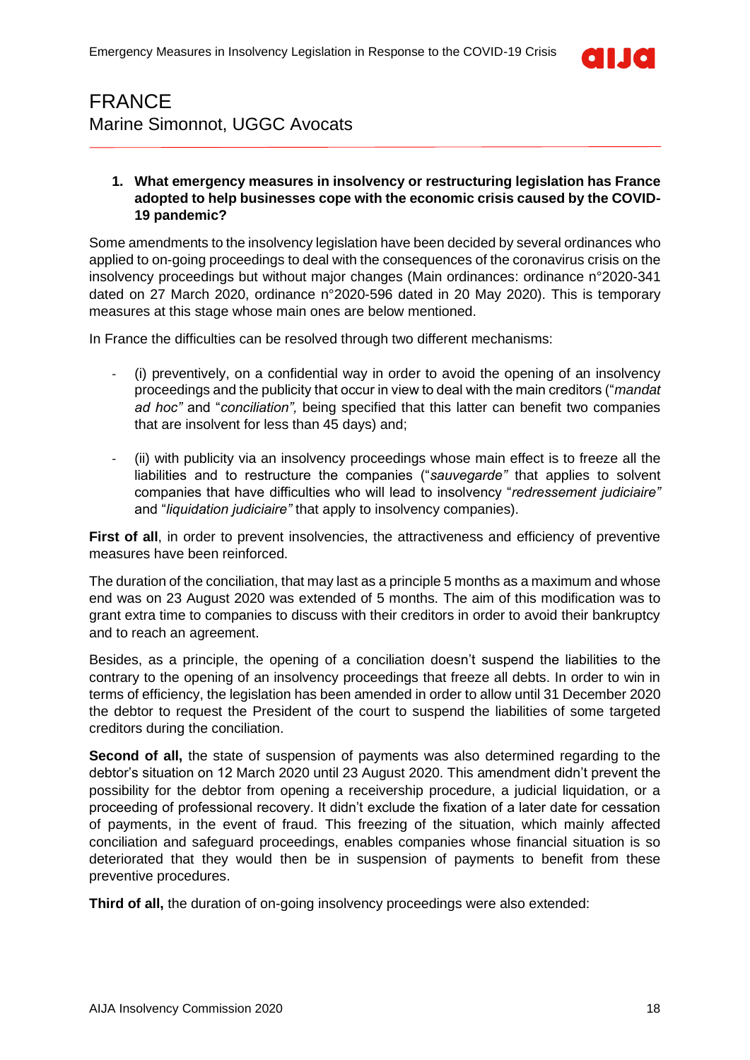# FRANCE

Marine Simonnot, UGGC Avocats

1. **What emergency measures in insolvency or restructuring legislation has France adopted to help businesses cope with the economic crisis caused by the COVID-19 pandemic?**

Some amendments to the insolvency legislation have been decided by several ordinances who applied to on-going proceedings to deal with the consequences of the coronavirus crisis on the insolvency proceedings but without major changes (Main ordinances: ordinance n°2020-341 dated on 27 March 2020, ordinance n°2020-596 dated in 20 May 2020). This is temporary measures at this stage whose main ones are below mentioned.

In France the difficulties can be resolved through two different mechanisms:

- (i) preventively, on a confidential way in order to avoid the opening of an insolvency proceedings and the publicity that occur in view to deal with the main creditors ("*mandat ad hoc"* and "*conciliation",* being specified that this latter can benefit two companies that are insolvent for less than 45 days) and;
- (ii) with publicity via an insolvency proceedings whose main effect is to freeze all the liabilities and to restructure the companies ("*sauvegarde"* that applies to solvent companies that have difficulties who will lead to insolvency "*redressement judiciaire"* and "*liquidation judiciaire"* that apply to insolvency companies).

**First of all**, in order to prevent insolvencies, the attractiveness and efficiency of preventive measures have been reinforced.

The duration of the conciliation, that may last as a principle 5 months as a maximum and whose end was on 23 August 2020 was extended of 5 months. The aim of this modification was to grant extra time to companies to discuss with their creditors in order to avoid their bankruptcy and to reach an agreement.

Besides, as a principle, the opening of a conciliation doesn't suspend the liabilities to the contrary to the opening of an insolvency proceedings that freeze all debts. In order to win in terms of efficiency, the legislation has been amended in order to allow until 31 December 2020 the debtor to request the President of the court to suspend the liabilities of some targeted creditors during the conciliation.

**Second of all,** the state of suspension of payments was also determined regarding to the debtor's situation on 12 March 2020 until 23 August 2020. This amendment didn't prevent the possibility for the debtor from opening a receivership procedure, a judicial liquidation, or a proceeding of professional recovery. It didn't exclude the fixation of a later date for cessation of payments, in the event of fraud. This freezing of the situation, which mainly affected conciliation and safeguard proceedings, enables companies whose financial situation is so deteriorated that they would then be in suspension of payments to benefit from these preventive procedures.

**Third of all,** the duration of on-going insolvency proceedings were also extended: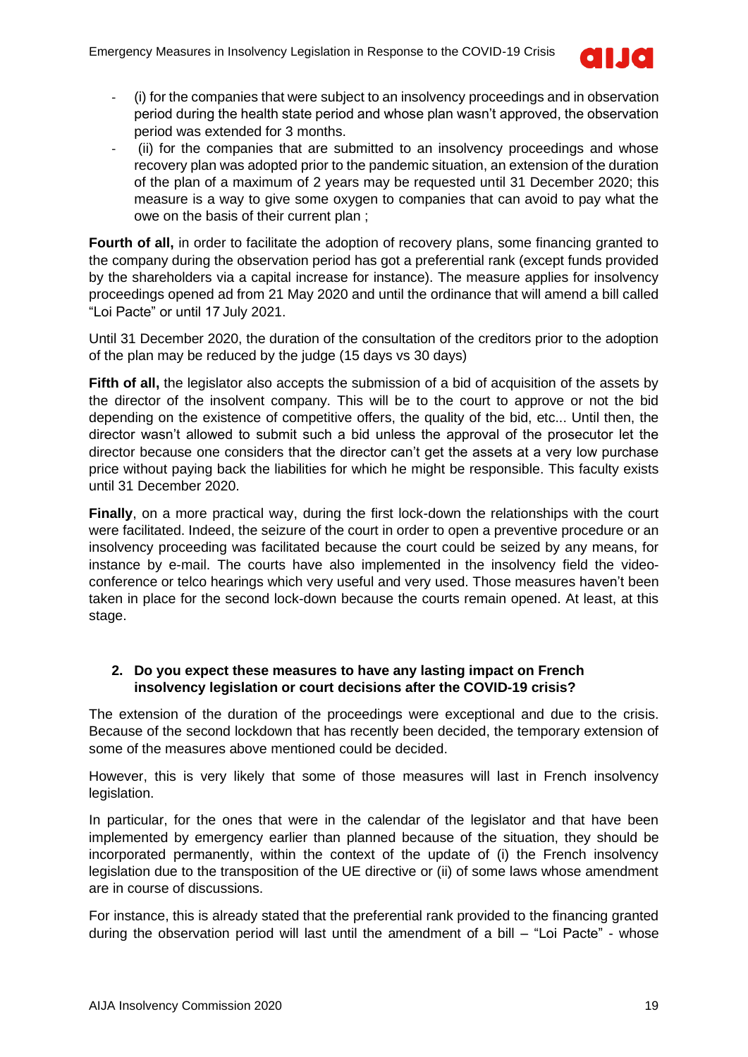- (i) for the companies that were subject to an insolvency proceedings and in observation period during the health state period and whose plan wasn't approved, the observation period was extended for 3 months.
- (ii) for the companies that are submitted to an insolvency proceedings and whose recovery plan was adopted prior to the pandemic situation, an extension of the duration of the plan of a maximum of 2 years may be requested until 31 December 2020; this measure is a way to give some oxygen to companies that can avoid to pay what the owe on the basis of their current plan ;

**Fourth of all,** in order to facilitate the adoption of recovery plans, some financing granted to the company during the observation period has got a preferential rank (except funds provided by the shareholders via a capital increase for instance). The measure applies for insolvency proceedings opened ad from 21 May 2020 and until the ordinance that will amend a bill called "Loi Pacte" or until 17 July 2021.

Until 31 December 2020, the duration of the consultation of the creditors prior to the adoption of the plan may be reduced by the judge (15 days vs 30 days)

**Fifth of all,** the legislator also accepts the submission of a bid of acquisition of the assets by the director of the insolvent company. This will be to the court to approve or not the bid depending on the existence of competitive offers, the quality of the bid, etc... Until then, the director wasn't allowed to submit such a bid unless the approval of the prosecutor let the director because one considers that the director can't get the assets at a very low purchase price without paying back the liabilities for which he might be responsible. This faculty exists until 31 December 2020.

**Finally**, on a more practical way, during the first lock-down the relationships with the court were facilitated. Indeed, the seizure of the court in order to open a preventive procedure or an insolvency proceeding was facilitated because the court could be seized by any means, for instance by e-mail. The courts have also implemented in the insolvency field the video-conference or telco hearings which very useful and very used. Those measures haven't been taken in place for the second lock-down because the courts remain opened. At least, at this stage.

## 2. Do you expect these measures to have any lasting impact on French insolvency legislation or court decisions after the COVID-19 crisis?

The extension of the duration of the proceedings were exceptional and due to the crisis. Because of the second lockdown that has recently been decided, the temporary extension of some of the measures above mentioned could be decided.

However, this is very likely that some of those measures will last in French insolvency legislation.

In particular, for the ones that were in the calendar of the legislator and that have been implemented by emergency earlier than planned because of the situation, they should be incorporated permanently, within the context of the update of (i) the French insolvency legislation due to the transposition of the UE directive or (ii) of some laws whose amendment are in course of discussions.

For instance, this is already stated that the preferential rank provided to the financing granted during the observation period will last until the amendment of a bill – "Loi Pacte" - whose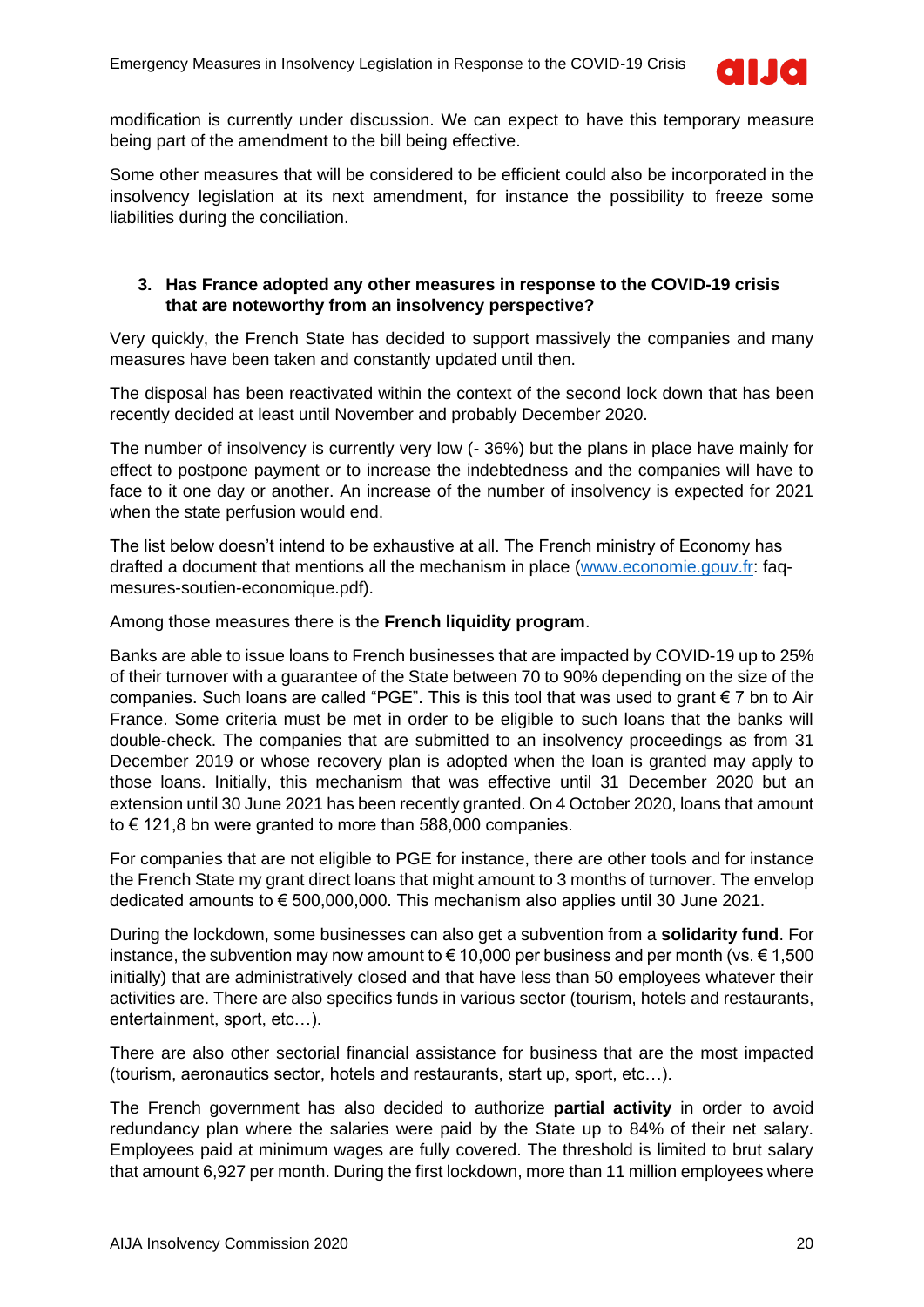modification is currently under discussion. We can expect to have this temporary measure being part of the amendment to the bill being effective.

Some other measures that will be considered to be efficient could also be incorporated in the insolvency legislation at its next amendment, for instance the possibility to freeze some liabilities during the conciliation.

### 3. Has France adopted any other measures in response to the COVID-19 crisis that are noteworthy from an insolvency perspective?

Very quickly, the French State has decided to support massively the companies and many measures have been taken and constantly updated until then.

The disposal has been reactivated within the context of the second lock down that has been recently decided at least until November and probably December 2020.

The number of insolvency is currently very low (- 36%) but the plans in place have mainly for effect to postpone payment or to increase the indebtedness and the companies will have to face to it one day or another. An increase of the number of insolvency is expected for 2021 when the state perfusion would end.

The list below doesn't intend to be exhaustive at all. The French ministry of Economy has drafted a document that mentions all the mechanism in place (www.economie.gouv.fr: faq-mesures-soutien-economique.pdf).

Among those measures there is the **French liquidity program**.

Banks are able to issue loans to French businesses that are impacted by COVID-19 up to 25% of their turnover with a guarantee of the State between 70 to 90% depending on the size of the companies. Such loans are called "PGE". This is this tool that was used to grant € 7 bn to Air France. Some criteria must be met in order to be eligible to such loans that the banks will double-check. The companies that are submitted to an insolvency proceedings as from 31 December 2019 or whose recovery plan is adopted when the loan is granted may apply to those loans. Initially, this mechanism that was effective until 31 December 2020 but an extension until 30 June 2021 has been recently granted. On 4 October 2020, loans that amount to € 121,8 bn were granted to more than 588,000 companies.

For companies that are not eligible to PGE for instance, there are other tools and for instance the French State my grant direct loans that might amount to 3 months of turnover. The envelop dedicated amounts to € 500,000,000. This mechanism also applies until 30 June 2021.

During the lockdown, some businesses can also get a subvention from a **solidarity fund**. For instance, the subvention may now amount to € 10,000 per business and per month (vs. € 1,500 initially) that are administratively closed and that have less than 50 employees whatever their activities are. There are also specifics funds in various sector (tourism, hotels and restaurants, entertainment, sport, etc…).

There are also other sectorial financial assistance for business that are the most impacted (tourism, aeronautics sector, hotels and restaurants, start up, sport, etc…).

The French government has also decided to authorize **partial activity** in order to avoid redundancy plan where the salaries were paid by the State up to 84% of their net salary. Employees paid at minimum wages are fully covered. The threshold is limited to brut salary that amount 6,927 per month. During the first lockdown, more than 11 million employees where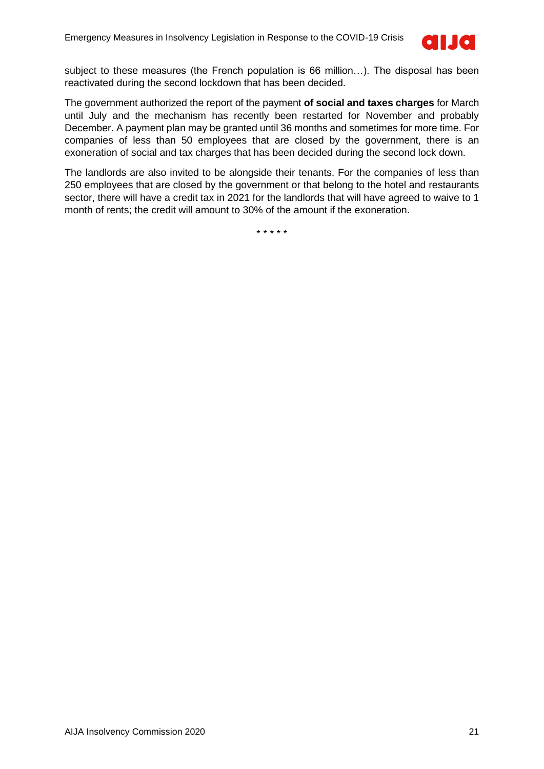subject to these measures (the French population is 66 million…). The disposal has been reactivated during the second lockdown that has been decided.

The government authorized the report of the payment **of social and taxes charges** for March until July and the mechanism has recently been restarted for November and probably December. A payment plan may be granted until 36 months and sometimes for more time. For companies of less than 50 employees that are closed by the government, there is an exoneration of social and tax charges that has been decided during the second lock down.

The landlords are also invited to be alongside their tenants. For the companies of less than 250 employees that are closed by the government or that belong to the hotel and restaurants sector, there will have a credit tax in 2021 for the landlords that will have agreed to waive to 1 month of rents; the credit will amount to 30% of the amount if the exoneration.

* * * * *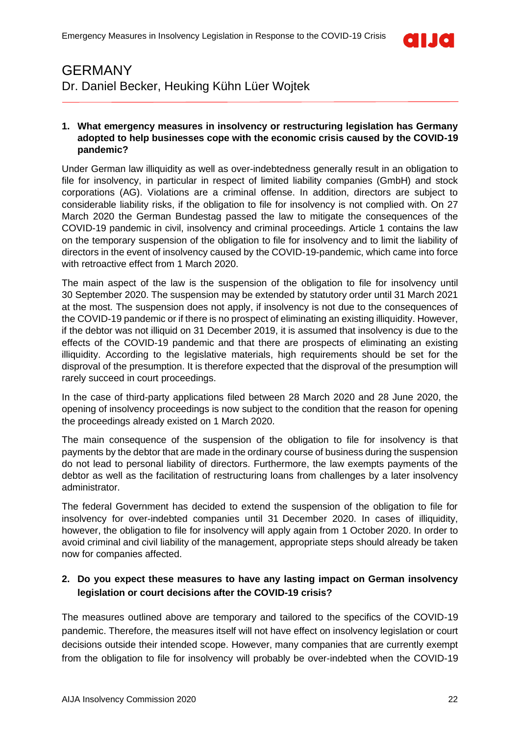# GERMANY

Dr. Daniel Becker, Heuking Kühn Lüer Wojtek

**1. What emergency measures in insolvency or restructuring legislation has Germany adopted to help businesses cope with the economic crisis caused by the COVID-19 pandemic?**

Under German law illiquidity as well as over-indebtedness generally result in an obligation to file for insolvency, in particular in respect of limited liability companies (GmbH) and stock corporations (AG). Violations are a criminal offense. In addition, directors are subject to considerable liability risks, if the obligation to file for insolvency is not complied with. On 27 March 2020 the German Bundestag passed the law to mitigate the consequences of the COVID-19 pandemic in civil, insolvency and criminal proceedings. Article 1 contains the law on the temporary suspension of the obligation to file for insolvency and to limit the liability of directors in the event of insolvency caused by the COVID-19-pandemic, which came into force with retroactive effect from 1 March 2020.

The main aspect of the law is the suspension of the obligation to file for insolvency until 30 September 2020. The suspension may be extended by statutory order until 31 March 2021 at the most. The suspension does not apply, if insolvency is not due to the consequences of the COVID-19 pandemic or if there is no prospect of eliminating an existing illiquidity. However, if the debtor was not illiquid on 31 December 2019, it is assumed that insolvency is due to the effects of the COVID-19 pandemic and that there are prospects of eliminating an existing illiquidity. According to the legislative materials, high requirements should be set for the disproval of the presumption. It is therefore expected that the disproval of the presumption will rarely succeed in court proceedings.

In the case of third-party applications filed between 28 March 2020 and 28 June 2020, the opening of insolvency proceedings is now subject to the condition that the reason for opening the proceedings already existed on 1 March 2020.

The main consequence of the suspension of the obligation to file for insolvency is that payments by the debtor that are made in the ordinary course of business during the suspension do not lead to personal liability of directors. Furthermore, the law exempts payments of the debtor as well as the facilitation of restructuring loans from challenges by a later insolvency administrator.

The federal Government has decided to extend the suspension of the obligation to file for insolvency for over-indebted companies until 31 December 2020. In cases of illiquidity, however, the obligation to file for insolvency will apply again from 1 October 2020. In order to avoid criminal and civil liability of the management, appropriate steps should already be taken now for companies affected.

**2. Do you expect these measures to have any lasting impact on German insolvency legislation or court decisions after the COVID-19 crisis?**

The measures outlined above are temporary and tailored to the specifics of the COVID-19 pandemic. Therefore, the measures itself will not have effect on insolvency legislation or court decisions outside their intended scope. However, many companies that are currently exempt from the obligation to file for insolvency will probably be over-indebted when the COVID-19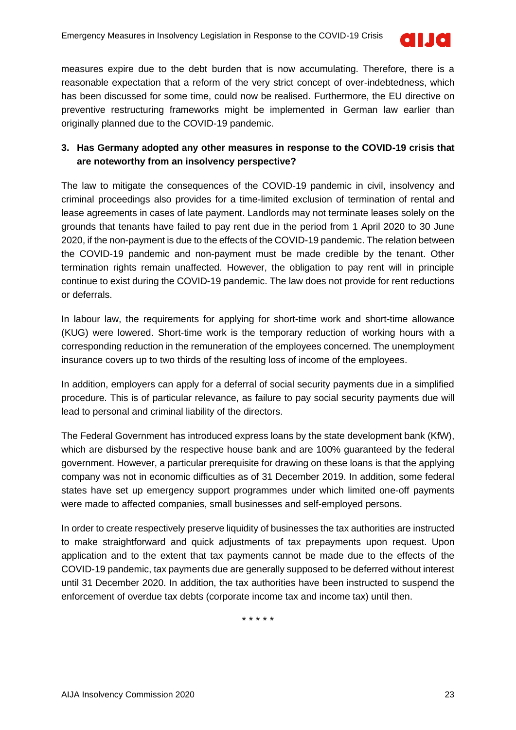measures expire due to the debt burden that is now accumulating. Therefore, there is a reasonable expectation that a reform of the very strict concept of over-indebtedness, which has been discussed for some time, could now be realised. Furthermore, the EU directive on preventive restructuring frameworks might be implemented in German law earlier than originally planned due to the COVID-19 pandemic.

### 3. Has Germany adopted any other measures in response to the COVID-19 crisis that are noteworthy from an insolvency perspective?

The law to mitigate the consequences of the COVID-19 pandemic in civil, insolvency and criminal proceedings also provides for a time-limited exclusion of termination of rental and lease agreements in cases of late payment. Landlords may not terminate leases solely on the grounds that tenants have failed to pay rent due in the period from 1 April 2020 to 30 June 2020, if the non-payment is due to the effects of the COVID-19 pandemic. The relation between the COVID-19 pandemic and non-payment must be made credible by the tenant. Other termination rights remain unaffected. However, the obligation to pay rent will in principle continue to exist during the COVID-19 pandemic. The law does not provide for rent reductions or deferrals.

In labour law, the requirements for applying for short-time work and short-time allowance (KUG) were lowered. Short-time work is the temporary reduction of working hours with a corresponding reduction in the remuneration of the employees concerned. The unemployment insurance covers up to two thirds of the resulting loss of income of the employees.

In addition, employers can apply for a deferral of social security payments due in a simplified procedure. This is of particular relevance, as failure to pay social security payments due will lead to personal and criminal liability of the directors.

The Federal Government has introduced express loans by the state development bank (KfW), which are disbursed by the respective house bank and are 100% guaranteed by the federal government. However, a particular prerequisite for drawing on these loans is that the applying company was not in economic difficulties as of 31 December 2019. In addition, some federal states have set up emergency support programmes under which limited one-off payments were made to affected companies, small businesses and self-employed persons.

In order to create respectively preserve liquidity of businesses the tax authorities are instructed to make straightforward and quick adjustments of tax prepayments upon request. Upon application and to the extent that tax payments cannot be made due to the effects of the COVID-19 pandemic, tax payments due are generally supposed to be deferred without interest until 31 December 2020. In addition, the tax authorities have been instructed to suspend the enforcement of overdue tax debts (corporate income tax and income tax) until then.

* * * * *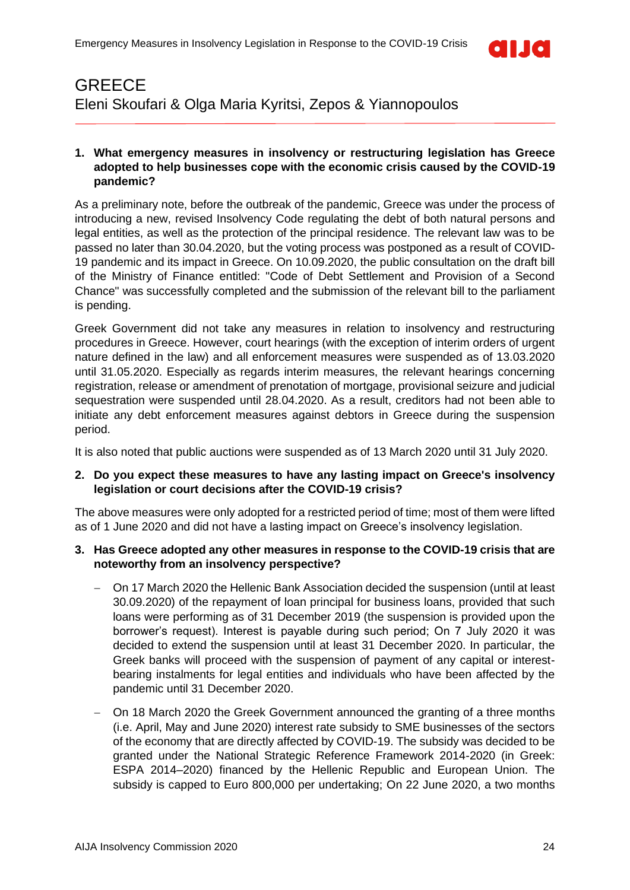# GREECE

Eleni Skoufari & Olga Maria Kyritsi, Zepos & Yiannopoulos

**1. What emergency measures in insolvency or restructuring legislation has Greece adopted to help businesses cope with the economic crisis caused by the COVID-19 pandemic?**

As a preliminary note, before the outbreak of the pandemic, Greece was under the process of introducing a new, revised Insolvency Code regulating the debt of both natural persons and legal entities, as well as the protection of the principal residence. The relevant law was to be passed no later than 30.04.2020, but the voting process was postponed as a result of COVID-19 pandemic and its impact in Greece. On 10.09.2020, the public consultation on the draft bill of the Ministry of Finance entitled: "Code of Debt Settlement and Provision of a Second Chance" was successfully completed and the submission of the relevant bill to the parliament is pending.

Greek Government did not take any measures in relation to insolvency and restructuring procedures in Greece. However, court hearings (with the exception of interim orders of urgent nature defined in the law) and all enforcement measures were suspended as of 13.03.2020 until 31.05.2020. Especially as regards interim measures, the relevant hearings concerning registration, release or amendment of prenotation of mortgage, provisional seizure and judicial sequestration were suspended until 28.04.2020. As a result, creditors had not been able to initiate any debt enforcement measures against debtors in Greece during the suspension period.

It is also noted that public auctions were suspended as of 13 March 2020 until 31 July 2020.

**2. Do you expect these measures to have any lasting impact on Greece's insolvency legislation or court decisions after the COVID-19 crisis?**

The above measures were only adopted for a restricted period of time; most of them were lifted as of 1 June 2020 and did not have a lasting impact on Greece's insolvency legislation.

**3. Has Greece adopted any other measures in response to the COVID-19 crisis that are noteworthy from an insolvency perspective?**

- On 17 March 2020 the Hellenic Bank Association decided the suspension (until at least 30.09.2020) of the repayment of loan principal for business loans, provided that such loans were performing as of 31 December 2019 (the suspension is provided upon the borrower's request). Interest is payable during such period; On 7 July 2020 it was decided to extend the suspension until at least 31 December 2020. In particular, the Greek banks will proceed with the suspension of payment of any capital or interest-bearing instalments for legal entities and individuals who have been affected by the pandemic until 31 December 2020.
- On 18 March 2020 the Greek Government announced the granting of a three months (i.e. April, May and June 2020) interest rate subsidy to SME businesses of the sectors of the economy that are directly affected by COVID-19. The subsidy was decided to be granted under the National Strategic Reference Framework 2014-2020 (in Greek: ESPA 2014–2020) financed by the Hellenic Republic and European Union. The subsidy is capped to Euro 800,000 per undertaking; On 22 June 2020, a two months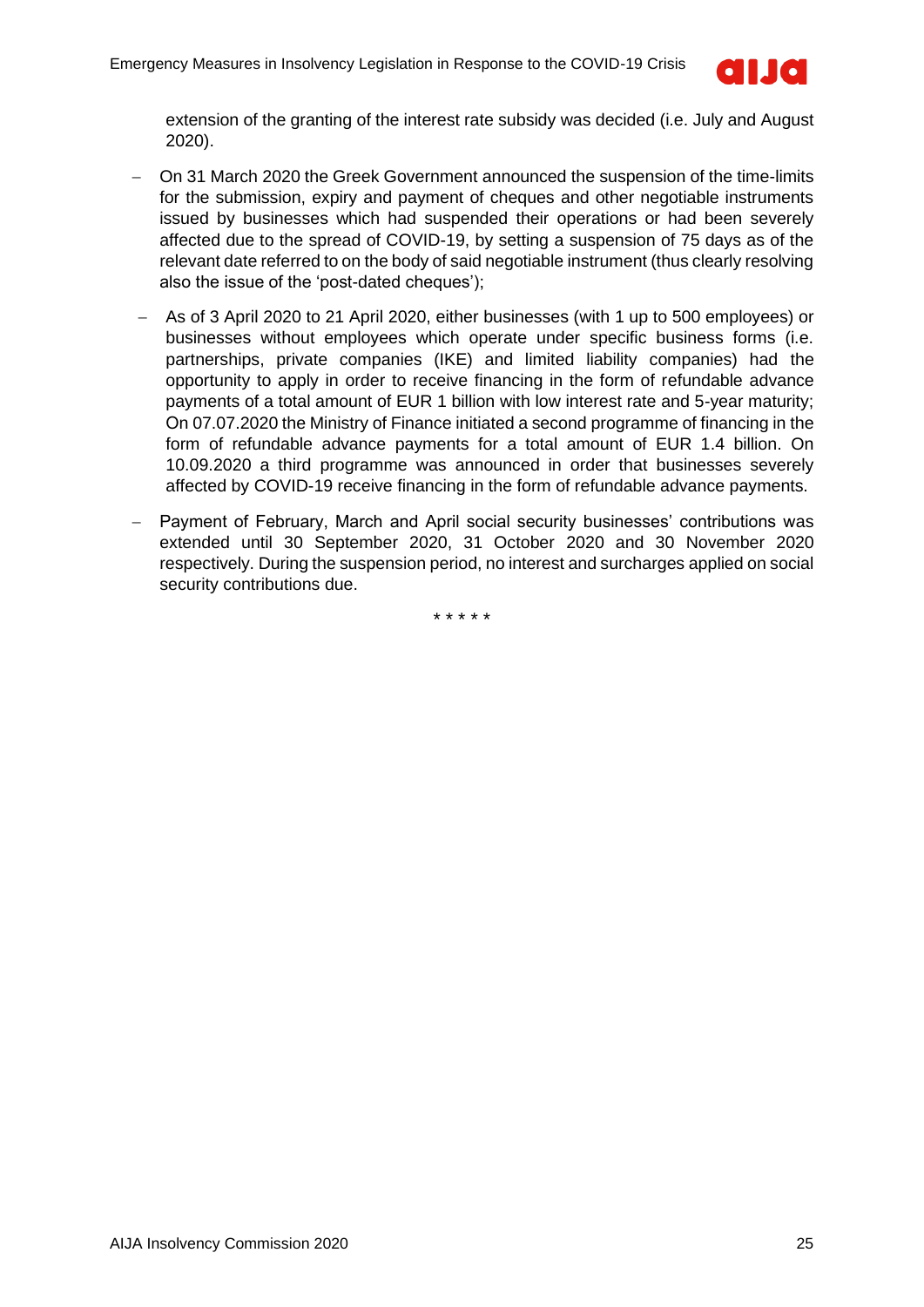extension of the granting of the interest rate subsidy was decided (i.e. July and August 2020).

- On 31 March 2020 the Greek Government announced the suspension of the time-limits for the submission, expiry and payment of cheques and other negotiable instruments issued by businesses which had suspended their operations or had been severely affected due to the spread of COVID-19, by setting a suspension of 75 days as of the relevant date referred to on the body of said negotiable instrument (thus clearly resolving also the issue of the 'post-dated cheques');
- As of 3 April 2020 to 21 April 2020, either businesses (with 1 up to 500 employees) or businesses without employees which operate under specific business forms (i.e. partnerships, private companies (IKE) and limited liability companies) had the opportunity to apply in order to receive financing in the form of refundable advance payments of a total amount of EUR 1 billion with low interest rate and 5-year maturity; On 07.07.2020 the Ministry of Finance initiated a second programme of financing in the form of refundable advance payments for a total amount of EUR 1.4 billion. On 10.09.2020 a third programme was announced in order that businesses severely affected by COVID-19 receive financing in the form of refundable advance payments.
- Payment of February, March and April social security businesses' contributions was extended until 30 September 2020, 31 October 2020 and 30 November 2020 respectively. During the suspension period, no interest and surcharges applied on social security contributions due.

\* \* \* \* \*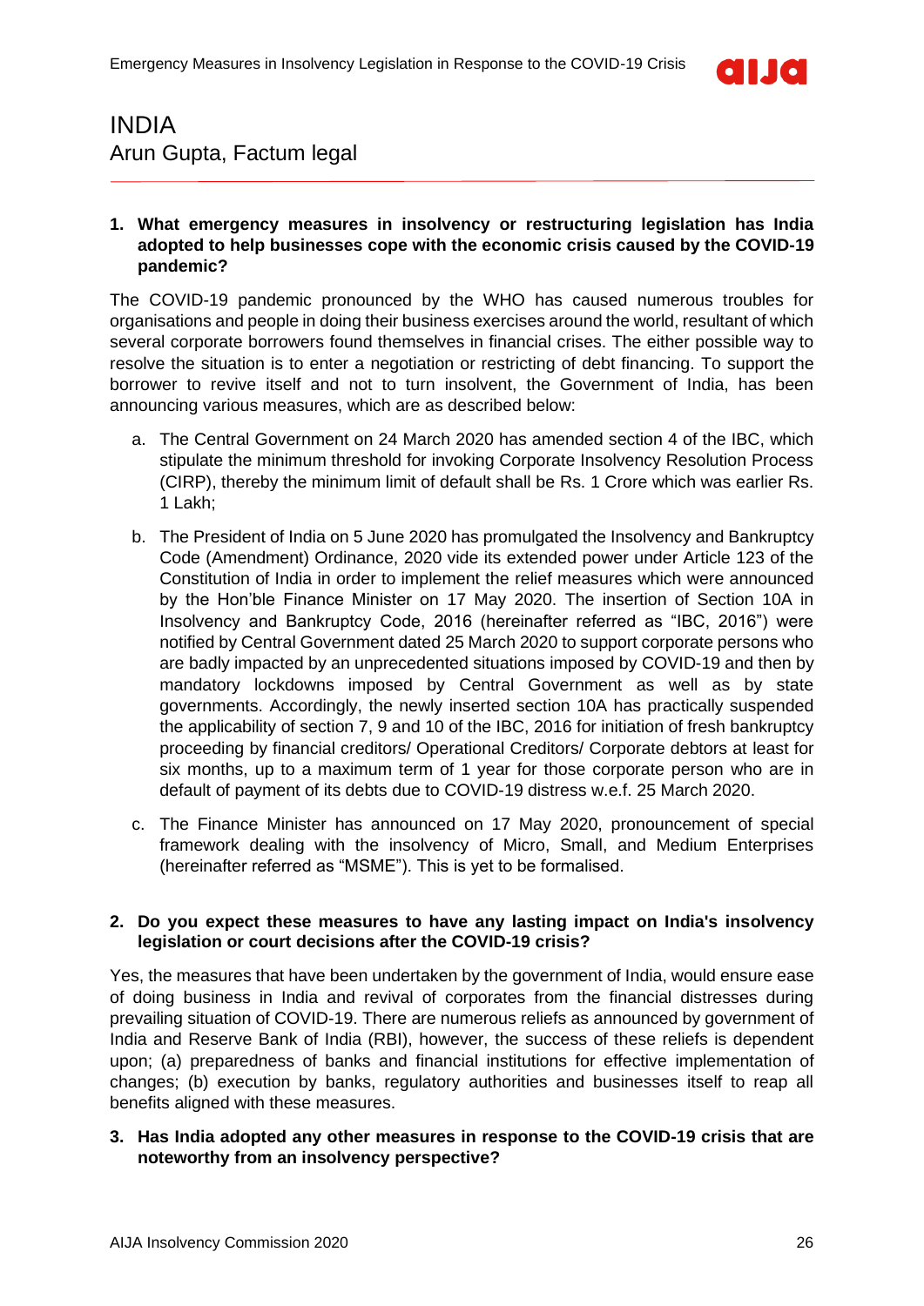# INDIA

Arun Gupta, Factum legal

**1. What emergency measures in insolvency or restructuring legislation has India adopted to help businesses cope with the economic crisis caused by the COVID-19 pandemic?**

The COVID-19 pandemic pronounced by the WHO has caused numerous troubles for organisations and people in doing their business exercises around the world, resultant of which several corporate borrowers found themselves in financial crises. The either possible way to resolve the situation is to enter a negotiation or restricting of debt financing. To support the borrower to revive itself and not to turn insolvent, the Government of India, has been announcing various measures, which are as described below:

a. The Central Government on 24 March 2020 has amended section 4 of the IBC, which stipulate the minimum threshold for invoking Corporate Insolvency Resolution Process (CIRP), thereby the minimum limit of default shall be Rs. 1 Crore which was earlier Rs. 1 Lakh;

b. The President of India on 5 June 2020 has promulgated the Insolvency and Bankruptcy Code (Amendment) Ordinance, 2020 vide its extended power under Article 123 of the Constitution of India in order to implement the relief measures which were announced by the Hon'ble Finance Minister on 17 May 2020. The insertion of Section 10A in Insolvency and Bankruptcy Code, 2016 (hereinafter referred as "IBC, 2016") were notified by Central Government dated 25 March 2020 to support corporate persons who are badly impacted by an unprecedented situations imposed by COVID-19 and then by mandatory lockdowns imposed by Central Government as well as by state governments. Accordingly, the newly inserted section 10A has practically suspended the applicability of section 7, 9 and 10 of the IBC, 2016 for initiation of fresh bankruptcy proceeding by financial creditors/ Operational Creditors/ Corporate debtors at least for six months, up to a maximum term of 1 year for those corporate person who are in default of payment of its debts due to COVID-19 distress w.e.f. 25 March 2020.

c. The Finance Minister has announced on 17 May 2020, pronouncement of special framework dealing with the insolvency of Micro, Small, and Medium Enterprises (hereinafter referred as "MSME"). This is yet to be formalised.

**2. Do you expect these measures to have any lasting impact on India's insolvency legislation or court decisions after the COVID-19 crisis?**

Yes, the measures that have been undertaken by the government of India, would ensure ease of doing business in India and revival of corporates from the financial distresses during prevailing situation of COVID-19. There are numerous reliefs as announced by government of India and Reserve Bank of India (RBI), however, the success of these reliefs is dependent upon; (a) preparedness of banks and financial institutions for effective implementation of changes; (b) execution by banks, regulatory authorities and businesses itself to reap all benefits aligned with these measures.

**3. Has India adopted any other measures in response to the COVID-19 crisis that are noteworthy from an insolvency perspective?**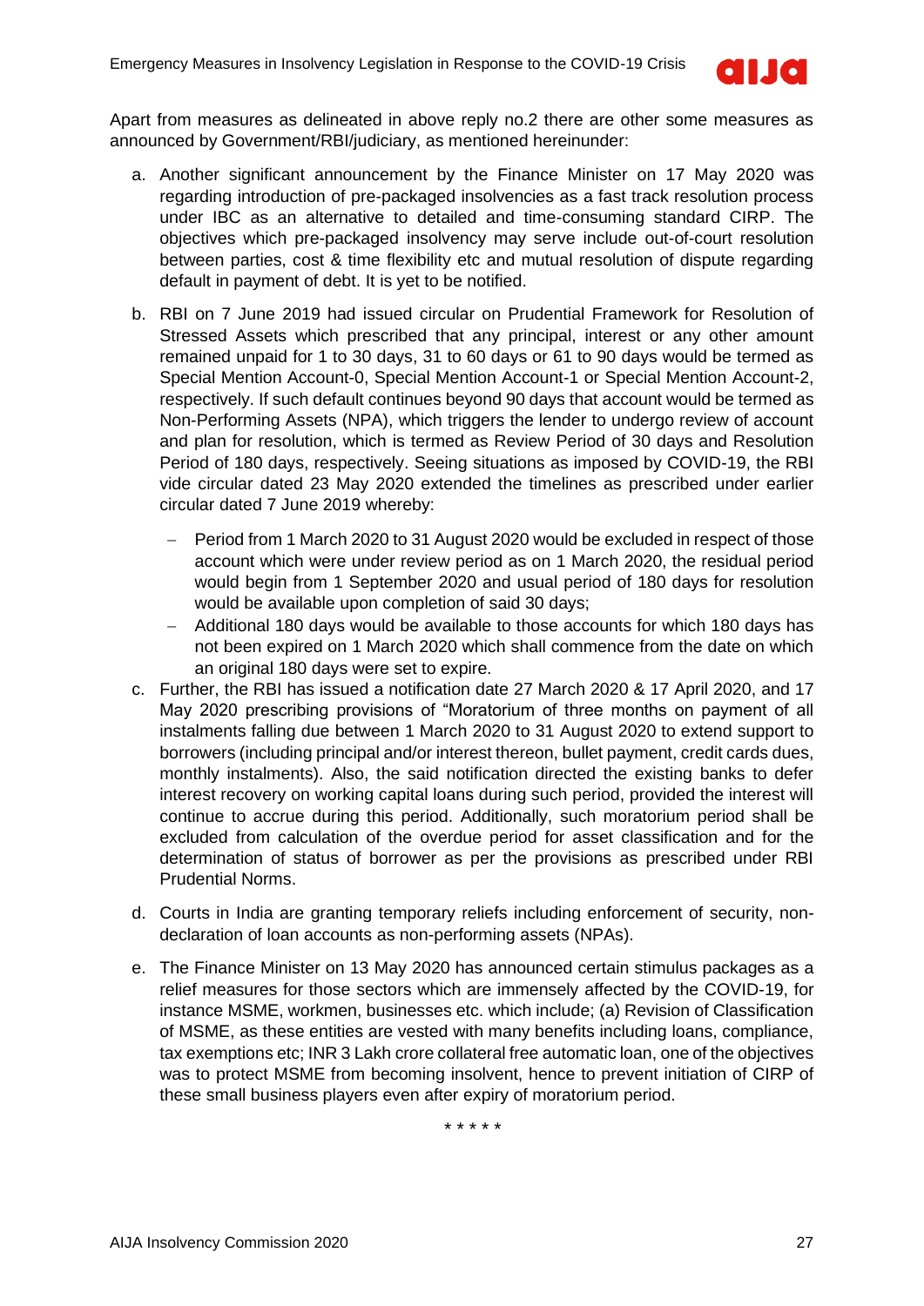Apart from measures as delineated in above reply no.2 there are other some measures as announced by Government/RBI/judiciary, as mentioned hereinunder:

a. Another significant announcement by the Finance Minister on 17 May 2020 was regarding introduction of pre-packaged insolvencies as a fast track resolution process under IBC as an alternative to detailed and time-consuming standard CIRP. The objectives which pre-packaged insolvency may serve include out-of-court resolution between parties, cost & time flexibility etc and mutual resolution of dispute regarding default in payment of debt. It is yet to be notified.

b. RBI on 7 June 2019 had issued circular on Prudential Framework for Resolution of Stressed Assets which prescribed that any principal, interest or any other amount remained unpaid for 1 to 30 days, 31 to 60 days or 61 to 90 days would be termed as Special Mention Account-0, Special Mention Account-1 or Special Mention Account-2, respectively. If such default continues beyond 90 days that account would be termed as Non-Performing Assets (NPA), which triggers the lender to undergo review of account and plan for resolution, which is termed as Review Period of 30 days and Resolution Period of 180 days, respectively. Seeing situations as imposed by COVID-19, the RBI vide circular dated 23 May 2020 extended the timelines as prescribed under earlier circular dated 7 June 2019 whereby:

   - Period from 1 March 2020 to 31 August 2020 would be excluded in respect of those account which were under review period as on 1 March 2020, the residual period would begin from 1 September 2020 and usual period of 180 days for resolution would be available upon completion of said 30 days;
   - Additional 180 days would be available to those accounts for which 180 days has not been expired on 1 March 2020 which shall commence from the date on which an original 180 days were set to expire.

c. Further, the RBI has issued a notification date 27 March 2020 & 17 April 2020, and 17 May 2020 prescribing provisions of "Moratorium of three months on payment of all instalments falling due between 1 March 2020 to 31 August 2020 to extend support to borrowers (including principal and/or interest thereon, bullet payment, credit cards dues, monthly instalments). Also, the said notification directed the existing banks to defer interest recovery on working capital loans during such period, provided the interest will continue to accrue during this period. Additionally, such moratorium period shall be excluded from calculation of the overdue period for asset classification and for the determination of status of borrower as per the provisions as prescribed under RBI Prudential Norms.

d. Courts in India are granting temporary reliefs including enforcement of security, non-declaration of loan accounts as non-performing assets (NPAs).

e. The Finance Minister on 13 May 2020 has announced certain stimulus packages as a relief measures for those sectors which are immensely affected by the COVID-19, for instance MSME, workmen, businesses etc. which include; (a) Revision of Classification of MSME, as these entities are vested with many benefits including loans, compliance, tax exemptions etc; INR 3 Lakh crore collateral free automatic loan, one of the objectives was to protect MSME from becoming insolvent, hence to prevent initiation of CIRP of these small business players even after expiry of moratorium period.

\* \* \* \* \*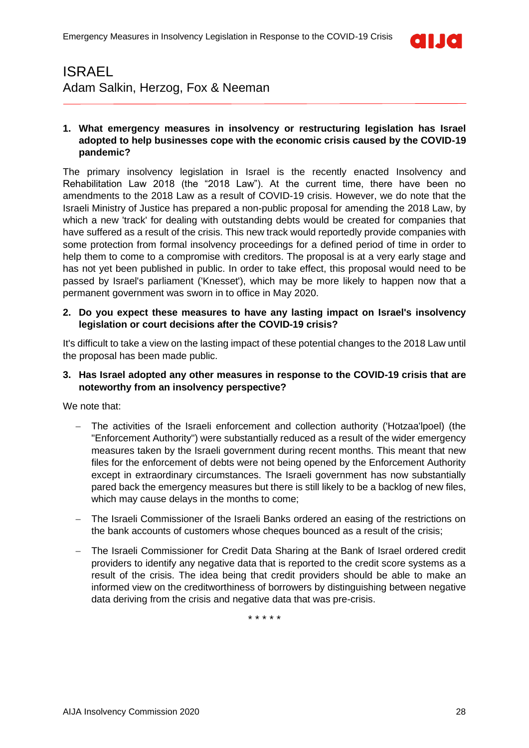# ISRAEL

Adam Salkin, Herzog, Fox & Neeman

---

**1. What emergency measures in insolvency or restructuring legislation has Israel adopted to help businesses cope with the economic crisis caused by the COVID-19 pandemic?**

The primary insolvency legislation in Israel is the recently enacted Insolvency and Rehabilitation Law 2018 (the "2018 Law"). At the current time, there have been no amendments to the 2018 Law as a result of COVID-19 crisis. However, we do note that the Israeli Ministry of Justice has prepared a non-public proposal for amending the 2018 Law, by which a new 'track' for dealing with outstanding debts would be created for companies that have suffered as a result of the crisis. This new track would reportedly provide companies with some protection from formal insolvency proceedings for a defined period of time in order to help them to come to a compromise with creditors. The proposal is at a very early stage and has not yet been published in public. In order to take effect, this proposal would need to be passed by Israel's parliament ('Knesset'), which may be more likely to happen now that a permanent government was sworn in to office in May 2020.

**2. Do you expect these measures to have any lasting impact on Israel's insolvency legislation or court decisions after the COVID-19 crisis?**

It's difficult to take a view on the lasting impact of these potential changes to the 2018 Law until the proposal has been made public.

**3. Has Israel adopted any other measures in response to the COVID-19 crisis that are noteworthy from an insolvency perspective?**

We note that:

- The activities of the Israeli enforcement and collection authority ('Hotzaa'lpoel) (the "Enforcement Authority") were substantially reduced as a result of the wider emergency measures taken by the Israeli government during recent months. This meant that new files for the enforcement of debts were not being opened by the Enforcement Authority except in extraordinary circumstances. The Israeli government has now substantially pared back the emergency measures but there is still likely to be a backlog of new files, which may cause delays in the months to come;
- The Israeli Commissioner of the Israeli Banks ordered an easing of the restrictions on the bank accounts of customers whose cheques bounced as a result of the crisis;
- The Israeli Commissioner for Credit Data Sharing at the Bank of Israel ordered credit providers to identify any negative data that is reported to the credit score systems as a result of the crisis. The idea being that credit providers should be able to make an informed view on the creditworthiness of borrowers by distinguishing between negative data deriving from the crisis and negative data that was pre-crisis.

\* \* \* \* \*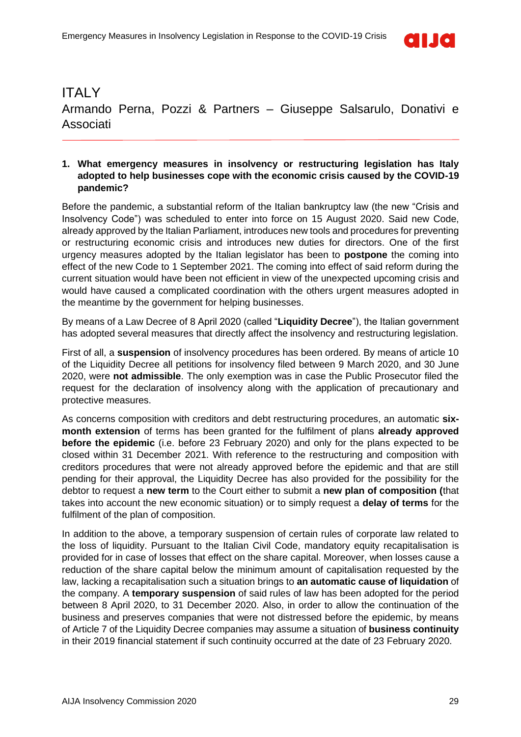# ITALY

Armando Perna, Pozzi & Partners – Giuseppe Salsarulo, Donativi e Associati

**1. What emergency measures in insolvency or restructuring legislation has Italy adopted to help businesses cope with the economic crisis caused by the COVID-19 pandemic?**

Before the pandemic, a substantial reform of the Italian bankruptcy law (the new "Crisis and Insolvency Code") was scheduled to enter into force on 15 August 2020. Said new Code, already approved by the Italian Parliament, introduces new tools and procedures for preventing or restructuring economic crisis and introduces new duties for directors. One of the first urgency measures adopted by the Italian legislator has been to **postpone** the coming into effect of the new Code to 1 September 2021. The coming into effect of said reform during the current situation would have been not efficient in view of the unexpected upcoming crisis and would have caused a complicated coordination with the others urgent measures adopted in the meantime by the government for helping businesses.

By means of a Law Decree of 8 April 2020 (called "**Liquidity Decree**"), the Italian government has adopted several measures that directly affect the insolvency and restructuring legislation.

First of all, a **suspension** of insolvency procedures has been ordered. By means of article 10 of the Liquidity Decree all petitions for insolvency filed between 9 March 2020, and 30 June 2020, were **not admissible**. The only exemption was in case the Public Prosecutor filed the request for the declaration of insolvency along with the application of precautionary and protective measures.

As concerns composition with creditors and debt restructuring procedures, an automatic **six-month extension** of terms has been granted for the fulfilment of plans **already approved before the epidemic** (i.e. before 23 February 2020) and only for the plans expected to be closed within 31 December 2021. With reference to the restructuring and composition with creditors procedures that were not already approved before the epidemic and that are still pending for their approval, the Liquidity Decree has also provided for the possibility for the debtor to request a **new term** to the Court either to submit a **new plan of composition (**that takes into account the new economic situation) or to simply request a **delay of terms** for the fulfilment of the plan of composition.

In addition to the above, a temporary suspension of certain rules of corporate law related to the loss of liquidity. Pursuant to the Italian Civil Code, mandatory equity recapitalisation is provided for in case of losses that effect on the share capital. Moreover, when losses cause a reduction of the share capital below the minimum amount of capitalisation requested by the law, lacking a recapitalisation such a situation brings to **an automatic cause of liquidation** of the company. A **temporary suspension** of said rules of law has been adopted for the period between 8 April 2020, to 31 December 2020. Also, in order to allow the continuation of the business and preserves companies that were not distressed before the epidemic, by means of Article 7 of the Liquidity Decree companies may assume a situation of **business continuity** in their 2019 financial statement if such continuity occurred at the date of 23 February 2020.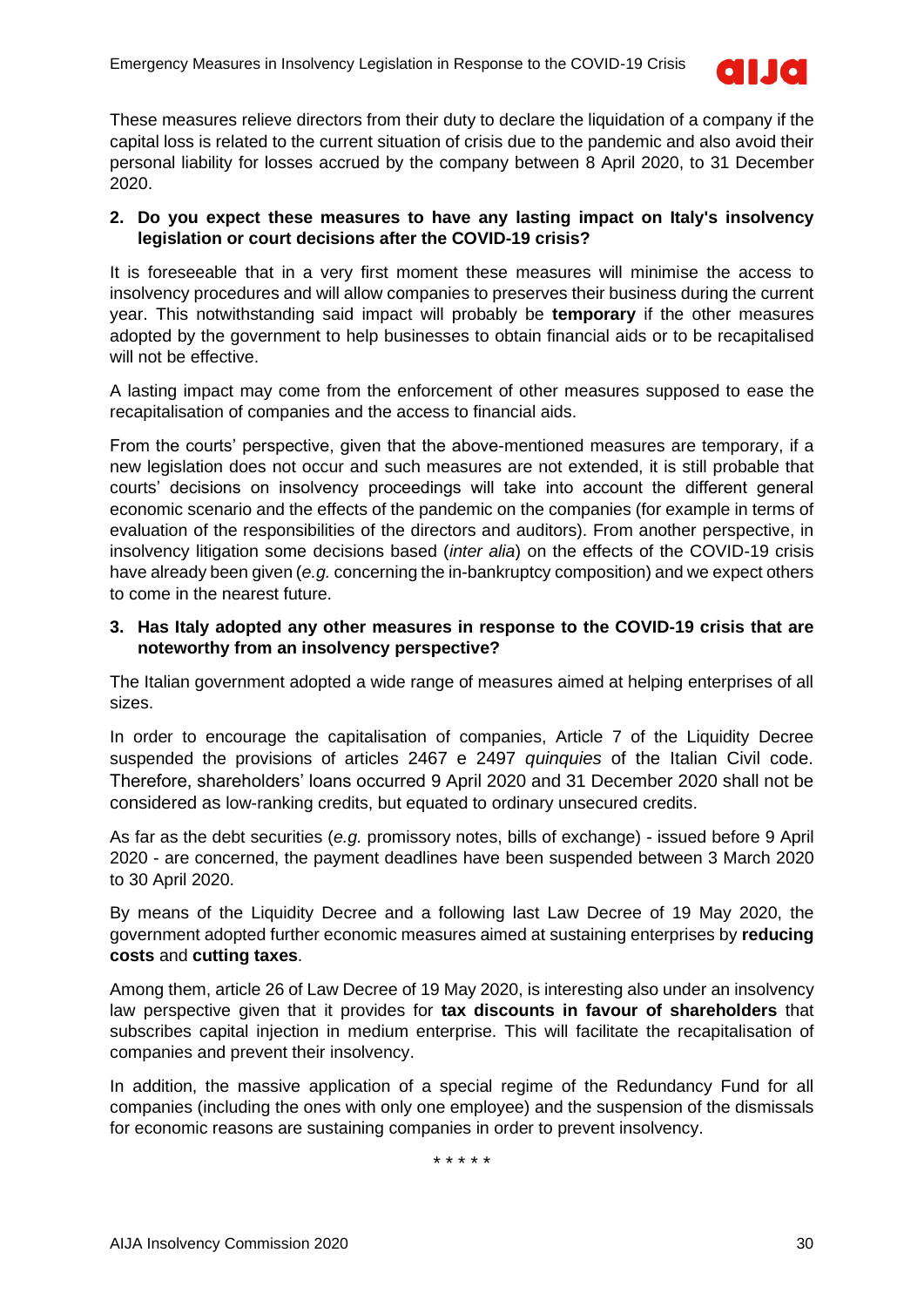These measures relieve directors from their duty to declare the liquidation of a company if the capital loss is related to the current situation of crisis due to the pandemic and also avoid their personal liability for losses accrued by the company between 8 April 2020, to 31 December 2020.

**2. Do you expect these measures to have any lasting impact on Italy's insolvency legislation or court decisions after the COVID-19 crisis?**

It is foreseeable that in a very first moment these measures will minimise the access to insolvency procedures and will allow companies to preserves their business during the current year. This notwithstanding said impact will probably be **temporary** if the other measures adopted by the government to help businesses to obtain financial aids or to be recapitalised will not be effective.

A lasting impact may come from the enforcement of other measures supposed to ease the recapitalisation of companies and the access to financial aids.

From the courts' perspective, given that the above-mentioned measures are temporary, if a new legislation does not occur and such measures are not extended, it is still probable that courts' decisions on insolvency proceedings will take into account the different general economic scenario and the effects of the pandemic on the companies (for example in terms of evaluation of the responsibilities of the directors and auditors). From another perspective, in insolvency litigation some decisions based (*inter alia*) on the effects of the COVID-19 crisis have already been given (*e.g.* concerning the in-bankruptcy composition) and we expect others to come in the nearest future.

**3. Has Italy adopted any other measures in response to the COVID-19 crisis that are noteworthy from an insolvency perspective?**

The Italian government adopted a wide range of measures aimed at helping enterprises of all sizes.

In order to encourage the capitalisation of companies, Article 7 of the Liquidity Decree suspended the provisions of articles 2467 e 2497 *quinquies* of the Italian Civil code. Therefore, shareholders' loans occurred 9 April 2020 and 31 December 2020 shall not be considered as low-ranking credits, but equated to ordinary unsecured credits.

As far as the debt securities (*e.g.* promissory notes, bills of exchange) - issued before 9 April 2020 - are concerned, the payment deadlines have been suspended between 3 March 2020 to 30 April 2020.

By means of the Liquidity Decree and a following last Law Decree of 19 May 2020, the government adopted further economic measures aimed at sustaining enterprises by **reducing costs** and **cutting taxes**.

Among them, article 26 of Law Decree of 19 May 2020, is interesting also under an insolvency law perspective given that it provides for **tax discounts in favour of shareholders** that subscribes capital injection in medium enterprise. This will facilitate the recapitalisation of companies and prevent their insolvency.

In addition, the massive application of a special regime of the Redundancy Fund for all companies (including the ones with only one employee) and the suspension of the dismissals for economic reasons are sustaining companies in order to prevent insolvency.

\* \* \* \* \*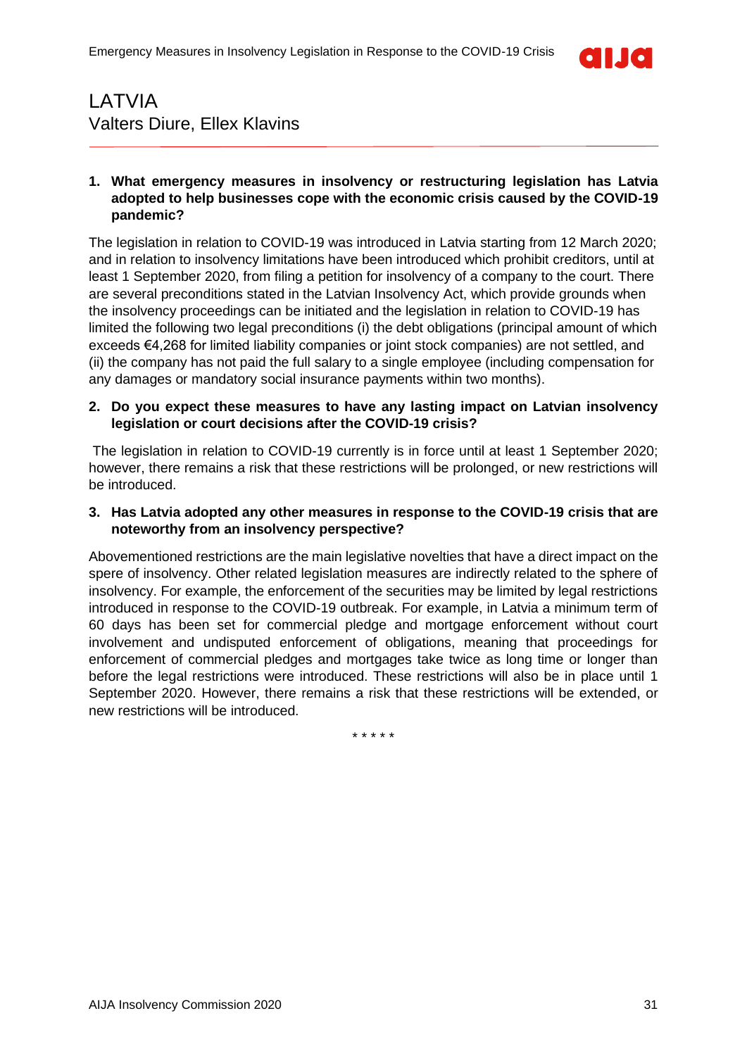# LATVIA

Valters Diure, Ellex Klavins

**1. What emergency measures in insolvency or restructuring legislation has Latvia adopted to help businesses cope with the economic crisis caused by the COVID-19 pandemic?**

The legislation in relation to COVID-19 was introduced in Latvia starting from 12 March 2020; and in relation to insolvency limitations have been introduced which prohibit creditors, until at least 1 September 2020, from filing a petition for insolvency of a company to the court. There are several preconditions stated in the Latvian Insolvency Act, which provide grounds when the insolvency proceedings can be initiated and the legislation in relation to COVID-19 has limited the following two legal preconditions (i) the debt obligations (principal amount of which exceeds €4,268 for limited liability companies or joint stock companies) are not settled, and (ii) the company has not paid the full salary to a single employee (including compensation for any damages or mandatory social insurance payments within two months).

**2. Do you expect these measures to have any lasting impact on Latvian insolvency legislation or court decisions after the COVID-19 crisis?**

The legislation in relation to COVID-19 currently is in force until at least 1 September 2020; however, there remains a risk that these restrictions will be prolonged, or new restrictions will be introduced.

**3. Has Latvia adopted any other measures in response to the COVID-19 crisis that are noteworthy from an insolvency perspective?**

Abovementioned restrictions are the main legislative novelties that have a direct impact on the spere of insolvency. Other related legislation measures are indirectly related to the sphere of insolvency. For example, the enforcement of the securities may be limited by legal restrictions introduced in response to the COVID-19 outbreak. For example, in Latvia a minimum term of 60 days has been set for commercial pledge and mortgage enforcement without court involvement and undisputed enforcement of obligations, meaning that proceedings for enforcement of commercial pledges and mortgages take twice as long time or longer than before the legal restrictions were introduced. These restrictions will also be in place until 1 September 2020. However, there remains a risk that these restrictions will be extended, or new restrictions will be introduced.

\* \* \* \* \*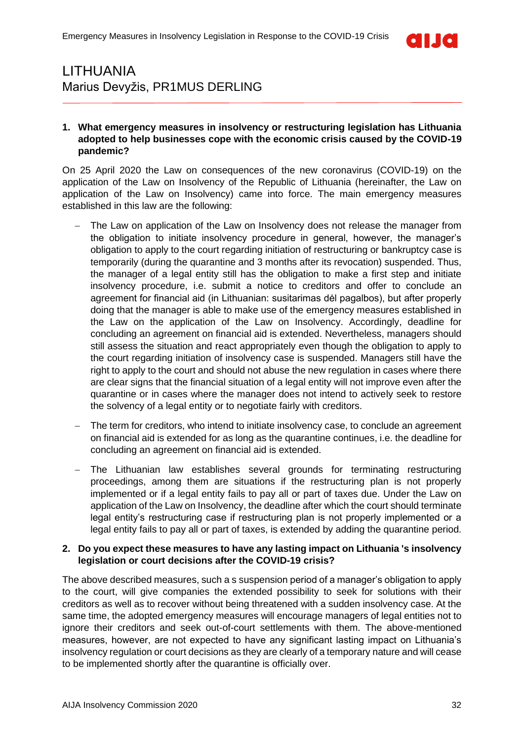# LITHUANIA

Marius Devyžis, PR1MUS DERLING

**1. What emergency measures in insolvency or restructuring legislation has Lithuania adopted to help businesses cope with the economic crisis caused by the COVID-19 pandemic?**

On 25 April 2020 the Law on consequences of the new coronavirus (COVID-19) on the application of the Law on Insolvency of the Republic of Lithuania (hereinafter, the Law on application of the Law on Insolvency) came into force. The main emergency measures established in this law are the following:

- The Law on application of the Law on Insolvency does not release the manager from the obligation to initiate insolvency procedure in general, however, the manager's obligation to apply to the court regarding initiation of restructuring or bankruptcy case is temporarily (during the quarantine and 3 months after its revocation) suspended. Thus, the manager of a legal entity still has the obligation to make a first step and initiate insolvency procedure, i.e. submit a notice to creditors and offer to conclude an agreement for financial aid (in Lithuanian: susitarimas dėl pagalbos), but after properly doing that the manager is able to make use of the emergency measures established in the Law on the application of the Law on Insolvency. Accordingly, deadline for concluding an agreement on financial aid is extended. Nevertheless, managers should still assess the situation and react appropriately even though the obligation to apply to the court regarding initiation of insolvency case is suspended. Managers still have the right to apply to the court and should not abuse the new regulation in cases where there are clear signs that the financial situation of a legal entity will not improve even after the quarantine or in cases where the manager does not intend to actively seek to restore the solvency of a legal entity or to negotiate fairly with creditors.
- The term for creditors, who intend to initiate insolvency case, to conclude an agreement on financial aid is extended for as long as the quarantine continues, i.e. the deadline for concluding an agreement on financial aid is extended.
- The Lithuanian law establishes several grounds for terminating restructuring proceedings, among them are situations if the restructuring plan is not properly implemented or if a legal entity fails to pay all or part of taxes due. Under the Law on application of the Law on Insolvency, the deadline after which the court should terminate legal entity's restructuring case if restructuring plan is not properly implemented or a legal entity fails to pay all or part of taxes, is extended by adding the quarantine period.

**2. Do you expect these measures to have any lasting impact on Lithuania 's insolvency legislation or court decisions after the COVID-19 crisis?**

The above described measures, such a s suspension period of a manager's obligation to apply to the court, will give companies the extended possibility to seek for solutions with their creditors as well as to recover without being threatened with a sudden insolvency case. At the same time, the adopted emergency measures will encourage managers of legal entities not to ignore their creditors and seek out-of-court settlements with them. The above-mentioned measures, however, are not expected to have any significant lasting impact on Lithuania's insolvency regulation or court decisions as they are clearly of a temporary nature and will cease to be implemented shortly after the quarantine is officially over.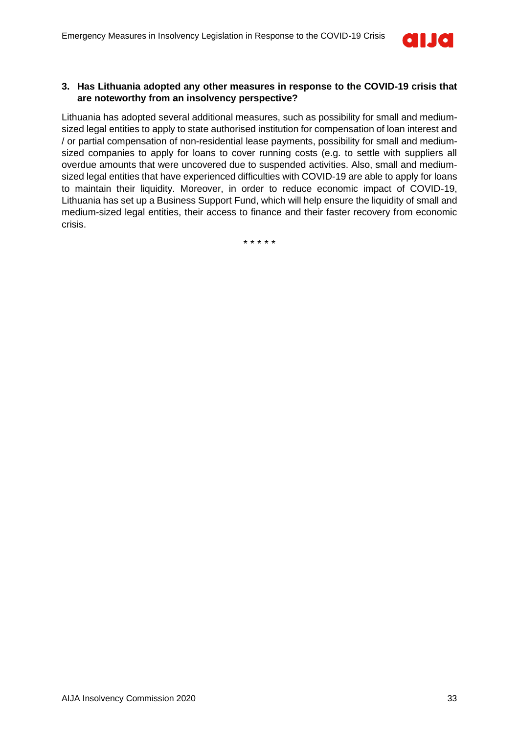**3. Has Lithuania adopted any other measures in response to the COVID-19 crisis that are noteworthy from an insolvency perspective?**

Lithuania has adopted several additional measures, such as possibility for small and medium-sized legal entities to apply to state authorised institution for compensation of loan interest and / or partial compensation of non-residential lease payments, possibility for small and medium-sized companies to apply for loans to cover running costs (e.g. to settle with suppliers all overdue amounts that were uncovered due to suspended activities. Also, small and medium-sized legal entities that have experienced difficulties with COVID-19 are able to apply for loans to maintain their liquidity. Moreover, in order to reduce economic impact of COVID-19, Lithuania has set up a Business Support Fund, which will help ensure the liquidity of small and medium-sized legal entities, their access to finance and their faster recovery from economic crisis.

\* \* \* \* \*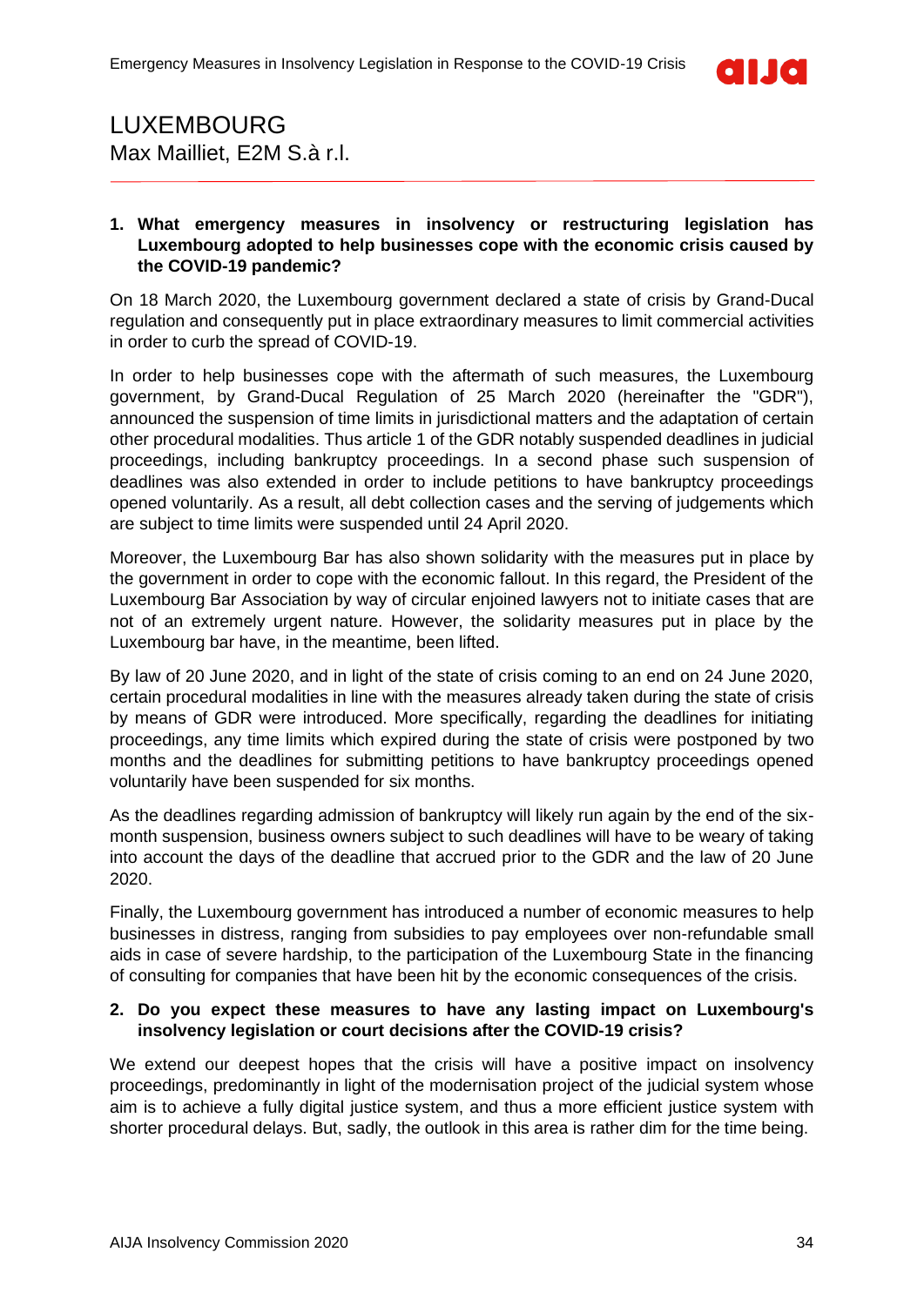# LUXEMBOURG

Max Mailliet, E2M S.à r.l.

1. **What emergency measures in insolvency or restructuring legislation has Luxembourg adopted to help businesses cope with the economic crisis caused by the COVID-19 pandemic?**

On 18 March 2020, the Luxembourg government declared a state of crisis by Grand-Ducal regulation and consequently put in place extraordinary measures to limit commercial activities in order to curb the spread of COVID-19.

In order to help businesses cope with the aftermath of such measures, the Luxembourg government, by Grand-Ducal Regulation of 25 March 2020 (hereinafter the "GDR"), announced the suspension of time limits in jurisdictional matters and the adaptation of certain other procedural modalities. Thus article 1 of the GDR notably suspended deadlines in judicial proceedings, including bankruptcy proceedings. In a second phase such suspension of deadlines was also extended in order to include petitions to have bankruptcy proceedings opened voluntarily. As a result, all debt collection cases and the serving of judgements which are subject to time limits were suspended until 24 April 2020.

Moreover, the Luxembourg Bar has also shown solidarity with the measures put in place by the government in order to cope with the economic fallout. In this regard, the President of the Luxembourg Bar Association by way of circular enjoined lawyers not to initiate cases that are not of an extremely urgent nature. However, the solidarity measures put in place by the Luxembourg bar have, in the meantime, been lifted.

By law of 20 June 2020, and in light of the state of crisis coming to an end on 24 June 2020, certain procedural modalities in line with the measures already taken during the state of crisis by means of GDR were introduced. More specifically, regarding the deadlines for initiating proceedings, any time limits which expired during the state of crisis were postponed by two months and the deadlines for submitting petitions to have bankruptcy proceedings opened voluntarily have been suspended for six months.

As the deadlines regarding admission of bankruptcy will likely run again by the end of the six-month suspension, business owners subject to such deadlines will have to be weary of taking into account the days of the deadline that accrued prior to the GDR and the law of 20 June 2020.

Finally, the Luxembourg government has introduced a number of economic measures to help businesses in distress, ranging from subsidies to pay employees over non-refundable small aids in case of severe hardship, to the participation of the Luxembourg State in the financing of consulting for companies that have been hit by the economic consequences of the crisis.

2. **Do you expect these measures to have any lasting impact on Luxembourg's insolvency legislation or court decisions after the COVID-19 crisis?**

We extend our deepest hopes that the crisis will have a positive impact on insolvency proceedings, predominantly in light of the modernisation project of the judicial system whose aim is to achieve a fully digital justice system, and thus a more efficient justice system with shorter procedural delays. But, sadly, the outlook in this area is rather dim for the time being.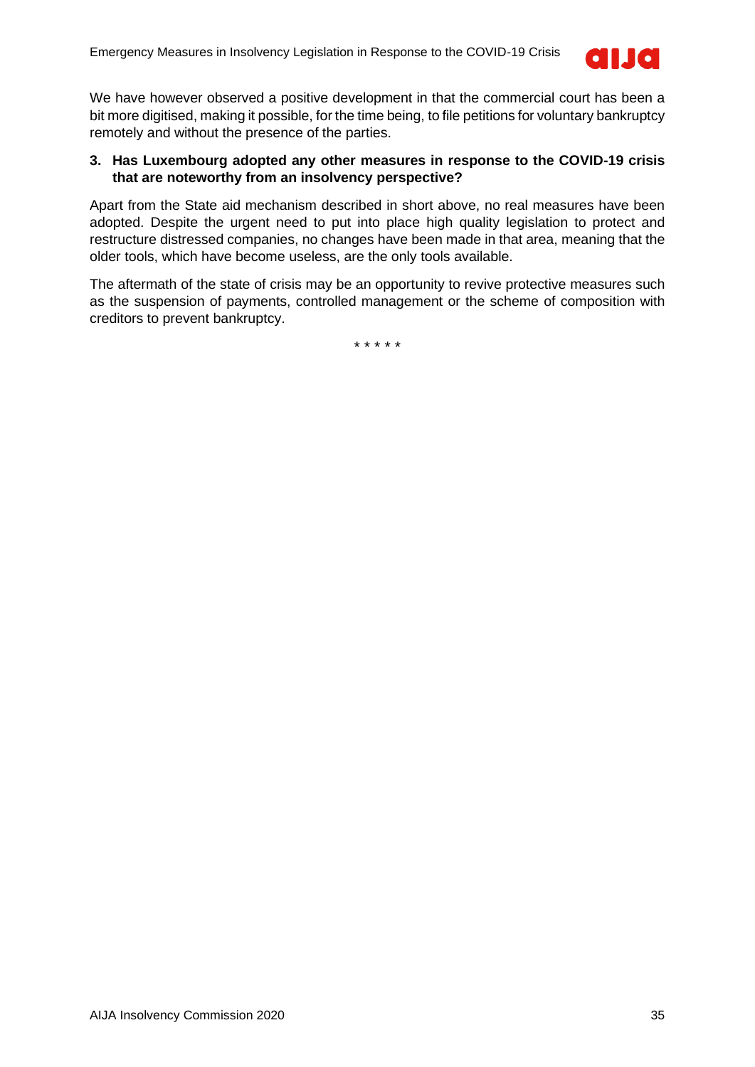We have however observed a positive development in that the commercial court has been a bit more digitised, making it possible, for the time being, to file petitions for voluntary bankruptcy remotely and without the presence of the parties.

**3. Has Luxembourg adopted any other measures in response to the COVID-19 crisis that are noteworthy from an insolvency perspective?**

Apart from the State aid mechanism described in short above, no real measures have been adopted. Despite the urgent need to put into place high quality legislation to protect and restructure distressed companies, no changes have been made in that area, meaning that the older tools, which have become useless, are the only tools available.

The aftermath of the state of crisis may be an opportunity to revive protective measures such as the suspension of payments, controlled management or the scheme of composition with creditors to prevent bankruptcy.

\* \* \* \* \*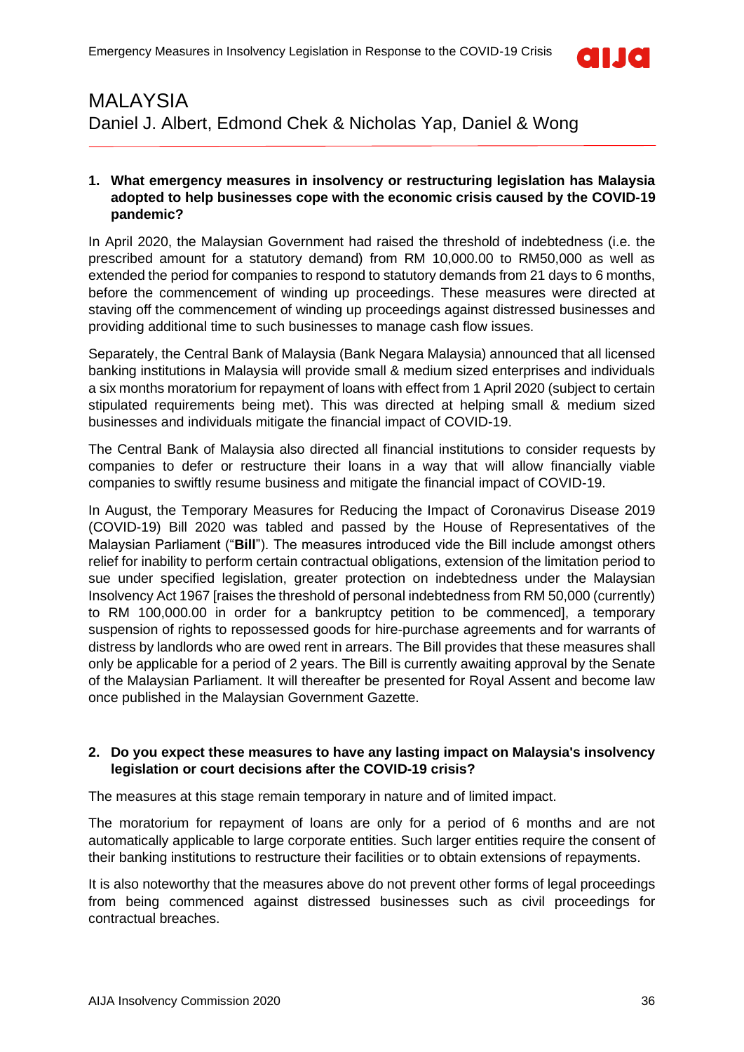# MALAYSIA

Daniel J. Albert, Edmond Chek & Nicholas Yap, Daniel & Wong

**1. What emergency measures in insolvency or restructuring legislation has Malaysia adopted to help businesses cope with the economic crisis caused by the COVID-19 pandemic?**

In April 2020, the Malaysian Government had raised the threshold of indebtedness (i.e. the prescribed amount for a statutory demand) from RM 10,000.00 to RM50,000 as well as extended the period for companies to respond to statutory demands from 21 days to 6 months, before the commencement of winding up proceedings. These measures were directed at staving off the commencement of winding up proceedings against distressed businesses and providing additional time to such businesses to manage cash flow issues.

Separately, the Central Bank of Malaysia (Bank Negara Malaysia) announced that all licensed banking institutions in Malaysia will provide small & medium sized enterprises and individuals a six months moratorium for repayment of loans with effect from 1 April 2020 (subject to certain stipulated requirements being met). This was directed at helping small & medium sized businesses and individuals mitigate the financial impact of COVID-19.

The Central Bank of Malaysia also directed all financial institutions to consider requests by companies to defer or restructure their loans in a way that will allow financially viable companies to swiftly resume business and mitigate the financial impact of COVID-19.

In August, the Temporary Measures for Reducing the Impact of Coronavirus Disease 2019 (COVID-19) Bill 2020 was tabled and passed by the House of Representatives of the Malaysian Parliament ("**Bill**"). The measures introduced vide the Bill include amongst others relief for inability to perform certain contractual obligations, extension of the limitation period to sue under specified legislation, greater protection on indebtedness under the Malaysian Insolvency Act 1967 [raises the threshold of personal indebtedness from RM 50,000 (currently) to RM 100,000.00 in order for a bankruptcy petition to be commenced], a temporary suspension of rights to repossessed goods for hire-purchase agreements and for warrants of distress by landlords who are owed rent in arrears. The Bill provides that these measures shall only be applicable for a period of 2 years. The Bill is currently awaiting approval by the Senate of the Malaysian Parliament. It will thereafter be presented for Royal Assent and become law once published in the Malaysian Government Gazette.

**2. Do you expect these measures to have any lasting impact on Malaysia's insolvency legislation or court decisions after the COVID-19 crisis?**

The measures at this stage remain temporary in nature and of limited impact.

The moratorium for repayment of loans are only for a period of 6 months and are not automatically applicable to large corporate entities. Such larger entities require the consent of their banking institutions to restructure their facilities or to obtain extensions of repayments.

It is also noteworthy that the measures above do not prevent other forms of legal proceedings from being commenced against distressed businesses such as civil proceedings for contractual breaches.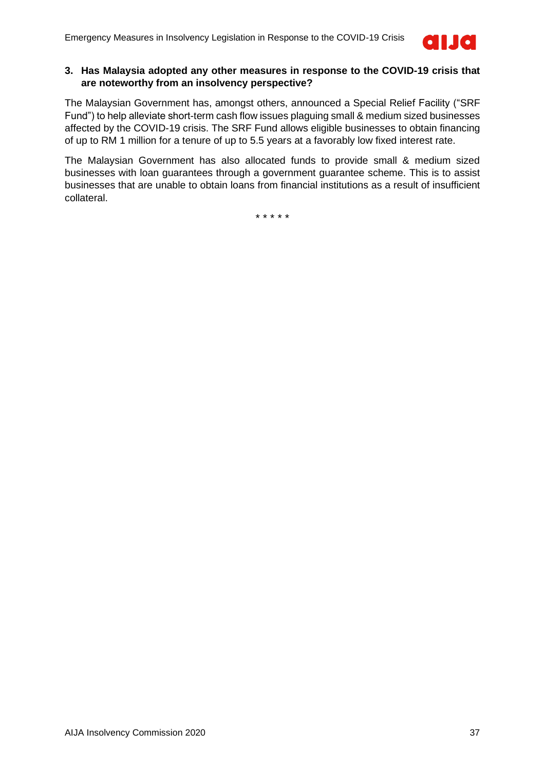**3. Has Malaysia adopted any other measures in response to the COVID-19 crisis that are noteworthy from an insolvency perspective?**

The Malaysian Government has, amongst others, announced a Special Relief Facility ("SRF Fund") to help alleviate short-term cash flow issues plaguing small & medium sized businesses affected by the COVID-19 crisis. The SRF Fund allows eligible businesses to obtain financing of up to RM 1 million for a tenure of up to 5.5 years at a favorably low fixed interest rate.

The Malaysian Government has also allocated funds to provide small & medium sized businesses with loan guarantees through a government guarantee scheme. This is to assist businesses that are unable to obtain loans from financial institutions as a result of insufficient collateral.

\* \* \* \* \*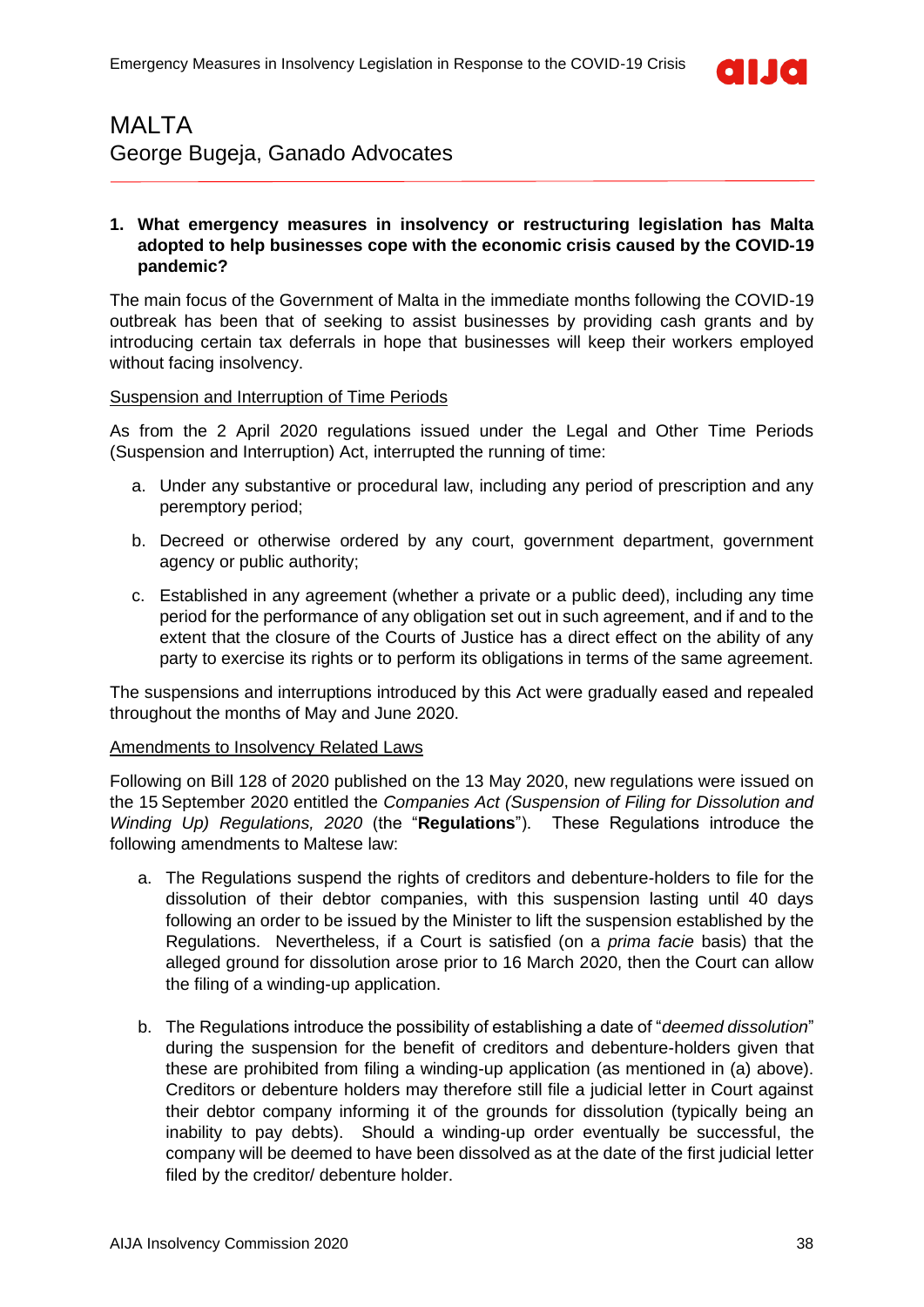# MALTA

George Bugeja, Ganado Advocates

**1. What emergency measures in insolvency or restructuring legislation has Malta adopted to help businesses cope with the economic crisis caused by the COVID-19 pandemic?**

The main focus of the Government of Malta in the immediate months following the COVID-19 outbreak has been that of seeking to assist businesses by providing cash grants and by introducing certain tax deferrals in hope that businesses will keep their workers employed without facing insolvency.

Suspension and Interruption of Time Periods

As from the 2 April 2020 regulations issued under the Legal and Other Time Periods (Suspension and Interruption) Act, interrupted the running of time:

a. Under any substantive or procedural law, including any period of prescription and any peremptory period;

b. Decreed or otherwise ordered by any court, government department, government agency or public authority;

c. Established in any agreement (whether a private or a public deed), including any time period for the performance of any obligation set out in such agreement, and if and to the extent that the closure of the Courts of Justice has a direct effect on the ability of any party to exercise its rights or to perform its obligations in terms of the same agreement.

The suspensions and interruptions introduced by this Act were gradually eased and repealed throughout the months of May and June 2020.

Amendments to Insolvency Related Laws

Following on Bill 128 of 2020 published on the 13 May 2020, new regulations were issued on the 15 September 2020 entitled the *Companies Act (Suspension of Filing for Dissolution and Winding Up) Regulations, 2020* (the "**Regulations**"). These Regulations introduce the following amendments to Maltese law:

a. The Regulations suspend the rights of creditors and debenture-holders to file for the dissolution of their debtor companies, with this suspension lasting until 40 days following an order to be issued by the Minister to lift the suspension established by the Regulations. Nevertheless, if a Court is satisfied (on a *prima facie* basis) that the alleged ground for dissolution arose prior to 16 March 2020, then the Court can allow the filing of a winding-up application.

b. The Regulations introduce the possibility of establishing a date of "*deemed dissolution*" during the suspension for the benefit of creditors and debenture-holders given that these are prohibited from filing a winding-up application (as mentioned in (a) above). Creditors or debenture holders may therefore still file a judicial letter in Court against their debtor company informing it of the grounds for dissolution (typically being an inability to pay debts). Should a winding-up order eventually be successful, the company will be deemed to have been dissolved as at the date of the first judicial letter filed by the creditor/ debenture holder.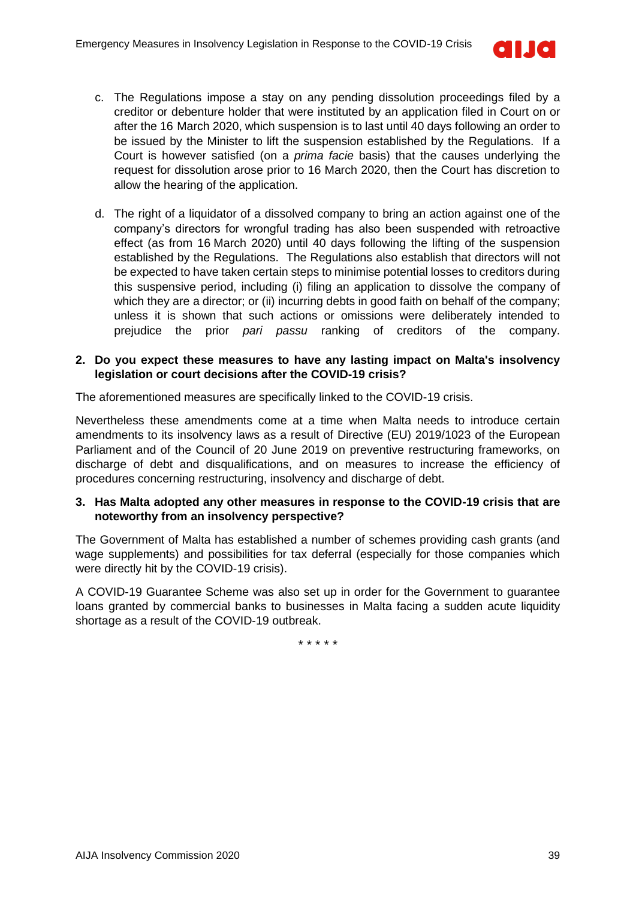c. The Regulations impose a stay on any pending dissolution proceedings filed by a creditor or debenture holder that were instituted by an application filed in Court on or after the 16 March 2020, which suspension is to last until 40 days following an order to be issued by the Minister to lift the suspension established by the Regulations. If a Court is however satisfied (on a *prima facie* basis) that the causes underlying the request for dissolution arose prior to 16 March 2020, then the Court has discretion to allow the hearing of the application.

d. The right of a liquidator of a dissolved company to bring an action against one of the company's directors for wrongful trading has also been suspended with retroactive effect (as from 16 March 2020) until 40 days following the lifting of the suspension established by the Regulations. The Regulations also establish that directors will not be expected to have taken certain steps to minimise potential losses to creditors during this suspensive period, including (i) filing an application to dissolve the company of which they are a director; or (ii) incurring debts in good faith on behalf of the company; unless it is shown that such actions or omissions were deliberately intended to prejudice the prior *pari passu* ranking of creditors of the company.

**2. Do you expect these measures to have any lasting impact on Malta's insolvency legislation or court decisions after the COVID-19 crisis?**

The aforementioned measures are specifically linked to the COVID-19 crisis.

Nevertheless these amendments come at a time when Malta needs to introduce certain amendments to its insolvency laws as a result of Directive (EU) 2019/1023 of the European Parliament and of the Council of 20 June 2019 on preventive restructuring frameworks, on discharge of debt and disqualifications, and on measures to increase the efficiency of procedures concerning restructuring, insolvency and discharge of debt.

**3. Has Malta adopted any other measures in response to the COVID-19 crisis that are noteworthy from an insolvency perspective?**

The Government of Malta has established a number of schemes providing cash grants (and wage supplements) and possibilities for tax deferral (especially for those companies which were directly hit by the COVID-19 crisis).

A COVID-19 Guarantee Scheme was also set up in order for the Government to guarantee loans granted by commercial banks to businesses in Malta facing a sudden acute liquidity shortage as a result of the COVID-19 outbreak.

\* \* \* \* \*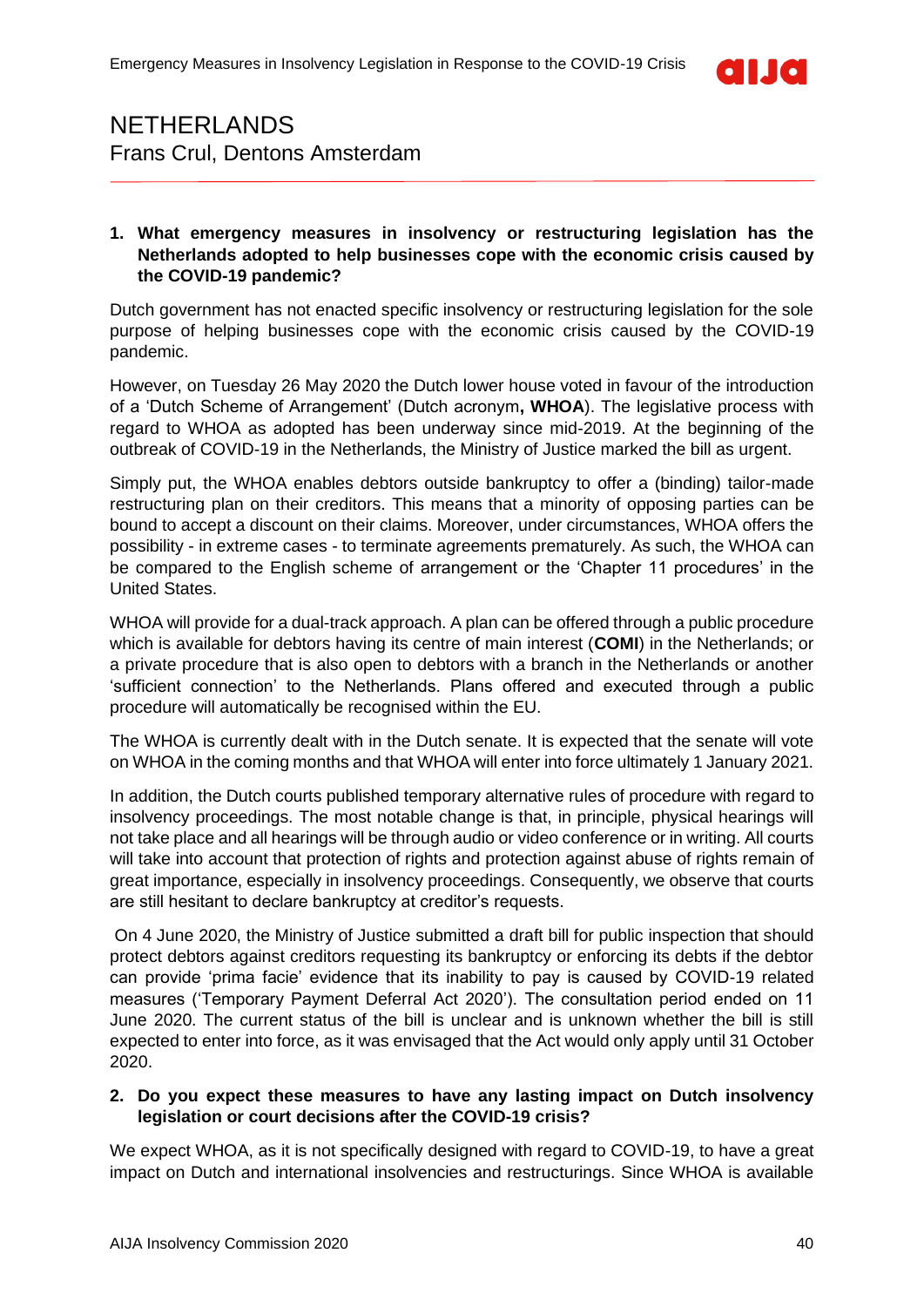# NETHERLANDS

Frans Crul, Dentons Amsterdam

**1. What emergency measures in insolvency or restructuring legislation has the Netherlands adopted to help businesses cope with the economic crisis caused by the COVID-19 pandemic?**

Dutch government has not enacted specific insolvency or restructuring legislation for the sole purpose of helping businesses cope with the economic crisis caused by the COVID-19 pandemic.

However, on Tuesday 26 May 2020 the Dutch lower house voted in favour of the introduction of a 'Dutch Scheme of Arrangement' (Dutch acronym**, WHOA**). The legislative process with regard to WHOA as adopted has been underway since mid-2019. At the beginning of the outbreak of COVID-19 in the Netherlands, the Ministry of Justice marked the bill as urgent.

Simply put, the WHOA enables debtors outside bankruptcy to offer a (binding) tailor-made restructuring plan on their creditors. This means that a minority of opposing parties can be bound to accept a discount on their claims. Moreover, under circumstances, WHOA offers the possibility - in extreme cases - to terminate agreements prematurely. As such, the WHOA can be compared to the English scheme of arrangement or the 'Chapter 11 procedures' in the United States.

WHOA will provide for a dual-track approach. A plan can be offered through a public procedure which is available for debtors having its centre of main interest (**COMI**) in the Netherlands; or a private procedure that is also open to debtors with a branch in the Netherlands or another 'sufficient connection' to the Netherlands. Plans offered and executed through a public procedure will automatically be recognised within the EU.

The WHOA is currently dealt with in the Dutch senate. It is expected that the senate will vote on WHOA in the coming months and that WHOA will enter into force ultimately 1 January 2021.

In addition, the Dutch courts published temporary alternative rules of procedure with regard to insolvency proceedings. The most notable change is that, in principle, physical hearings will not take place and all hearings will be through audio or video conference or in writing. All courts will take into account that protection of rights and protection against abuse of rights remain of great importance, especially in insolvency proceedings. Consequently, we observe that courts are still hesitant to declare bankruptcy at creditor's requests.

On 4 June 2020, the Ministry of Justice submitted a draft bill for public inspection that should protect debtors against creditors requesting its bankruptcy or enforcing its debts if the debtor can provide 'prima facie' evidence that its inability to pay is caused by COVID-19 related measures ('Temporary Payment Deferral Act 2020'). The consultation period ended on 11 June 2020. The current status of the bill is unclear and is unknown whether the bill is still expected to enter into force, as it was envisaged that the Act would only apply until 31 October 2020.

**2. Do you expect these measures to have any lasting impact on Dutch insolvency legislation or court decisions after the COVID-19 crisis?**

We expect WHOA, as it is not specifically designed with regard to COVID-19, to have a great impact on Dutch and international insolvencies and restructurings. Since WHOA is available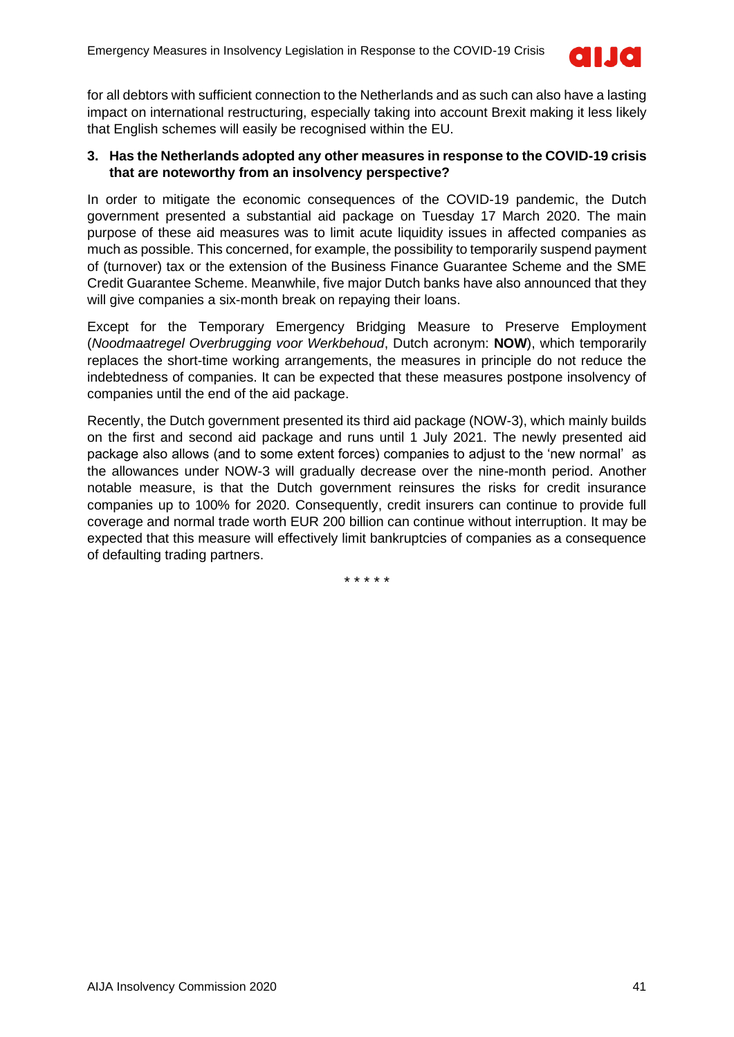for all debtors with sufficient connection to the Netherlands and as such can also have a lasting impact on international restructuring, especially taking into account Brexit making it less likely that English schemes will easily be recognised within the EU.

**3. Has the Netherlands adopted any other measures in response to the COVID-19 crisis that are noteworthy from an insolvency perspective?**

In order to mitigate the economic consequences of the COVID-19 pandemic, the Dutch government presented a substantial aid package on Tuesday 17 March 2020. The main purpose of these aid measures was to limit acute liquidity issues in affected companies as much as possible. This concerned, for example, the possibility to temporarily suspend payment of (turnover) tax or the extension of the Business Finance Guarantee Scheme and the SME Credit Guarantee Scheme. Meanwhile, five major Dutch banks have also announced that they will give companies a six-month break on repaying their loans.

Except for the Temporary Emergency Bridging Measure to Preserve Employment (*Noodmaatregel Overbrugging voor Werkbehoud*, Dutch acronym: **NOW**), which temporarily replaces the short-time working arrangements, the measures in principle do not reduce the indebtedness of companies. It can be expected that these measures postpone insolvency of companies until the end of the aid package.

Recently, the Dutch government presented its third aid package (NOW-3), which mainly builds on the first and second aid package and runs until 1 July 2021. The newly presented aid package also allows (and to some extent forces) companies to adjust to the 'new normal' as the allowances under NOW-3 will gradually decrease over the nine-month period. Another notable measure, is that the Dutch government reinsures the risks for credit insurance companies up to 100% for 2020. Consequently, credit insurers can continue to provide full coverage and normal trade worth EUR 200 billion can continue without interruption. It may be expected that this measure will effectively limit bankruptcies of companies as a consequence of defaulting trading partners.

\* \* \* \* \*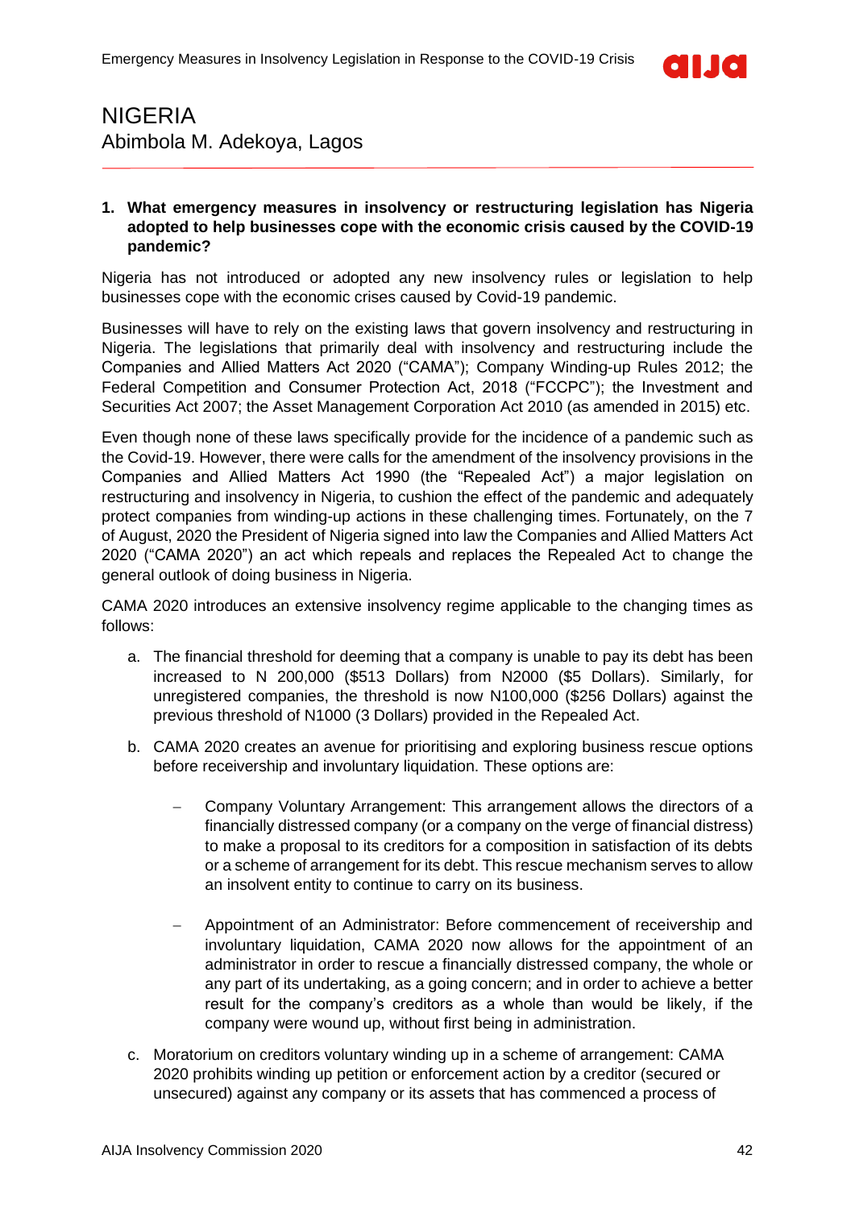# NIGERIA

Abimbola M. Adekoya, Lagos

**1. What emergency measures in insolvency or restructuring legislation has Nigeria adopted to help businesses cope with the economic crisis caused by the COVID-19 pandemic?**

Nigeria has not introduced or adopted any new insolvency rules or legislation to help businesses cope with the economic crises caused by Covid-19 pandemic.

Businesses will have to rely on the existing laws that govern insolvency and restructuring in Nigeria. The legislations that primarily deal with insolvency and restructuring include the Companies and Allied Matters Act 2020 ("CAMA"); Company Winding-up Rules 2012; the Federal Competition and Consumer Protection Act, 2018 ("FCCPC"); the Investment and Securities Act 2007; the Asset Management Corporation Act 2010 (as amended in 2015) etc.

Even though none of these laws specifically provide for the incidence of a pandemic such as the Covid-19. However, there were calls for the amendment of the insolvency provisions in the Companies and Allied Matters Act 1990 (the "Repealed Act") a major legislation on restructuring and insolvency in Nigeria, to cushion the effect of the pandemic and adequately protect companies from winding-up actions in these challenging times. Fortunately, on the 7 of August, 2020 the President of Nigeria signed into law the Companies and Allied Matters Act 2020 ("CAMA 2020") an act which repeals and replaces the Repealed Act to change the general outlook of doing business in Nigeria.

CAMA 2020 introduces an extensive insolvency regime applicable to the changing times as follows:

a. The financial threshold for deeming that a company is unable to pay its debt has been increased to N 200,000 ($513 Dollars) from N2000 ($5 Dollars). Similarly, for unregistered companies, the threshold is now N100,000 ($256 Dollars) against the previous threshold of N1000 (3 Dollars) provided in the Repealed Act.

b. CAMA 2020 creates an avenue for prioritising and exploring business rescue options before receivership and involuntary liquidation. These options are:

   - Company Voluntary Arrangement: This arrangement allows the directors of a financially distressed company (or a company on the verge of financial distress) to make a proposal to its creditors for a composition in satisfaction of its debts or a scheme of arrangement for its debt. This rescue mechanism serves to allow an insolvent entity to continue to carry on its business.

   - Appointment of an Administrator: Before commencement of receivership and involuntary liquidation, CAMA 2020 now allows for the appointment of an administrator in order to rescue a financially distressed company, the whole or any part of its undertaking, as a going concern; and in order to achieve a better result for the company's creditors as a whole than would be likely, if the company were wound up, without first being in administration.

c. Moratorium on creditors voluntary winding up in a scheme of arrangement: CAMA 2020 prohibits winding up petition or enforcement action by a creditor (secured or unsecured) against any company or its assets that has commenced a process of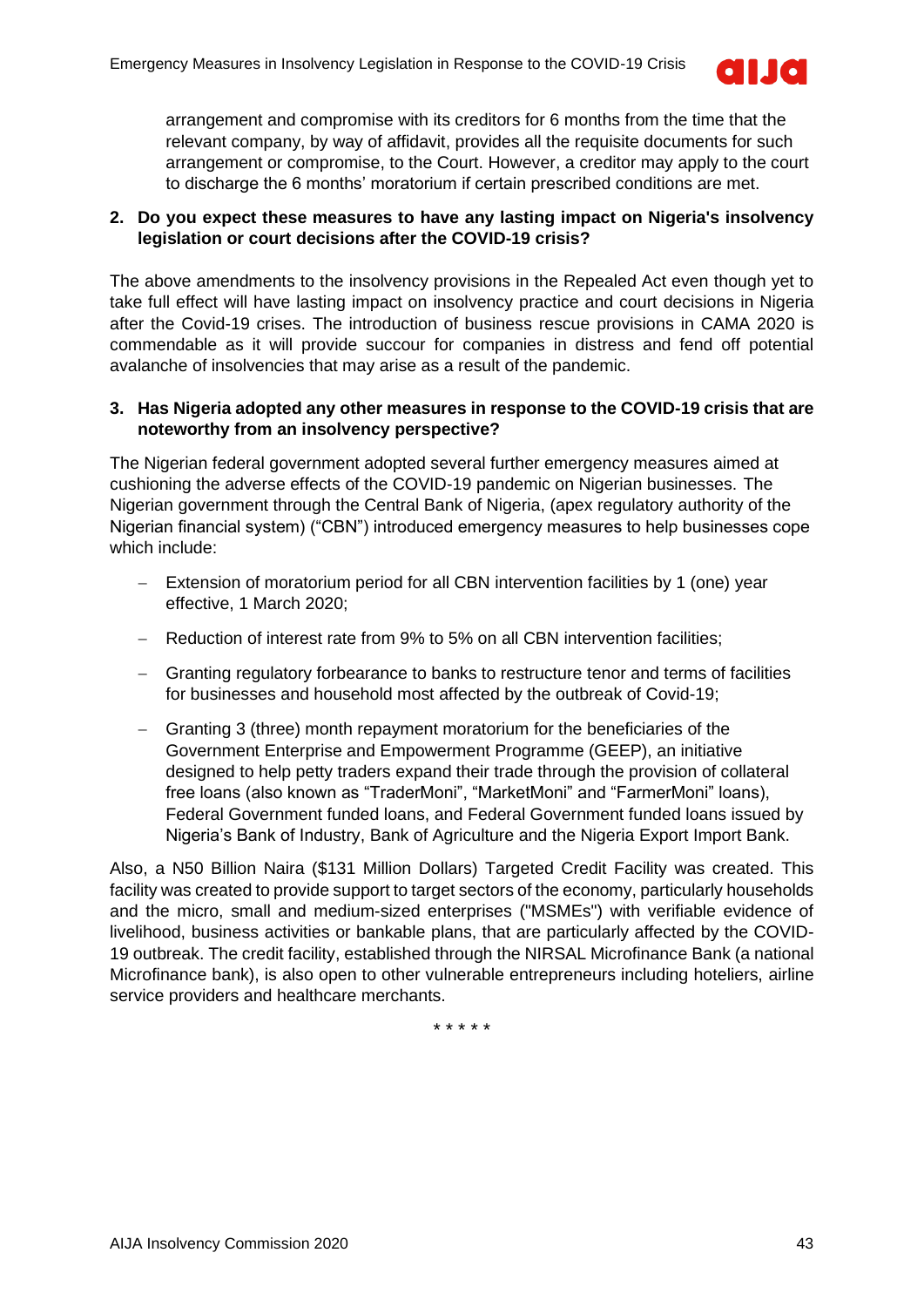arrangement and compromise with its creditors for 6 months from the time that the relevant company, by way of affidavit, provides all the requisite documents for such arrangement or compromise, to the Court. However, a creditor may apply to the court to discharge the 6 months' moratorium if certain prescribed conditions are met.

**2. Do you expect these measures to have any lasting impact on Nigeria's insolvency legislation or court decisions after the COVID-19 crisis?**

The above amendments to the insolvency provisions in the Repealed Act even though yet to take full effect will have lasting impact on insolvency practice and court decisions in Nigeria after the Covid-19 crises. The introduction of business rescue provisions in CAMA 2020 is commendable as it will provide succour for companies in distress and fend off potential avalanche of insolvencies that may arise as a result of the pandemic.

**3. Has Nigeria adopted any other measures in response to the COVID-19 crisis that are noteworthy from an insolvency perspective?**

The Nigerian federal government adopted several further emergency measures aimed at cushioning the adverse effects of the COVID-19 pandemic on Nigerian businesses. The Nigerian government through the Central Bank of Nigeria, (apex regulatory authority of the Nigerian financial system) ("CBN") introduced emergency measures to help businesses cope which include:

- Extension of moratorium period for all CBN intervention facilities by 1 (one) year effective, 1 March 2020;
- Reduction of interest rate from 9% to 5% on all CBN intervention facilities;
- Granting regulatory forbearance to banks to restructure tenor and terms of facilities for businesses and household most affected by the outbreak of Covid-19;
- Granting 3 (three) month repayment moratorium for the beneficiaries of the Government Enterprise and Empowerment Programme (GEEP), an initiative designed to help petty traders expand their trade through the provision of collateral free loans (also known as "TraderMoni", "MarketMoni" and "FarmerMoni" loans), Federal Government funded loans, and Federal Government funded loans issued by Nigeria's Bank of Industry, Bank of Agriculture and the Nigeria Export Import Bank.

Also, a N50 Billion Naira ($131 Million Dollars) Targeted Credit Facility was created. This facility was created to provide support to target sectors of the economy, particularly households and the micro, small and medium-sized enterprises ("MSMEs") with verifiable evidence of livelihood, business activities or bankable plans, that are particularly affected by the COVID-19 outbreak. The credit facility, established through the NIRSAL Microfinance Bank (a national Microfinance bank), is also open to other vulnerable entrepreneurs including hoteliers, airline service providers and healthcare merchants.

\* \* \* \* \*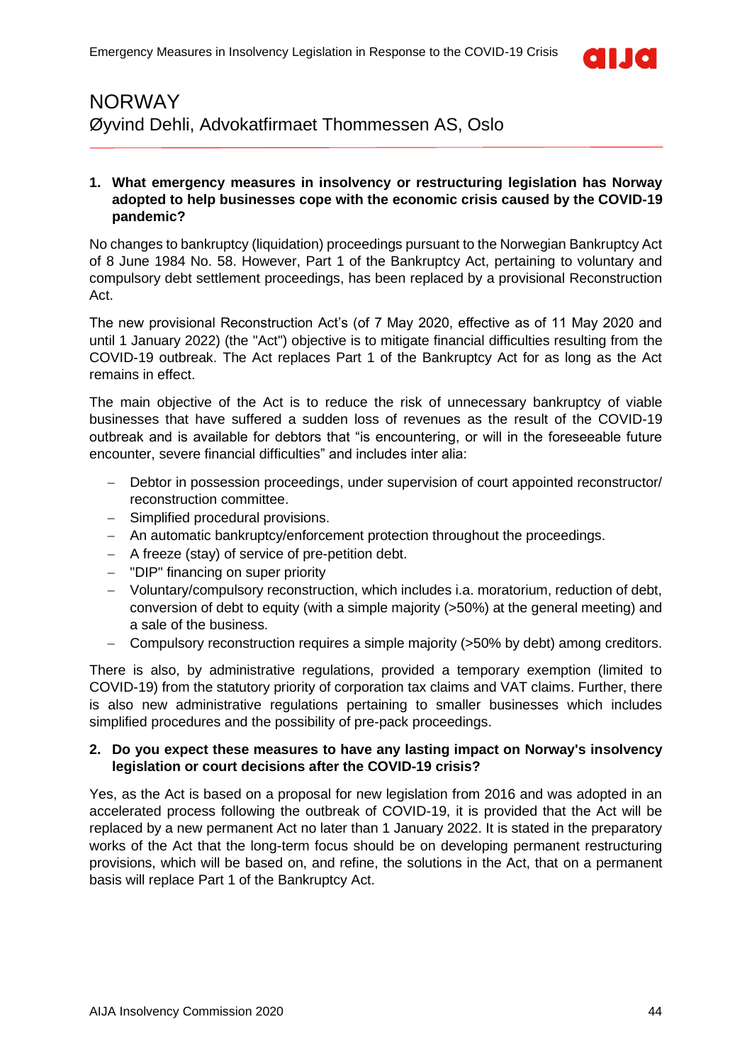# NORWAY

Øyvind Dehli, Advokatfirmaet Thommessen AS, Oslo

**1. What emergency measures in insolvency or restructuring legislation has Norway adopted to help businesses cope with the economic crisis caused by the COVID-19 pandemic?**

No changes to bankruptcy (liquidation) proceedings pursuant to the Norwegian Bankruptcy Act of 8 June 1984 No. 58. However, Part 1 of the Bankruptcy Act, pertaining to voluntary and compulsory debt settlement proceedings, has been replaced by a provisional Reconstruction Act.

The new provisional Reconstruction Act's (of 7 May 2020, effective as of 11 May 2020 and until 1 January 2022) (the "Act") objective is to mitigate financial difficulties resulting from the COVID-19 outbreak. The Act replaces Part 1 of the Bankruptcy Act for as long as the Act remains in effect.

The main objective of the Act is to reduce the risk of unnecessary bankruptcy of viable businesses that have suffered a sudden loss of revenues as the result of the COVID-19 outbreak and is available for debtors that "is encountering, or will in the foreseeable future encounter, severe financial difficulties" and includes inter alia:

- Debtor in possession proceedings, under supervision of court appointed reconstructor/ reconstruction committee.
- Simplified procedural provisions.
- An automatic bankruptcy/enforcement protection throughout the proceedings.
- A freeze (stay) of service of pre-petition debt.
- "DIP" financing on super priority
- Voluntary/compulsory reconstruction, which includes i.a. moratorium, reduction of debt, conversion of debt to equity (with a simple majority (>50%) at the general meeting) and a sale of the business.
- Compulsory reconstruction requires a simple majority (>50% by debt) among creditors.

There is also, by administrative regulations, provided a temporary exemption (limited to COVID-19) from the statutory priority of corporation tax claims and VAT claims. Further, there is also new administrative regulations pertaining to smaller businesses which includes simplified procedures and the possibility of pre-pack proceedings.

**2. Do you expect these measures to have any lasting impact on Norway's insolvency legislation or court decisions after the COVID-19 crisis?**

Yes, as the Act is based on a proposal for new legislation from 2016 and was adopted in an accelerated process following the outbreak of COVID-19, it is provided that the Act will be replaced by a new permanent Act no later than 1 January 2022. It is stated in the preparatory works of the Act that the long-term focus should be on developing permanent restructuring provisions, which will be based on, and refine, the solutions in the Act, that on a permanent basis will replace Part 1 of the Bankruptcy Act.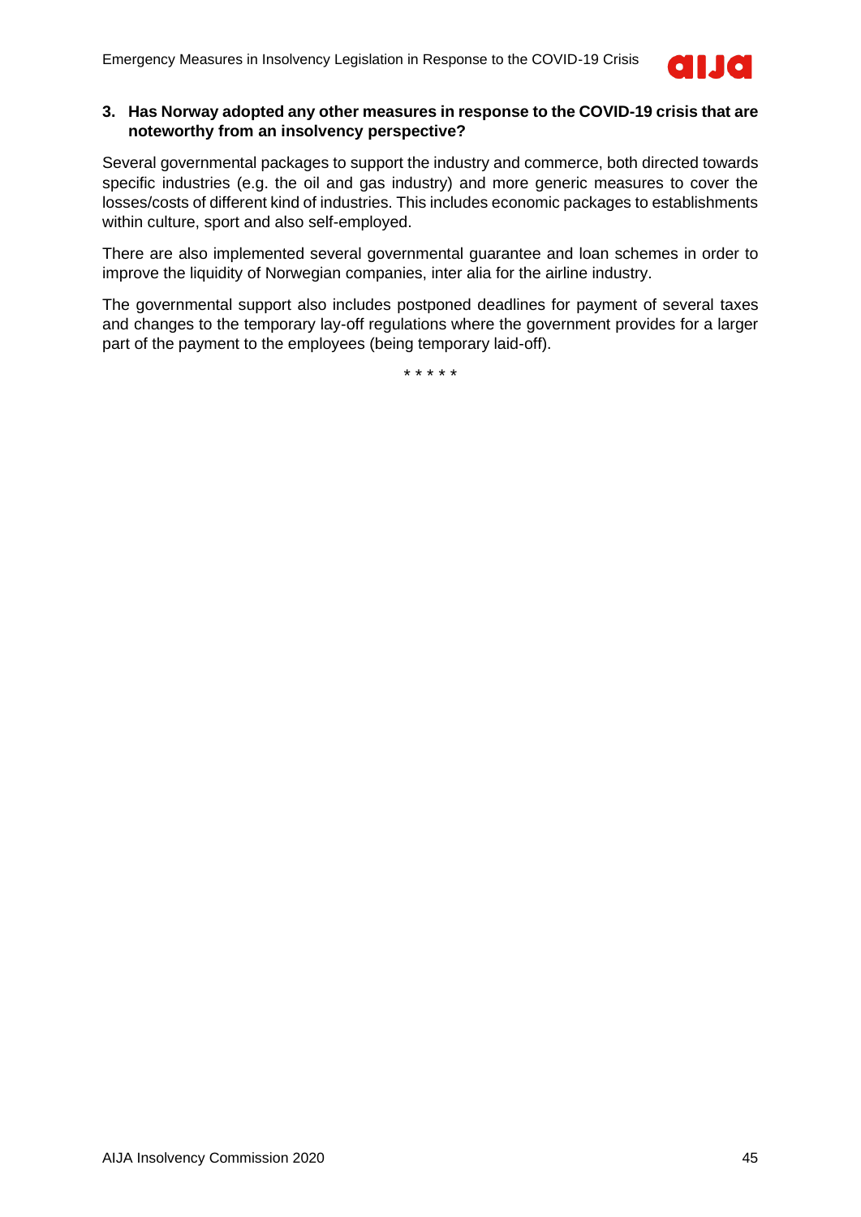### 3. Has Norway adopted any other measures in response to the COVID-19 crisis that are noteworthy from an insolvency perspective?

Several governmental packages to support the industry and commerce, both directed towards specific industries (e.g. the oil and gas industry) and more generic measures to cover the losses/costs of different kind of industries. This includes economic packages to establishments within culture, sport and also self-employed.

There are also implemented several governmental guarantee and loan schemes in order to improve the liquidity of Norwegian companies, inter alia for the airline industry.

The governmental support also includes postponed deadlines for payment of several taxes and changes to the temporary lay-off regulations where the government provides for a larger part of the payment to the employees (being temporary laid-off).

\* \* \* \* \*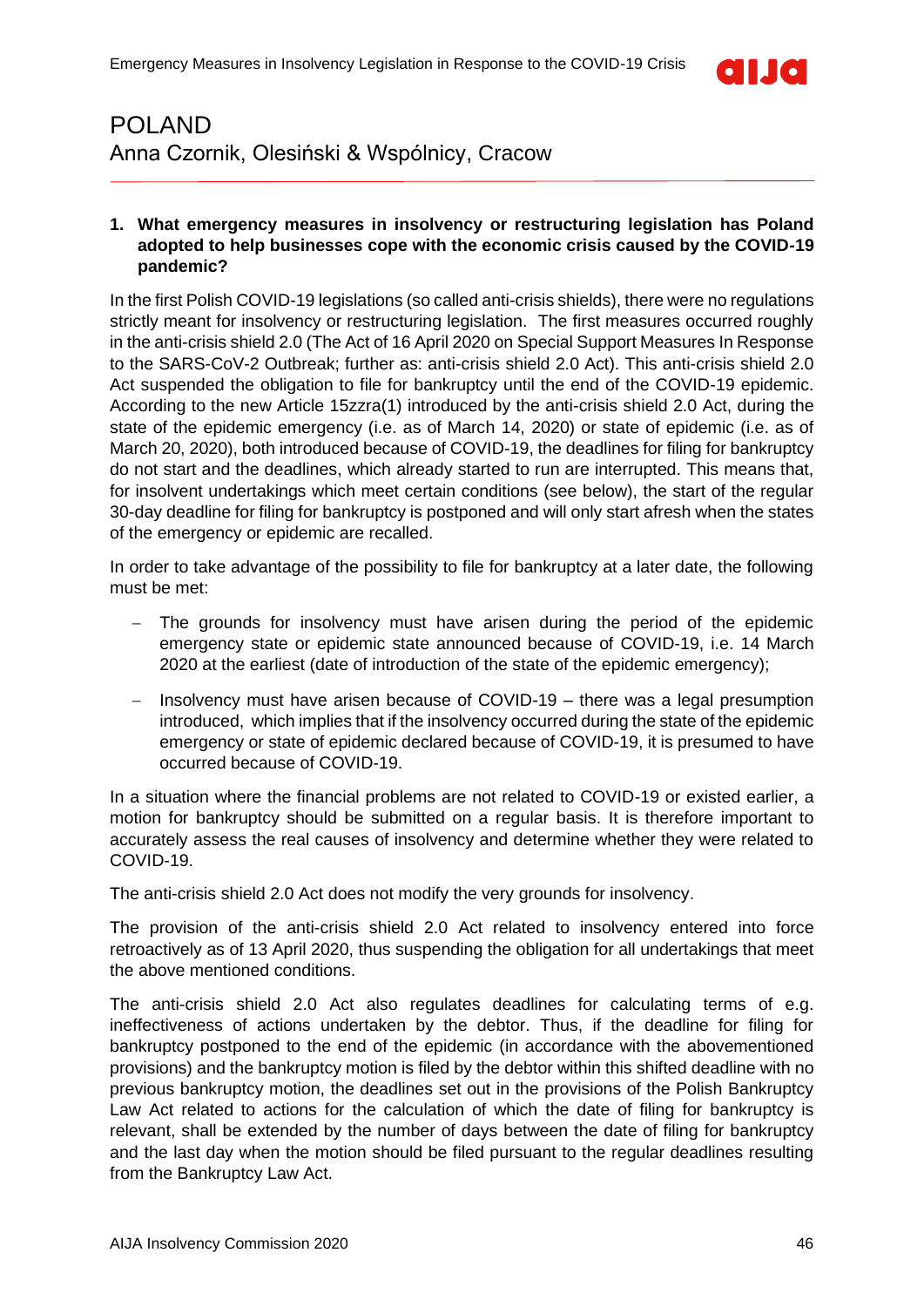# POLAND

Anna Czornik, Olesiński & Wspólnicy, Cracow

## 1. What emergency measures in insolvency or restructuring legislation has Poland adopted to help businesses cope with the economic crisis caused by the COVID-19 pandemic?

In the first Polish COVID-19 legislations (so called anti-crisis shields), there were no regulations strictly meant for insolvency or restructuring legislation. The first measures occurred roughly in the anti-crisis shield 2.0 (The Act of 16 April 2020 on Special Support Measures In Response to the SARS-CoV-2 Outbreak; further as: anti-crisis shield 2.0 Act). This anti-crisis shield 2.0 Act suspended the obligation to file for bankruptcy until the end of the COVID-19 epidemic. According to the new Article 15zzra(1) introduced by the anti-crisis shield 2.0 Act, during the state of the epidemic emergency (i.e. as of March 14, 2020) or state of epidemic (i.e. as of March 20, 2020), both introduced because of COVID-19, the deadlines for filing for bankruptcy do not start and the deadlines, which already started to run are interrupted. This means that, for insolvent undertakings which meet certain conditions (see below), the start of the regular 30-day deadline for filing for bankruptcy is postponed and will only start afresh when the states of the emergency or epidemic are recalled.

In order to take advantage of the possibility to file for bankruptcy at a later date, the following must be met:

- The grounds for insolvency must have arisen during the period of the epidemic emergency state or epidemic state announced because of COVID-19, i.e. 14 March 2020 at the earliest (date of introduction of the state of the epidemic emergency);
- Insolvency must have arisen because of COVID-19 – there was a legal presumption introduced, which implies that if the insolvency occurred during the state of the epidemic emergency or state of epidemic declared because of COVID-19, it is presumed to have occurred because of COVID-19.

In a situation where the financial problems are not related to COVID-19 or existed earlier, a motion for bankruptcy should be submitted on a regular basis. It is therefore important to accurately assess the real causes of insolvency and determine whether they were related to COVID-19.

The anti-crisis shield 2.0 Act does not modify the very grounds for insolvency.

The provision of the anti-crisis shield 2.0 Act related to insolvency entered into force retroactively as of 13 April 2020, thus suspending the obligation for all undertakings that meet the above mentioned conditions.

The anti-crisis shield 2.0 Act also regulates deadlines for calculating terms of e.g. ineffectiveness of actions undertaken by the debtor. Thus, if the deadline for filing for bankruptcy postponed to the end of the epidemic (in accordance with the abovementioned provisions) and the bankruptcy motion is filed by the debtor within this shifted deadline with no previous bankruptcy motion, the deadlines set out in the provisions of the Polish Bankruptcy Law Act related to actions for the calculation of which the date of filing for bankruptcy is relevant, shall be extended by the number of days between the date of filing for bankruptcy and the last day when the motion should be filed pursuant to the regular deadlines resulting from the Bankruptcy Law Act.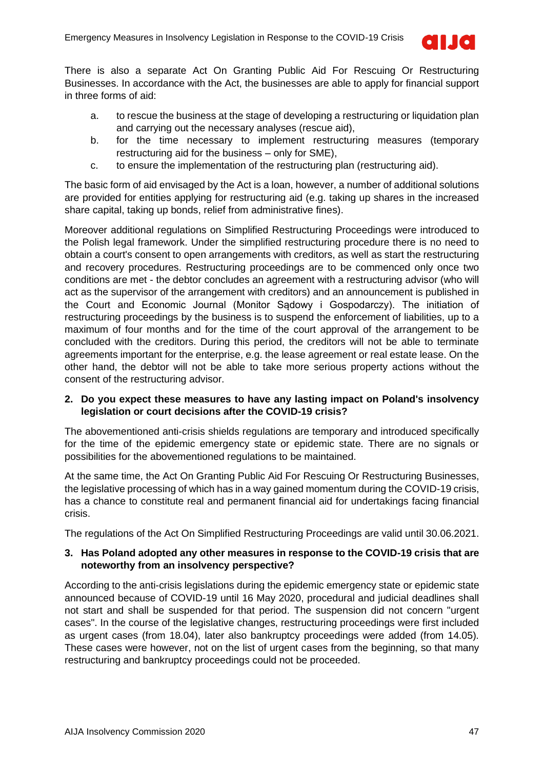There is also a separate Act On Granting Public Aid For Rescuing Or Restructuring Businesses. In accordance with the Act, the businesses are able to apply for financial support in three forms of aid:

a. to rescue the business at the stage of developing a restructuring or liquidation plan and carrying out the necessary analyses (rescue aid),
b. for the time necessary to implement restructuring measures (temporary restructuring aid for the business – only for SME),
c. to ensure the implementation of the restructuring plan (restructuring aid).

The basic form of aid envisaged by the Act is a loan, however, a number of additional solutions are provided for entities applying for restructuring aid (e.g. taking up shares in the increased share capital, taking up bonds, relief from administrative fines).

Moreover additional regulations on Simplified Restructuring Proceedings were introduced to the Polish legal framework. Under the simplified restructuring procedure there is no need to obtain a court's consent to open arrangements with creditors, as well as start the restructuring and recovery procedures. Restructuring proceedings are to be commenced only once two conditions are met - the debtor concludes an agreement with a restructuring advisor (who will act as the supervisor of the arrangement with creditors) and an announcement is published in the Court and Economic Journal (Monitor Sądowy i Gospodarczy). The initiation of restructuring proceedings by the business is to suspend the enforcement of liabilities, up to a maximum of four months and for the time of the court approval of the arrangement to be concluded with the creditors. During this period, the creditors will not be able to terminate agreements important for the enterprise, e.g. the lease agreement or real estate lease. On the other hand, the debtor will not be able to take more serious property actions without the consent of the restructuring advisor.

**2. Do you expect these measures to have any lasting impact on Poland's insolvency legislation or court decisions after the COVID-19 crisis?**

The abovementioned anti-crisis shields regulations are temporary and introduced specifically for the time of the epidemic emergency state or epidemic state. There are no signals or possibilities for the abovementioned regulations to be maintained.

At the same time, the Act On Granting Public Aid For Rescuing Or Restructuring Businesses, the legislative processing of which has in a way gained momentum during the COVID-19 crisis, has a chance to constitute real and permanent financial aid for undertakings facing financial crisis.

The regulations of the Act On Simplified Restructuring Proceedings are valid until 30.06.2021.

**3. Has Poland adopted any other measures in response to the COVID-19 crisis that are noteworthy from an insolvency perspective?**

According to the anti-crisis legislations during the epidemic emergency state or epidemic state announced because of COVID-19 until 16 May 2020, procedural and judicial deadlines shall not start and shall be suspended for that period. The suspension did not concern "urgent cases". In the course of the legislative changes, restructuring proceedings were first included as urgent cases (from 18.04), later also bankruptcy proceedings were added (from 14.05). These cases were however, not on the list of urgent cases from the beginning, so that many restructuring and bankruptcy proceedings could not be proceeded.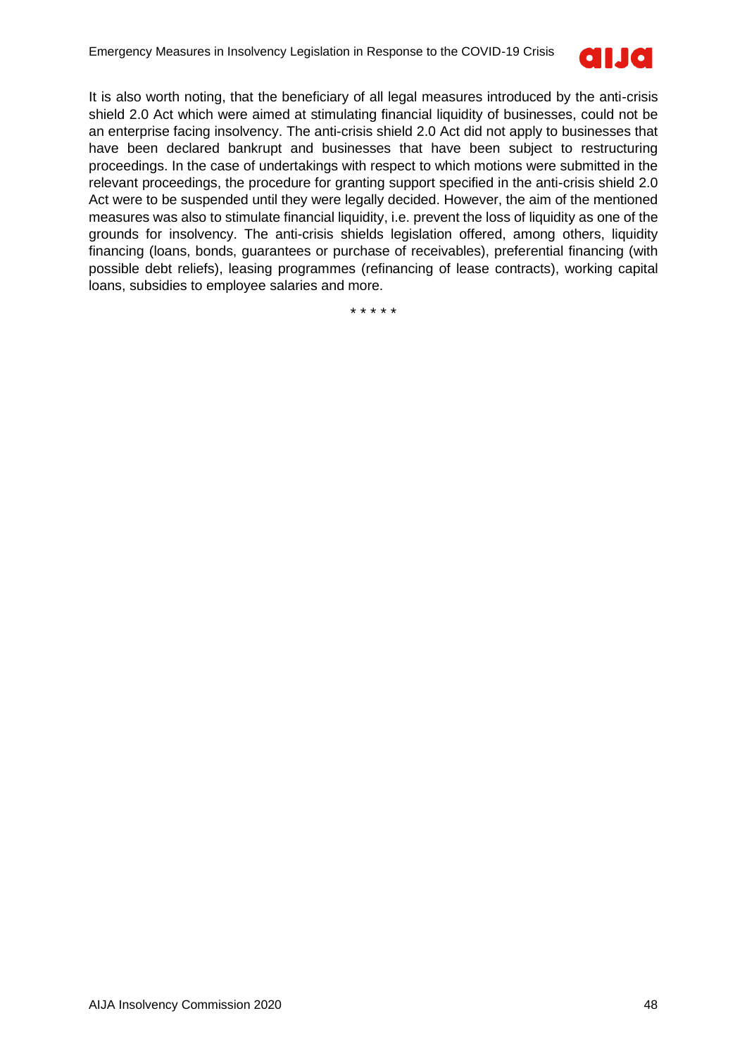It is also worth noting, that the beneficiary of all legal measures introduced by the anti-crisis shield 2.0 Act which were aimed at stimulating financial liquidity of businesses, could not be an enterprise facing insolvency. The anti-crisis shield 2.0 Act did not apply to businesses that have been declared bankrupt and businesses that have been subject to restructuring proceedings. In the case of undertakings with respect to which motions were submitted in the relevant proceedings, the procedure for granting support specified in the anti-crisis shield 2.0 Act were to be suspended until they were legally decided. However, the aim of the mentioned measures was also to stimulate financial liquidity, i.e. prevent the loss of liquidity as one of the grounds for insolvency. The anti-crisis shields legislation offered, among others, liquidity financing (loans, bonds, guarantees or purchase of receivables), preferential financing (with possible debt reliefs), leasing programmes (refinancing of lease contracts), working capital loans, subsidies to employee salaries and more.

* * * * *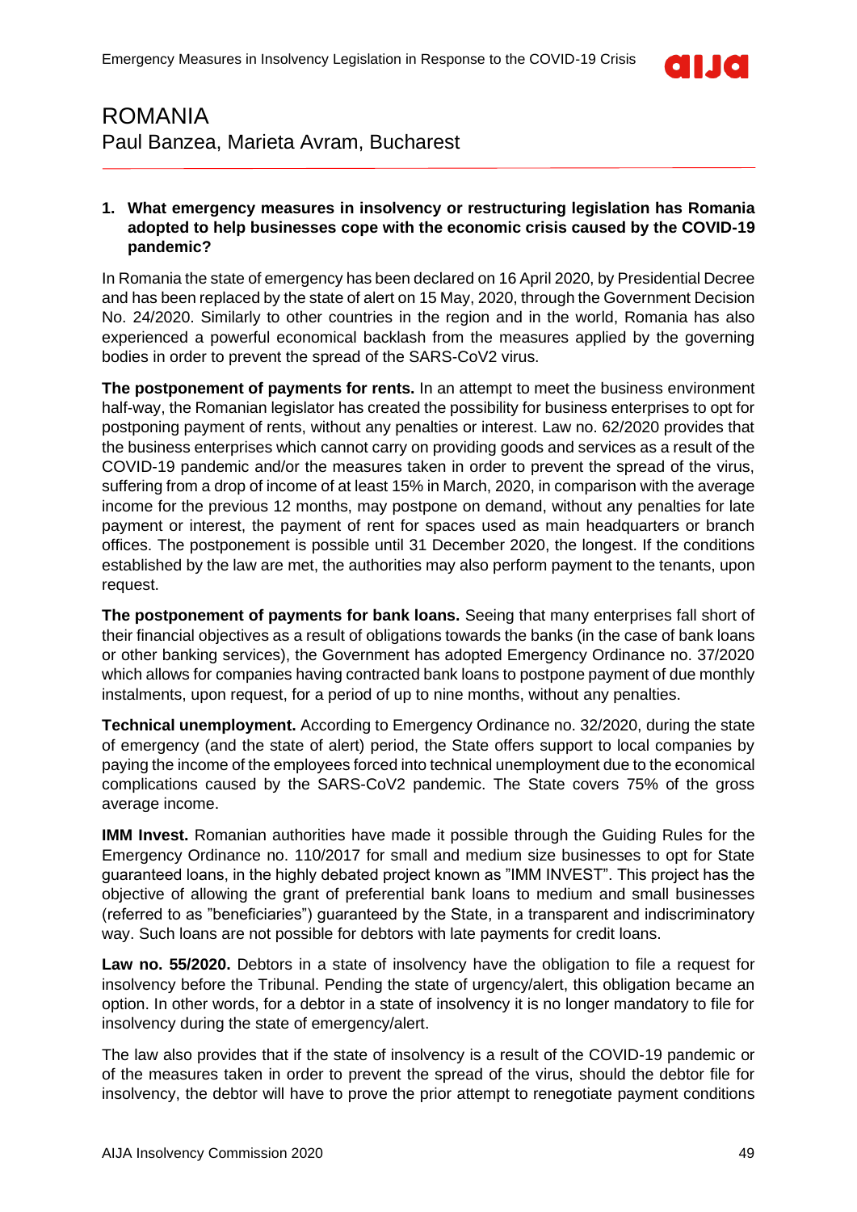# ROMANIA

Paul Banzea, Marieta Avram, Bucharest

**1. What emergency measures in insolvency or restructuring legislation has Romania adopted to help businesses cope with the economic crisis caused by the COVID-19 pandemic?**

In Romania the state of emergency has been declared on 16 April 2020, by Presidential Decree and has been replaced by the state of alert on 15 May, 2020, through the Government Decision No. 24/2020. Similarly to other countries in the region and in the world, Romania has also experienced a powerful economical backlash from the measures applied by the governing bodies in order to prevent the spread of the SARS-CoV2 virus.

**The postponement of payments for rents.** In an attempt to meet the business environment half-way, the Romanian legislator has created the possibility for business enterprises to opt for postponing payment of rents, without any penalties or interest. Law no. 62/2020 provides that the business enterprises which cannot carry on providing goods and services as a result of the COVID-19 pandemic and/or the measures taken in order to prevent the spread of the virus, suffering from a drop of income of at least 15% in March, 2020, in comparison with the average income for the previous 12 months, may postpone on demand, without any penalties for late payment or interest, the payment of rent for spaces used as main headquarters or branch offices. The postponement is possible until 31 December 2020, the longest. If the conditions established by the law are met, the authorities may also perform payment to the tenants, upon request.

**The postponement of payments for bank loans.** Seeing that many enterprises fall short of their financial objectives as a result of obligations towards the banks (in the case of bank loans or other banking services), the Government has adopted Emergency Ordinance no. 37/2020 which allows for companies having contracted bank loans to postpone payment of due monthly instalments, upon request, for a period of up to nine months, without any penalties.

**Technical unemployment.** According to Emergency Ordinance no. 32/2020, during the state of emergency (and the state of alert) period, the State offers support to local companies by paying the income of the employees forced into technical unemployment due to the economical complications caused by the SARS-CoV2 pandemic. The State covers 75% of the gross average income.

**IMM Invest.** Romanian authorities have made it possible through the Guiding Rules for the Emergency Ordinance no. 110/2017 for small and medium size businesses to opt for State guaranteed loans, in the highly debated project known as ”IMM INVEST”. This project has the objective of allowing the grant of preferential bank loans to medium and small businesses (referred to as ”beneficiaries”) guaranteed by the State, in a transparent and indiscriminatory way. Such loans are not possible for debtors with late payments for credit loans.

**Law no. 55/2020.** Debtors in a state of insolvency have the obligation to file a request for insolvency before the Tribunal. Pending the state of urgency/alert, this obligation became an option. In other words, for a debtor in a state of insolvency it is no longer mandatory to file for insolvency during the state of emergency/alert.

The law also provides that if the state of insolvency is a result of the COVID-19 pandemic or of the measures taken in order to prevent the spread of the virus, should the debtor file for insolvency, the debtor will have to prove the prior attempt to renegotiate payment conditions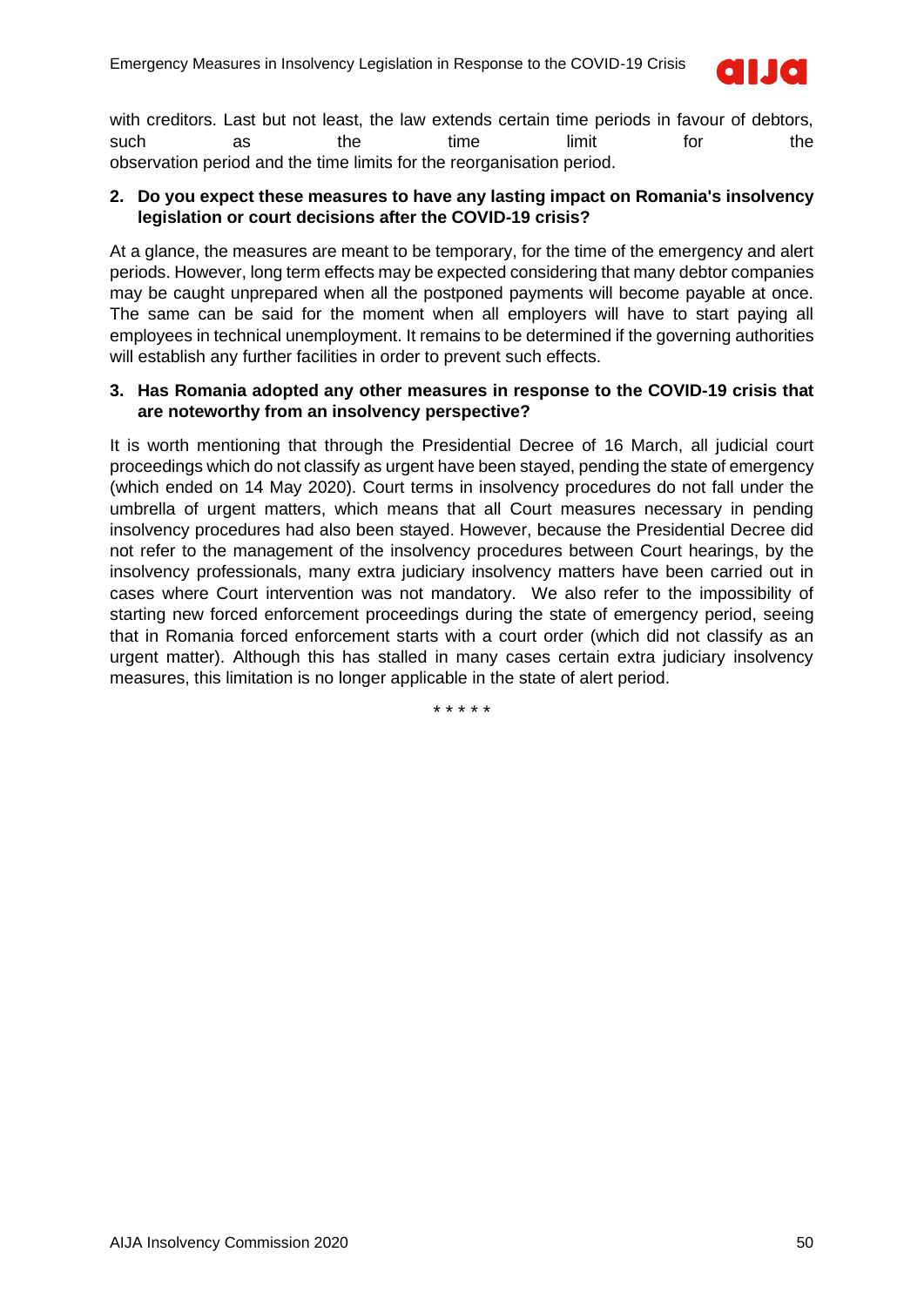with creditors. Last but not least, the law extends certain time periods in favour of debtors, such as the time limit for the observation period and the time limits for the reorganisation period.

**2. Do you expect these measures to have any lasting impact on Romania's insolvency legislation or court decisions after the COVID-19 crisis?**

At a glance, the measures are meant to be temporary, for the time of the emergency and alert periods. However, long term effects may be expected considering that many debtor companies may be caught unprepared when all the postponed payments will become payable at once. The same can be said for the moment when all employers will have to start paying all employees in technical unemployment. It remains to be determined if the governing authorities will establish any further facilities in order to prevent such effects.

**3. Has Romania adopted any other measures in response to the COVID-19 crisis that are noteworthy from an insolvency perspective?**

It is worth mentioning that through the Presidential Decree of 16 March, all judicial court proceedings which do not classify as urgent have been stayed, pending the state of emergency (which ended on 14 May 2020). Court terms in insolvency procedures do not fall under the umbrella of urgent matters, which means that all Court measures necessary in pending insolvency procedures had also been stayed. However, because the Presidential Decree did not refer to the management of the insolvency procedures between Court hearings, by the insolvency professionals, many extra judiciary insolvency matters have been carried out in cases where Court intervention was not mandatory. We also refer to the impossibility of starting new forced enforcement proceedings during the state of emergency period, seeing that in Romania forced enforcement starts with a court order (which did not classify as an urgent matter). Although this has stalled in many cases certain extra judiciary insolvency measures, this limitation is no longer applicable in the state of alert period.

\* \* \* \* \*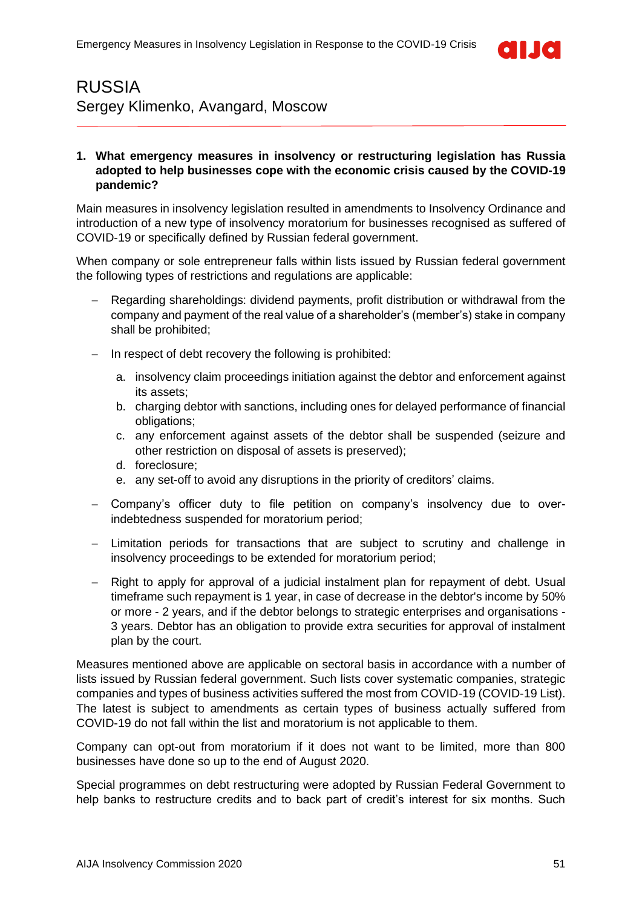# RUSSIA

Sergey Klimenko, Avangard, Moscow

**1. What emergency measures in insolvency or restructuring legislation has Russia adopted to help businesses cope with the economic crisis caused by the COVID-19 pandemic?**

Main measures in insolvency legislation resulted in amendments to Insolvency Ordinance and introduction of a new type of insolvency moratorium for businesses recognised as suffered of COVID-19 or specifically defined by Russian federal government.

When company or sole entrepreneur falls within lists issued by Russian federal government the following types of restrictions and regulations are applicable:

- Regarding shareholdings: dividend payments, profit distribution or withdrawal from the company and payment of the real value of a shareholder's (member's) stake in company shall be prohibited;
- In respect of debt recovery the following is prohibited:
  a. insolvency claim proceedings initiation against the debtor and enforcement against its assets;
  b. charging debtor with sanctions, including ones for delayed performance of financial obligations;
  c. any enforcement against assets of the debtor shall be suspended (seizure and other restriction on disposal of assets is preserved);
  d. foreclosure;
  e. any set-off to avoid any disruptions in the priority of creditors' claims.
- Company's officer duty to file petition on company's insolvency due to over-indebtedness suspended for moratorium period;
- Limitation periods for transactions that are subject to scrutiny and challenge in insolvency proceedings to be extended for moratorium period;
- Right to apply for approval of a judicial instalment plan for repayment of debt. Usual timeframe such repayment is 1 year, in case of decrease in the debtor's income by 50% or more - 2 years, and if the debtor belongs to strategic enterprises and organisations - 3 years. Debtor has an obligation to provide extra securities for approval of instalment plan by the court.

Measures mentioned above are applicable on sectoral basis in accordance with a number of lists issued by Russian federal government. Such lists cover systematic companies, strategic companies and types of business activities suffered the most from COVID-19 (COVID-19 List). The latest is subject to amendments as certain types of business actually suffered from COVID-19 do not fall within the list and moratorium is not applicable to them.

Company can opt-out from moratorium if it does not want to be limited, more than 800 businesses have done so up to the end of August 2020.

Special programmes on debt restructuring were adopted by Russian Federal Government to help banks to restructure credits and to back part of credit's interest for six months. Such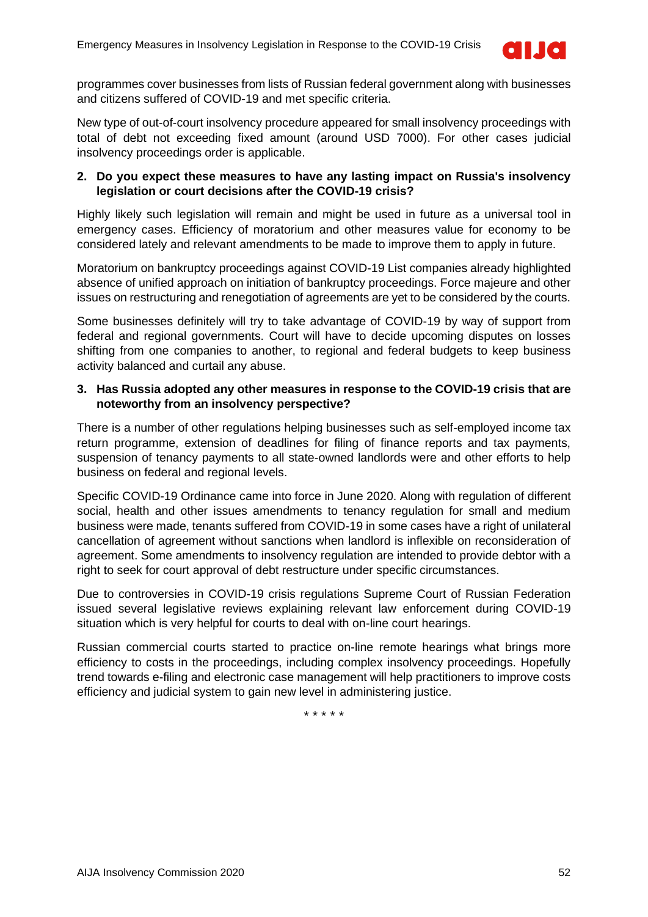programmes cover businesses from lists of Russian federal government along with businesses and citizens suffered of COVID-19 and met specific criteria.

New type of out-of-court insolvency procedure appeared for small insolvency proceedings with total of debt not exceeding fixed amount (around USD 7000). For other cases judicial insolvency proceedings order is applicable.

**2. Do you expect these measures to have any lasting impact on Russia's insolvency legislation or court decisions after the COVID-19 crisis?**

Highly likely such legislation will remain and might be used in future as a universal tool in emergency cases. Efficiency of moratorium and other measures value for economy to be considered lately and relevant amendments to be made to improve them to apply in future.

Moratorium on bankruptcy proceedings against COVID-19 List companies already highlighted absence of unified approach on initiation of bankruptcy proceedings. Force majeure and other issues on restructuring and renegotiation of agreements are yet to be considered by the courts.

Some businesses definitely will try to take advantage of COVID-19 by way of support from federal and regional governments. Court will have to decide upcoming disputes on losses shifting from one companies to another, to regional and federal budgets to keep business activity balanced and curtail any abuse.

**3. Has Russia adopted any other measures in response to the COVID-19 crisis that are noteworthy from an insolvency perspective?**

There is a number of other regulations helping businesses such as self-employed income tax return programme, extension of deadlines for filing of finance reports and tax payments, suspension of tenancy payments to all state-owned landlords were and other efforts to help business on federal and regional levels.

Specific COVID-19 Ordinance came into force in June 2020. Along with regulation of different social, health and other issues amendments to tenancy regulation for small and medium business were made, tenants suffered from COVID-19 in some cases have a right of unilateral cancellation of agreement without sanctions when landlord is inflexible on reconsideration of agreement. Some amendments to insolvency regulation are intended to provide debtor with a right to seek for court approval of debt restructure under specific circumstances.

Due to controversies in COVID-19 crisis regulations Supreme Court of Russian Federation issued several legislative reviews explaining relevant law enforcement during COVID-19 situation which is very helpful for courts to deal with on-line court hearings.

Russian commercial courts started to practice on-line remote hearings what brings more efficiency to costs in the proceedings, including complex insolvency proceedings. Hopefully trend towards e-filing and electronic case management will help practitioners to improve costs efficiency and judicial system to gain new level in administering justice.

\* \* \* \* \*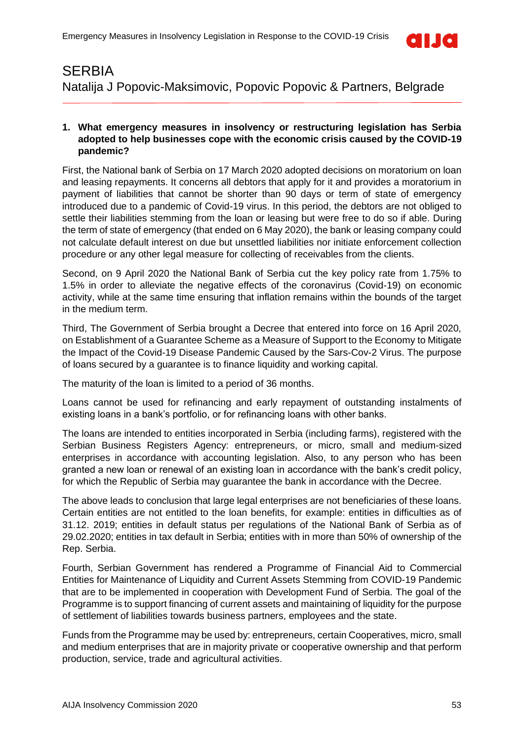# SERBIA

Natalija J Popovic-Maksimovic, Popovic Popovic & Partners, Belgrade

**1. What emergency measures in insolvency or restructuring legislation has Serbia adopted to help businesses cope with the economic crisis caused by the COVID-19 pandemic?**

First, the National bank of Serbia on 17 March 2020 adopted decisions on moratorium on loan and leasing repayments. It concerns all debtors that apply for it and provides a moratorium in payment of liabilities that cannot be shorter than 90 days or term of state of emergency introduced due to a pandemic of Covid-19 virus. In this period, the debtors are not obliged to settle their liabilities stemming from the loan or leasing but were free to do so if able. During the term of state of emergency (that ended on 6 May 2020), the bank or leasing company could not calculate default interest on due but unsettled liabilities nor initiate enforcement collection procedure or any other legal measure for collecting of receivables from the clients.

Second, on 9 April 2020 the National Bank of Serbia cut the key policy rate from 1.75% to 1.5% in order to alleviate the negative effects of the coronavirus (Covid-19) on economic activity, while at the same time ensuring that inflation remains within the bounds of the target in the medium term.

Third, The Government of Serbia brought a Decree that entered into force on 16 April 2020, on Establishment of a Guarantee Scheme as a Measure of Support to the Economy to Mitigate the Impact of the Covid-19 Disease Pandemic Caused by the Sars-Cov-2 Virus. The purpose of loans secured by a guarantee is to finance liquidity and working capital.

The maturity of the loan is limited to a period of 36 months.

Loans cannot be used for refinancing and early repayment of outstanding instalments of existing loans in a bank's portfolio, or for refinancing loans with other banks.

The loans are intended to entities incorporated in Serbia (including farms), registered with the Serbian Business Registers Agency: entrepreneurs, or micro, small and medium-sized enterprises in accordance with accounting legislation. Also, to any person who has been granted a new loan or renewal of an existing loan in accordance with the bank's credit policy, for which the Republic of Serbia may guarantee the bank in accordance with the Decree.

The above leads to conclusion that large legal enterprises are not beneficiaries of these loans. Certain entities are not entitled to the loan benefits, for example: entities in difficulties as of 31.12. 2019; entities in default status per regulations of the National Bank of Serbia as of 29.02.2020; entities in tax default in Serbia; entities with in more than 50% of ownership of the Rep. Serbia.

Fourth, Serbian Government has rendered a Programme of Financial Aid to Commercial Entities for Maintenance of Liquidity and Current Assets Stemming from COVID-19 Pandemic that are to be implemented in cooperation with Development Fund of Serbia. The goal of the Programme is to support financing of current assets and maintaining of liquidity for the purpose of settlement of liabilities towards business partners, employees and the state.

Funds from the Programme may be used by: entrepreneurs, certain Cooperatives, micro, small and medium enterprises that are in majority private or cooperative ownership and that perform production, service, trade and agricultural activities.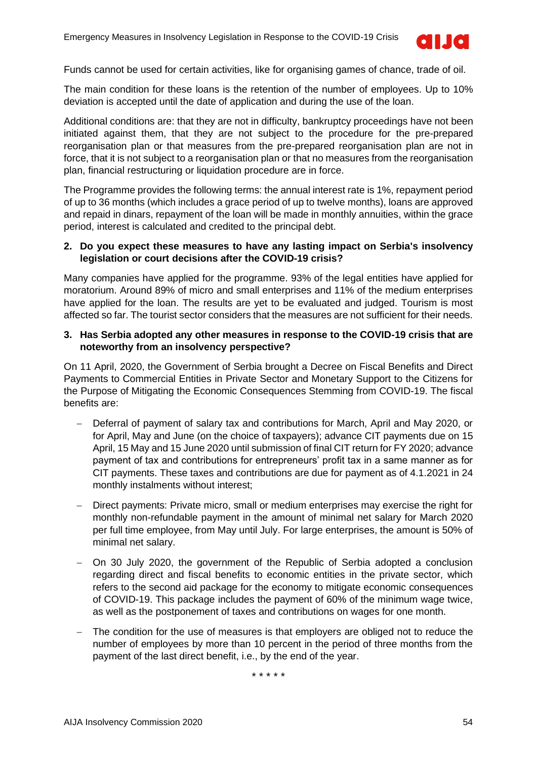Funds cannot be used for certain activities, like for organising games of chance, trade of oil.

The main condition for these loans is the retention of the number of employees. Up to 10% deviation is accepted until the date of application and during the use of the loan.

Additional conditions are: that they are not in difficulty, bankruptcy proceedings have not been initiated against them, that they are not subject to the procedure for the pre-prepared reorganisation plan or that measures from the pre-prepared reorganisation plan are not in force, that it is not subject to a reorganisation plan or that no measures from the reorganisation plan, financial restructuring or liquidation procedure are in force.

The Programme provides the following terms: the annual interest rate is 1%, repayment period of up to 36 months (which includes a grace period of up to twelve months), loans are approved and repaid in dinars, repayment of the loan will be made in monthly annuities, within the grace period, interest is calculated and credited to the principal debt.

**2. Do you expect these measures to have any lasting impact on Serbia's insolvency legislation or court decisions after the COVID-19 crisis?**

Many companies have applied for the programme. 93% of the legal entities have applied for moratorium. Around 89% of micro and small enterprises and 11% of the medium enterprises have applied for the loan. The results are yet to be evaluated and judged. Tourism is most affected so far. The tourist sector considers that the measures are not sufficient for their needs.

**3. Has Serbia adopted any other measures in response to the COVID-19 crisis that are noteworthy from an insolvency perspective?**

On 11 April, 2020, the Government of Serbia brought a Decree on Fiscal Benefits and Direct Payments to Commercial Entities in Private Sector and Monetary Support to the Citizens for the Purpose of Mitigating the Economic Consequences Stemming from COVID-19. The fiscal benefits are:

- Deferral of payment of salary tax and contributions for March, April and May 2020, or for April, May and June (on the choice of taxpayers); advance CIT payments due on 15 April, 15 May and 15 June 2020 until submission of final CIT return for FY 2020; advance payment of tax and contributions for entrepreneurs' profit tax in a same manner as for CIT payments. These taxes and contributions are due for payment as of 4.1.2021 in 24 monthly instalments without interest;
- Direct payments: Private micro, small or medium enterprises may exercise the right for monthly non-refundable payment in the amount of minimal net salary for March 2020 per full time employee, from May until July. For large enterprises, the amount is 50% of minimal net salary.
- On 30 July 2020, the government of the Republic of Serbia adopted a conclusion regarding direct and fiscal benefits to economic entities in the private sector, which refers to the second aid package for the economy to mitigate economic consequences of COVID-19. This package includes the payment of 60% of the minimum wage twice, as well as the postponement of taxes and contributions on wages for one month.
- The condition for the use of measures is that employers are obliged not to reduce the number of employees by more than 10 percent in the period of three months from the payment of the last direct benefit, i.e., by the end of the year.

\* \* \* \* \*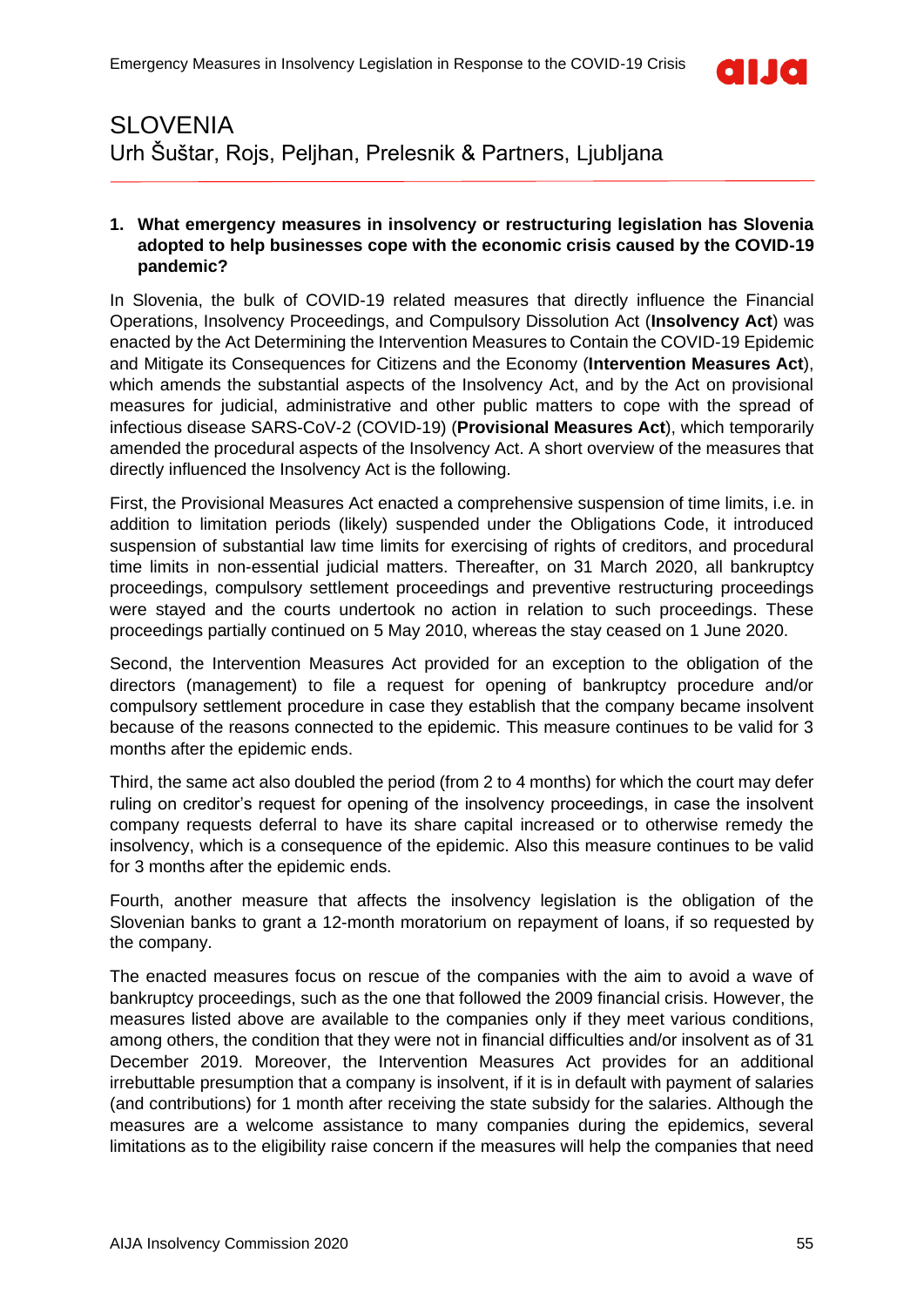# SLOVENIA

Urh Šuštar, Rojs, Peljhan, Prelesnik & Partners, Ljubljana

**1. What emergency measures in insolvency or restructuring legislation has Slovenia adopted to help businesses cope with the economic crisis caused by the COVID-19 pandemic?**

In Slovenia, the bulk of COVID-19 related measures that directly influence the Financial Operations, Insolvency Proceedings, and Compulsory Dissolution Act (**Insolvency Act**) was enacted by the Act Determining the Intervention Measures to Contain the COVID-19 Epidemic and Mitigate its Consequences for Citizens and the Economy (**Intervention Measures Act**), which amends the substantial aspects of the Insolvency Act, and by the Act on provisional measures for judicial, administrative and other public matters to cope with the spread of infectious disease SARS-CoV-2 (COVID-19) (**Provisional Measures Act**), which temporarily amended the procedural aspects of the Insolvency Act. A short overview of the measures that directly influenced the Insolvency Act is the following.

First, the Provisional Measures Act enacted a comprehensive suspension of time limits, i.e. in addition to limitation periods (likely) suspended under the Obligations Code, it introduced suspension of substantial law time limits for exercising of rights of creditors, and procedural time limits in non-essential judicial matters. Thereafter, on 31 March 2020, all bankruptcy proceedings, compulsory settlement proceedings and preventive restructuring proceedings were stayed and the courts undertook no action in relation to such proceedings. These proceedings partially continued on 5 May 2010, whereas the stay ceased on 1 June 2020.

Second, the Intervention Measures Act provided for an exception to the obligation of the directors (management) to file a request for opening of bankruptcy procedure and/or compulsory settlement procedure in case they establish that the company became insolvent because of the reasons connected to the epidemic. This measure continues to be valid for 3 months after the epidemic ends.

Third, the same act also doubled the period (from 2 to 4 months) for which the court may defer ruling on creditor's request for opening of the insolvency proceedings, in case the insolvent company requests deferral to have its share capital increased or to otherwise remedy the insolvency, which is a consequence of the epidemic. Also this measure continues to be valid for 3 months after the epidemic ends.

Fourth, another measure that affects the insolvency legislation is the obligation of the Slovenian banks to grant a 12-month moratorium on repayment of loans, if so requested by the company.

The enacted measures focus on rescue of the companies with the aim to avoid a wave of bankruptcy proceedings, such as the one that followed the 2009 financial crisis. However, the measures listed above are available to the companies only if they meet various conditions, among others, the condition that they were not in financial difficulties and/or insolvent as of 31 December 2019. Moreover, the Intervention Measures Act provides for an additional irrebuttable presumption that a company is insolvent, if it is in default with payment of salaries (and contributions) for 1 month after receiving the state subsidy for the salaries. Although the measures are a welcome assistance to many companies during the epidemics, several limitations as to the eligibility raise concern if the measures will help the companies that need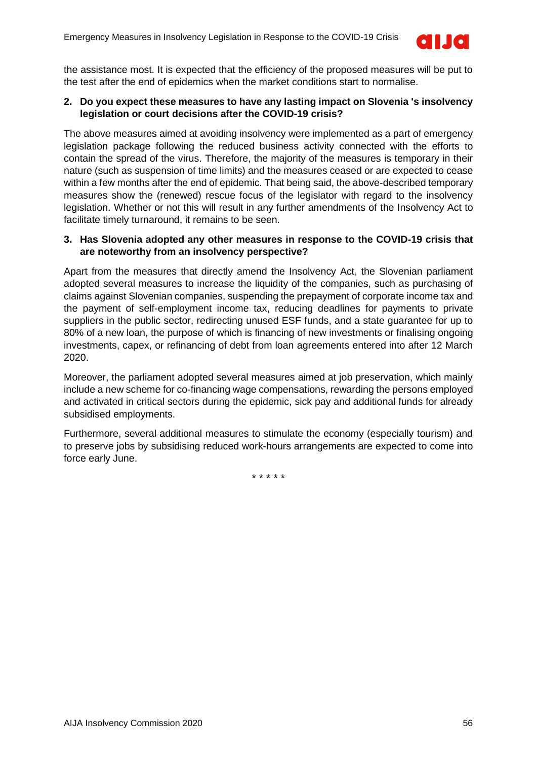the assistance most. It is expected that the efficiency of the proposed measures will be put to the test after the end of epidemics when the market conditions start to normalise.

**2. Do you expect these measures to have any lasting impact on Slovenia 's insolvency legislation or court decisions after the COVID-19 crisis?**

The above measures aimed at avoiding insolvency were implemented as a part of emergency legislation package following the reduced business activity connected with the efforts to contain the spread of the virus. Therefore, the majority of the measures is temporary in their nature (such as suspension of time limits) and the measures ceased or are expected to cease within a few months after the end of epidemic. That being said, the above-described temporary measures show the (renewed) rescue focus of the legislator with regard to the insolvency legislation. Whether or not this will result in any further amendments of the Insolvency Act to facilitate timely turnaround, it remains to be seen.

**3. Has Slovenia adopted any other measures in response to the COVID-19 crisis that are noteworthy from an insolvency perspective?**

Apart from the measures that directly amend the Insolvency Act, the Slovenian parliament adopted several measures to increase the liquidity of the companies, such as purchasing of claims against Slovenian companies, suspending the prepayment of corporate income tax and the payment of self-employment income tax, reducing deadlines for payments to private suppliers in the public sector, redirecting unused ESF funds, and a state guarantee for up to 80% of a new loan, the purpose of which is financing of new investments or finalising ongoing investments, capex, or refinancing of debt from loan agreements entered into after 12 March 2020.

Moreover, the parliament adopted several measures aimed at job preservation, which mainly include a new scheme for co-financing wage compensations, rewarding the persons employed and activated in critical sectors during the epidemic, sick pay and additional funds for already subsidised employments.

Furthermore, several additional measures to stimulate the economy (especially tourism) and to preserve jobs by subsidising reduced work-hours arrangements are expected to come into force early June.

\* \* \* \* \*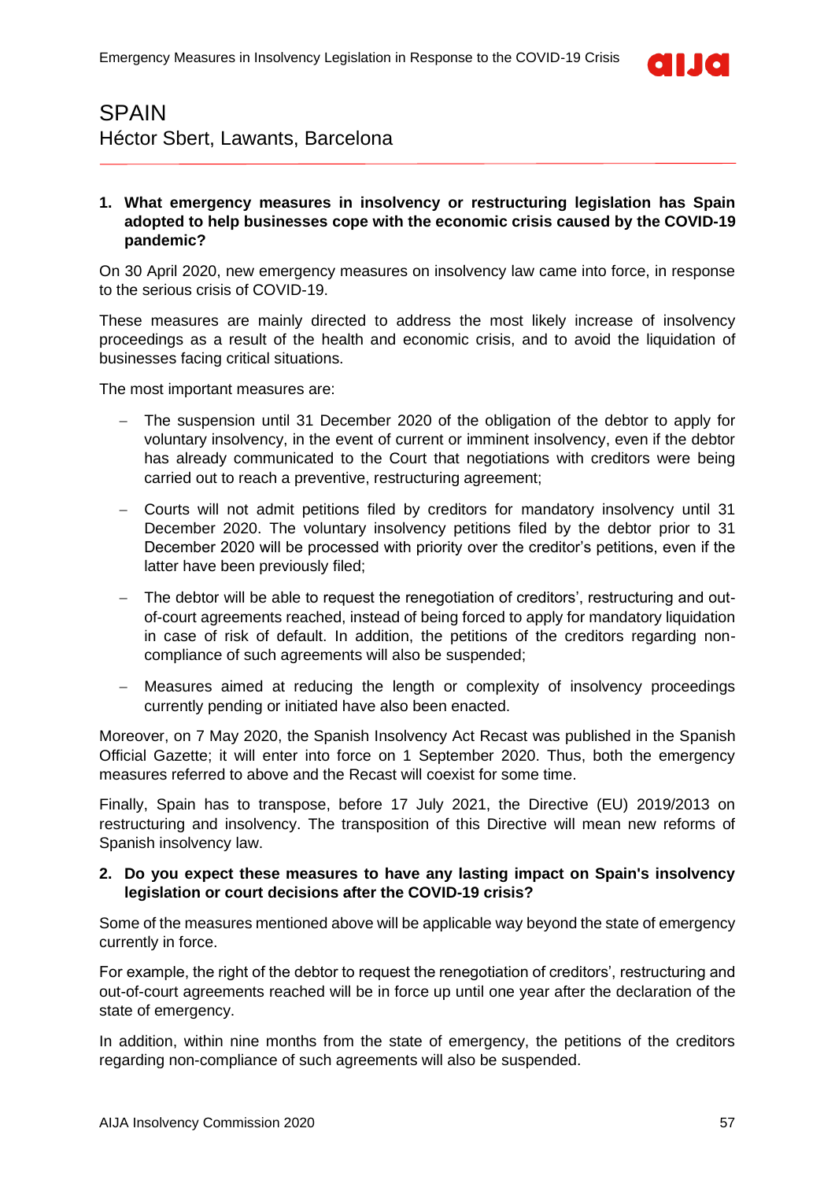# SPAIN

Héctor Sbert, Lawants, Barcelona

**1. What emergency measures in insolvency or restructuring legislation has Spain adopted to help businesses cope with the economic crisis caused by the COVID-19 pandemic?**

On 30 April 2020, new emergency measures on insolvency law came into force, in response to the serious crisis of COVID-19.

These measures are mainly directed to address the most likely increase of insolvency proceedings as a result of the health and economic crisis, and to avoid the liquidation of businesses facing critical situations.

The most important measures are:

- The suspension until 31 December 2020 of the obligation of the debtor to apply for voluntary insolvency, in the event of current or imminent insolvency, even if the debtor has already communicated to the Court that negotiations with creditors were being carried out to reach a preventive, restructuring agreement;
- Courts will not admit petitions filed by creditors for mandatory insolvency until 31 December 2020. The voluntary insolvency petitions filed by the debtor prior to 31 December 2020 will be processed with priority over the creditor's petitions, even if the latter have been previously filed;
- The debtor will be able to request the renegotiation of creditors', restructuring and out-of-court agreements reached, instead of being forced to apply for mandatory liquidation in case of risk of default. In addition, the petitions of the creditors regarding non-compliance of such agreements will also be suspended;
- Measures aimed at reducing the length or complexity of insolvency proceedings currently pending or initiated have also been enacted.

Moreover, on 7 May 2020, the Spanish Insolvency Act Recast was published in the Spanish Official Gazette; it will enter into force on 1 September 2020. Thus, both the emergency measures referred to above and the Recast will coexist for some time.

Finally, Spain has to transpose, before 17 July 2021, the Directive (EU) 2019/2013 on restructuring and insolvency. The transposition of this Directive will mean new reforms of Spanish insolvency law.

**2. Do you expect these measures to have any lasting impact on Spain's insolvency legislation or court decisions after the COVID-19 crisis?**

Some of the measures mentioned above will be applicable way beyond the state of emergency currently in force.

For example, the right of the debtor to request the renegotiation of creditors', restructuring and out-of-court agreements reached will be in force up until one year after the declaration of the state of emergency.

In addition, within nine months from the state of emergency, the petitions of the creditors regarding non-compliance of such agreements will also be suspended.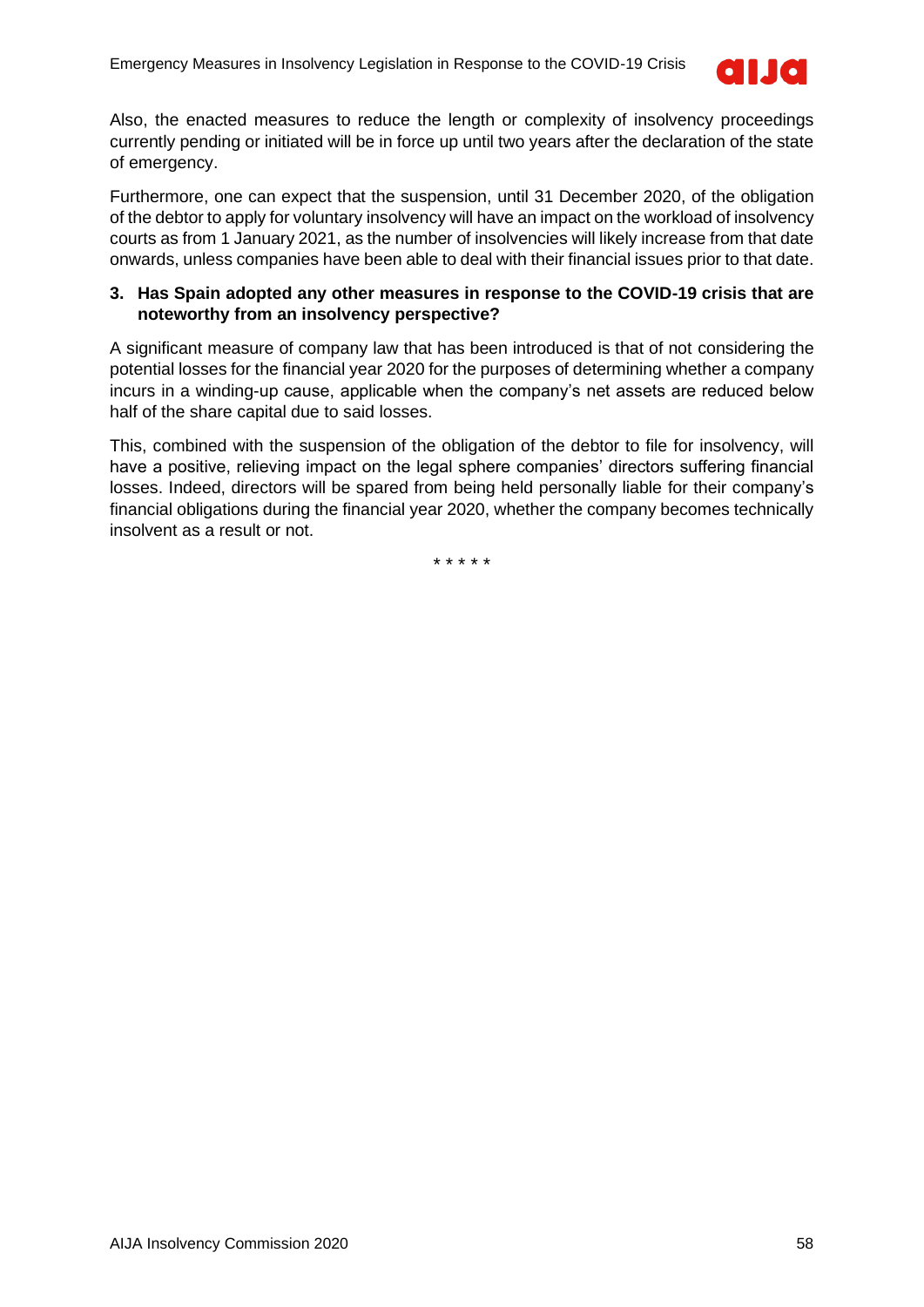Also, the enacted measures to reduce the length or complexity of insolvency proceedings currently pending or initiated will be in force up until two years after the declaration of the state of emergency.

Furthermore, one can expect that the suspension, until 31 December 2020, of the obligation of the debtor to apply for voluntary insolvency will have an impact on the workload of insolvency courts as from 1 January 2021, as the number of insolvencies will likely increase from that date onwards, unless companies have been able to deal with their financial issues prior to that date.

### 3. Has Spain adopted any other measures in response to the COVID-19 crisis that are noteworthy from an insolvency perspective?

A significant measure of company law that has been introduced is that of not considering the potential losses for the financial year 2020 for the purposes of determining whether a company incurs in a winding-up cause, applicable when the company's net assets are reduced below half of the share capital due to said losses.

This, combined with the suspension of the obligation of the debtor to file for insolvency, will have a positive, relieving impact on the legal sphere companies' directors suffering financial losses. Indeed, directors will be spared from being held personally liable for their company's financial obligations during the financial year 2020, whether the company becomes technically insolvent as a result or not.

\* \* \* \* \*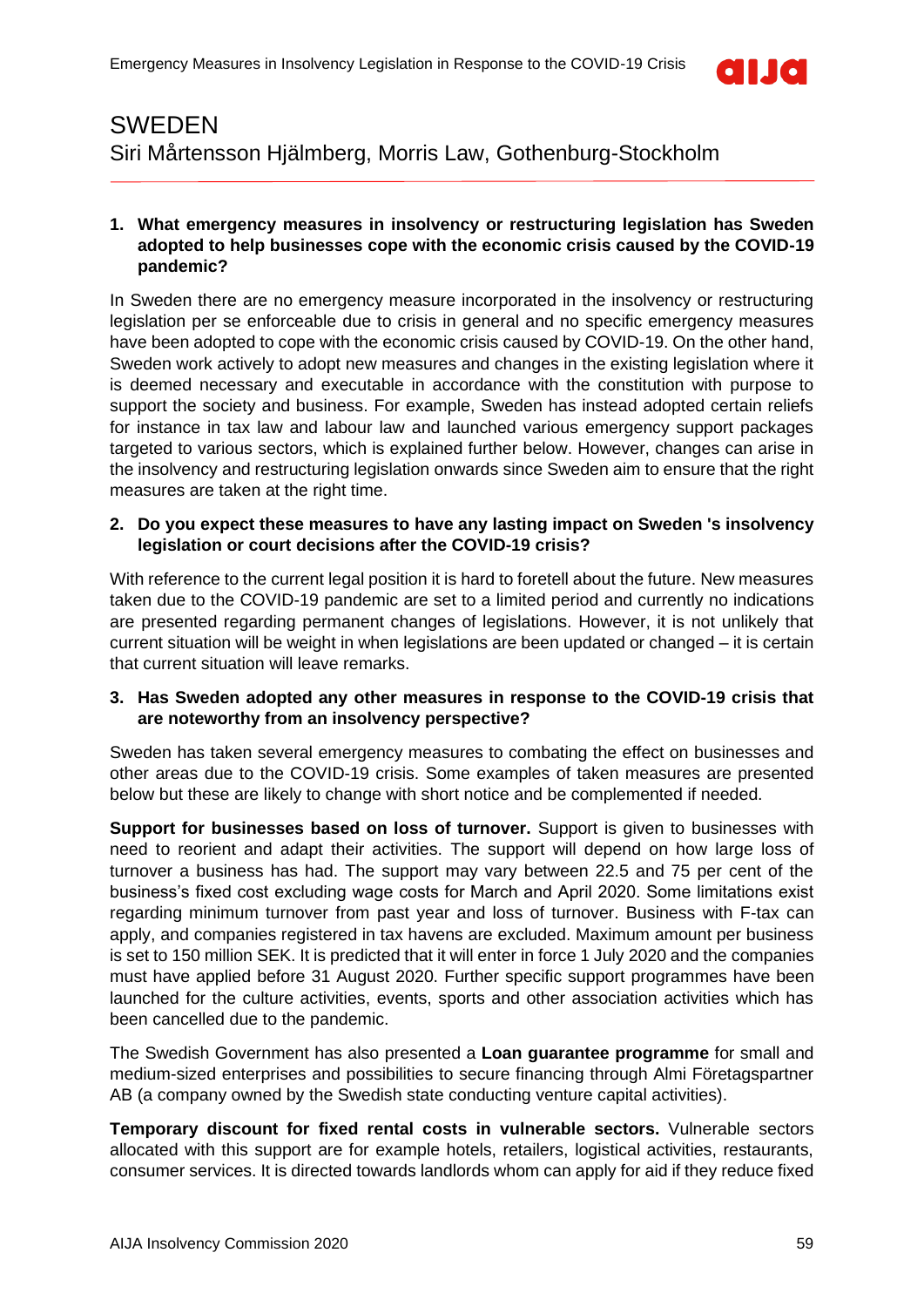# SWEDEN

Siri Mårtensson Hjälmberg, Morris Law, Gothenburg-Stockholm

**1. What emergency measures in insolvency or restructuring legislation has Sweden adopted to help businesses cope with the economic crisis caused by the COVID-19 pandemic?**

In Sweden there are no emergency measure incorporated in the insolvency or restructuring legislation per se enforceable due to crisis in general and no specific emergency measures have been adopted to cope with the economic crisis caused by COVID-19. On the other hand, Sweden work actively to adopt new measures and changes in the existing legislation where it is deemed necessary and executable in accordance with the constitution with purpose to support the society and business. For example, Sweden has instead adopted certain reliefs for instance in tax law and labour law and launched various emergency support packages targeted to various sectors, which is explained further below. However, changes can arise in the insolvency and restructuring legislation onwards since Sweden aim to ensure that the right measures are taken at the right time.

**2. Do you expect these measures to have any lasting impact on Sweden 's insolvency legislation or court decisions after the COVID-19 crisis?**

With reference to the current legal position it is hard to foretell about the future. New measures taken due to the COVID-19 pandemic are set to a limited period and currently no indications are presented regarding permanent changes of legislations. However, it is not unlikely that current situation will be weight in when legislations are been updated or changed – it is certain that current situation will leave remarks.

**3. Has Sweden adopted any other measures in response to the COVID-19 crisis that are noteworthy from an insolvency perspective?**

Sweden has taken several emergency measures to combating the effect on businesses and other areas due to the COVID-19 crisis. Some examples of taken measures are presented below but these are likely to change with short notice and be complemented if needed.

**Support for businesses based on loss of turnover.** Support is given to businesses with need to reorient and adapt their activities. The support will depend on how large loss of turnover a business has had. The support may vary between 22.5 and 75 per cent of the business's fixed cost excluding wage costs for March and April 2020. Some limitations exist regarding minimum turnover from past year and loss of turnover. Business with F-tax can apply, and companies registered in tax havens are excluded. Maximum amount per business is set to 150 million SEK. It is predicted that it will enter in force 1 July 2020 and the companies must have applied before 31 August 2020. Further specific support programmes have been launched for the culture activities, events, sports and other association activities which has been cancelled due to the pandemic.

The Swedish Government has also presented a **Loan guarantee programme** for small and medium-sized enterprises and possibilities to secure financing through Almi Företagspartner AB (a company owned by the Swedish state conducting venture capital activities).

**Temporary discount for fixed rental costs in vulnerable sectors.** Vulnerable sectors allocated with this support are for example hotels, retailers, logistical activities, restaurants, consumer services. It is directed towards landlords whom can apply for aid if they reduce fixed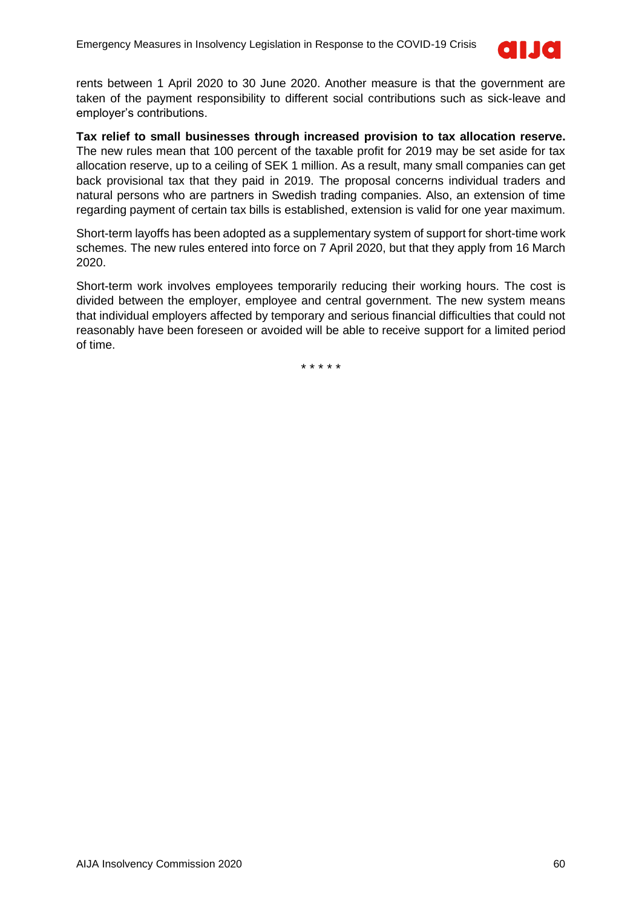rents between 1 April 2020 to 30 June 2020. Another measure is that the government are taken of the payment responsibility to different social contributions such as sick-leave and employer's contributions.

**Tax relief to small businesses through increased provision to tax allocation reserve.** The new rules mean that 100 percent of the taxable profit for 2019 may be set aside for tax allocation reserve, up to a ceiling of SEK 1 million. As a result, many small companies can get back provisional tax that they paid in 2019. The proposal concerns individual traders and natural persons who are partners in Swedish trading companies. Also, an extension of time regarding payment of certain tax bills is established, extension is valid for one year maximum.

Short-term layoffs has been adopted as a supplementary system of support for short-time work schemes. The new rules entered into force on 7 April 2020, but that they apply from 16 March 2020.

Short-term work involves employees temporarily reducing their working hours. The cost is divided between the employer, employee and central government. The new system means that individual employers affected by temporary and serious financial difficulties that could not reasonably have been foreseen or avoided will be able to receive support for a limited period of time.

\* \* \* \* \*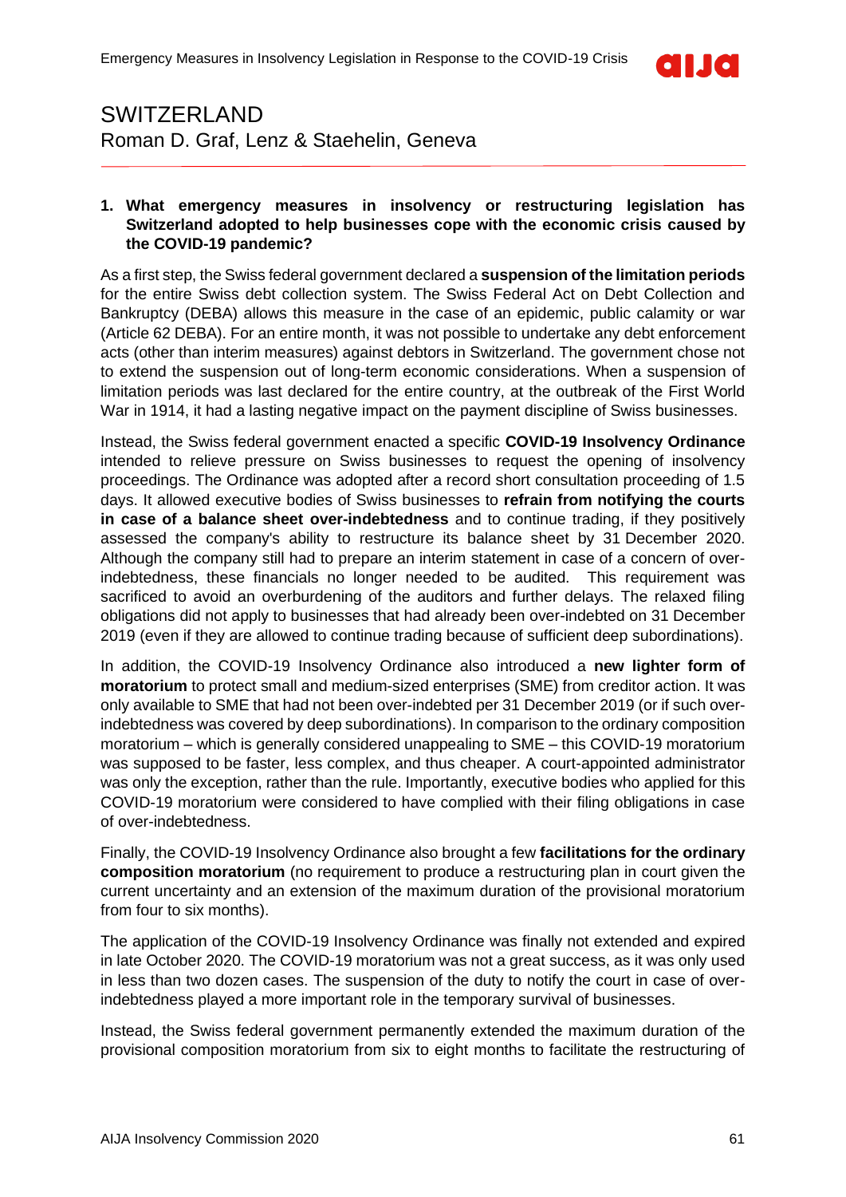# SWITZERLAND

Roman D. Graf, Lenz & Staehelin, Geneva

**1. What emergency measures in insolvency or restructuring legislation has Switzerland adopted to help businesses cope with the economic crisis caused by the COVID-19 pandemic?**

As a first step, the Swiss federal government declared a **suspension of the limitation periods** for the entire Swiss debt collection system. The Swiss Federal Act on Debt Collection and Bankruptcy (DEBA) allows this measure in the case of an epidemic, public calamity or war (Article 62 DEBA). For an entire month, it was not possible to undertake any debt enforcement acts (other than interim measures) against debtors in Switzerland. The government chose not to extend the suspension out of long-term economic considerations. When a suspension of limitation periods was last declared for the entire country, at the outbreak of the First World War in 1914, it had a lasting negative impact on the payment discipline of Swiss businesses.

Instead, the Swiss federal government enacted a specific **COVID-19 Insolvency Ordinance** intended to relieve pressure on Swiss businesses to request the opening of insolvency proceedings. The Ordinance was adopted after a record short consultation proceeding of 1.5 days. It allowed executive bodies of Swiss businesses to **refrain from notifying the courts in case of a balance sheet over-indebtedness** and to continue trading, if they positively assessed the company's ability to restructure its balance sheet by 31 December 2020. Although the company still had to prepare an interim statement in case of a concern of over-indebtedness, these financials no longer needed to be audited. This requirement was sacrificed to avoid an overburdening of the auditors and further delays. The relaxed filing obligations did not apply to businesses that had already been over-indebted on 31 December 2019 (even if they are allowed to continue trading because of sufficient deep subordinations).

In addition, the COVID-19 Insolvency Ordinance also introduced a **new lighter form of moratorium** to protect small and medium-sized enterprises (SME) from creditor action. It was only available to SME that had not been over-indebted per 31 December 2019 (or if such over-indebtedness was covered by deep subordinations). In comparison to the ordinary composition moratorium – which is generally considered unappealing to SME – this COVID-19 moratorium was supposed to be faster, less complex, and thus cheaper. A court-appointed administrator was only the exception, rather than the rule. Importantly, executive bodies who applied for this COVID-19 moratorium were considered to have complied with their filing obligations in case of over-indebtedness.

Finally, the COVID-19 Insolvency Ordinance also brought a few **facilitations for the ordinary composition moratorium** (no requirement to produce a restructuring plan in court given the current uncertainty and an extension of the maximum duration of the provisional moratorium from four to six months).

The application of the COVID-19 Insolvency Ordinance was finally not extended and expired in late October 2020. The COVID-19 moratorium was not a great success, as it was only used in less than two dozen cases. The suspension of the duty to notify the court in case of over-indebtedness played a more important role in the temporary survival of businesses.

Instead, the Swiss federal government permanently extended the maximum duration of the provisional composition moratorium from six to eight months to facilitate the restructuring of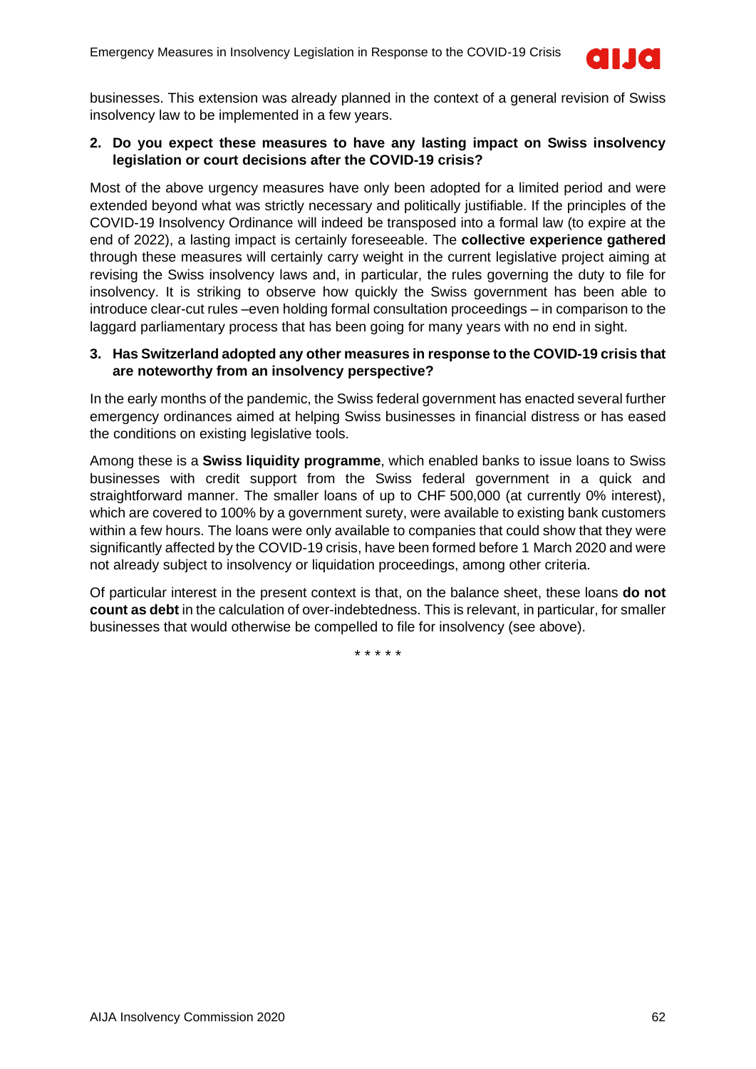businesses. This extension was already planned in the context of a general revision of Swiss insolvency law to be implemented in a few years.

**2. Do you expect these measures to have any lasting impact on Swiss insolvency legislation or court decisions after the COVID-19 crisis?**

Most of the above urgency measures have only been adopted for a limited period and were extended beyond what was strictly necessary and politically justifiable. If the principles of the COVID-19 Insolvency Ordinance will indeed be transposed into a formal law (to expire at the end of 2022), a lasting impact is certainly foreseeable. The **collective experience gathered** through these measures will certainly carry weight in the current legislative project aiming at revising the Swiss insolvency laws and, in particular, the rules governing the duty to file for insolvency. It is striking to observe how quickly the Swiss government has been able to introduce clear-cut rules –even holding formal consultation proceedings – in comparison to the laggard parliamentary process that has been going for many years with no end in sight.

**3. Has Switzerland adopted any other measures in response to the COVID-19 crisis that are noteworthy from an insolvency perspective?**

In the early months of the pandemic, the Swiss federal government has enacted several further emergency ordinances aimed at helping Swiss businesses in financial distress or has eased the conditions on existing legislative tools.

Among these is a **Swiss liquidity programme**, which enabled banks to issue loans to Swiss businesses with credit support from the Swiss federal government in a quick and straightforward manner. The smaller loans of up to CHF 500,000 (at currently 0% interest), which are covered to 100% by a government surety, were available to existing bank customers within a few hours. The loans were only available to companies that could show that they were significantly affected by the COVID-19 crisis, have been formed before 1 March 2020 and were not already subject to insolvency or liquidation proceedings, among other criteria.

Of particular interest in the present context is that, on the balance sheet, these loans **do not count as debt** in the calculation of over-indebtedness. This is relevant, in particular, for smaller businesses that would otherwise be compelled to file for insolvency (see above).

\* \* \* \* \*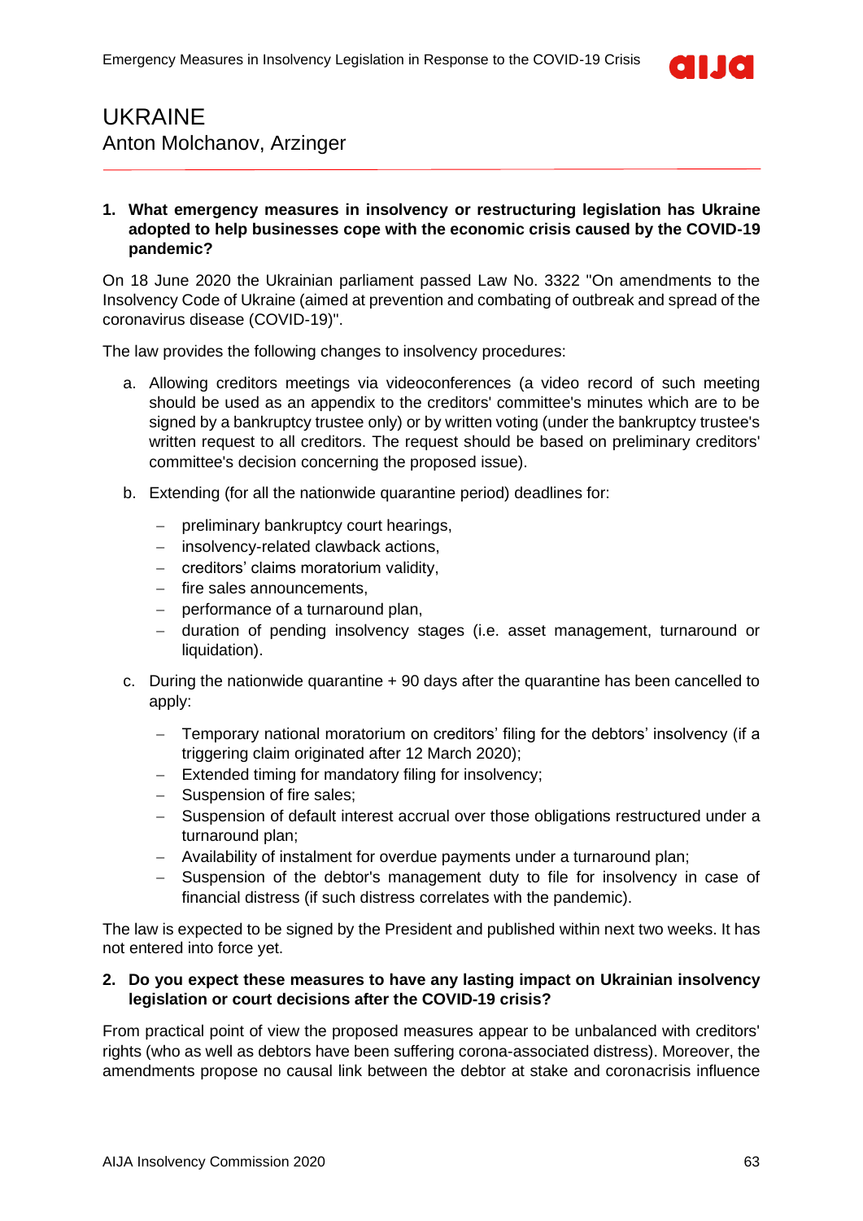# UKRAINE

Anton Molchanov, Arzinger

**1. What emergency measures in insolvency or restructuring legislation has Ukraine adopted to help businesses cope with the economic crisis caused by the COVID-19 pandemic?**

On 18 June 2020 the Ukrainian parliament passed Law No. 3322 "On amendments to the Insolvency Code of Ukraine (aimed at prevention and combating of outbreak and spread of the coronavirus disease (COVID-19)".

The law provides the following changes to insolvency procedures:

a. Allowing creditors meetings via videoconferences (a video record of such meeting should be used as an appendix to the creditors' committee's minutes which are to be signed by a bankruptcy trustee only) or by written voting (under the bankruptcy trustee's written request to all creditors. The request should be based on preliminary creditors' committee's decision concerning the proposed issue).

b. Extending (for all the nationwide quarantine period) deadlines for:

   - preliminary bankruptcy court hearings,
   - insolvency-related clawback actions,
   - creditors' claims moratorium validity,
   - fire sales announcements,
   - performance of a turnaround plan,
   - duration of pending insolvency stages (i.e. asset management, turnaround or liquidation).

c. During the nationwide quarantine + 90 days after the quarantine has been cancelled to apply:

   - Temporary national moratorium on creditors' filing for the debtors' insolvency (if a triggering claim originated after 12 March 2020);
   - Extended timing for mandatory filing for insolvency;
   - Suspension of fire sales;
   - Suspension of default interest accrual over those obligations restructured under a turnaround plan;
   - Availability of instalment for overdue payments under a turnaround plan;
   - Suspension of the debtor's management duty to file for insolvency in case of financial distress (if such distress correlates with the pandemic).

The law is expected to be signed by the President and published within next two weeks. It has not entered into force yet.

**2. Do you expect these measures to have any lasting impact on Ukrainian insolvency legislation or court decisions after the COVID-19 crisis?**

From practical point of view the proposed measures appear to be unbalanced with creditors' rights (who as well as debtors have been suffering corona-associated distress). Moreover, the amendments propose no causal link between the debtor at stake and coronacrisis influence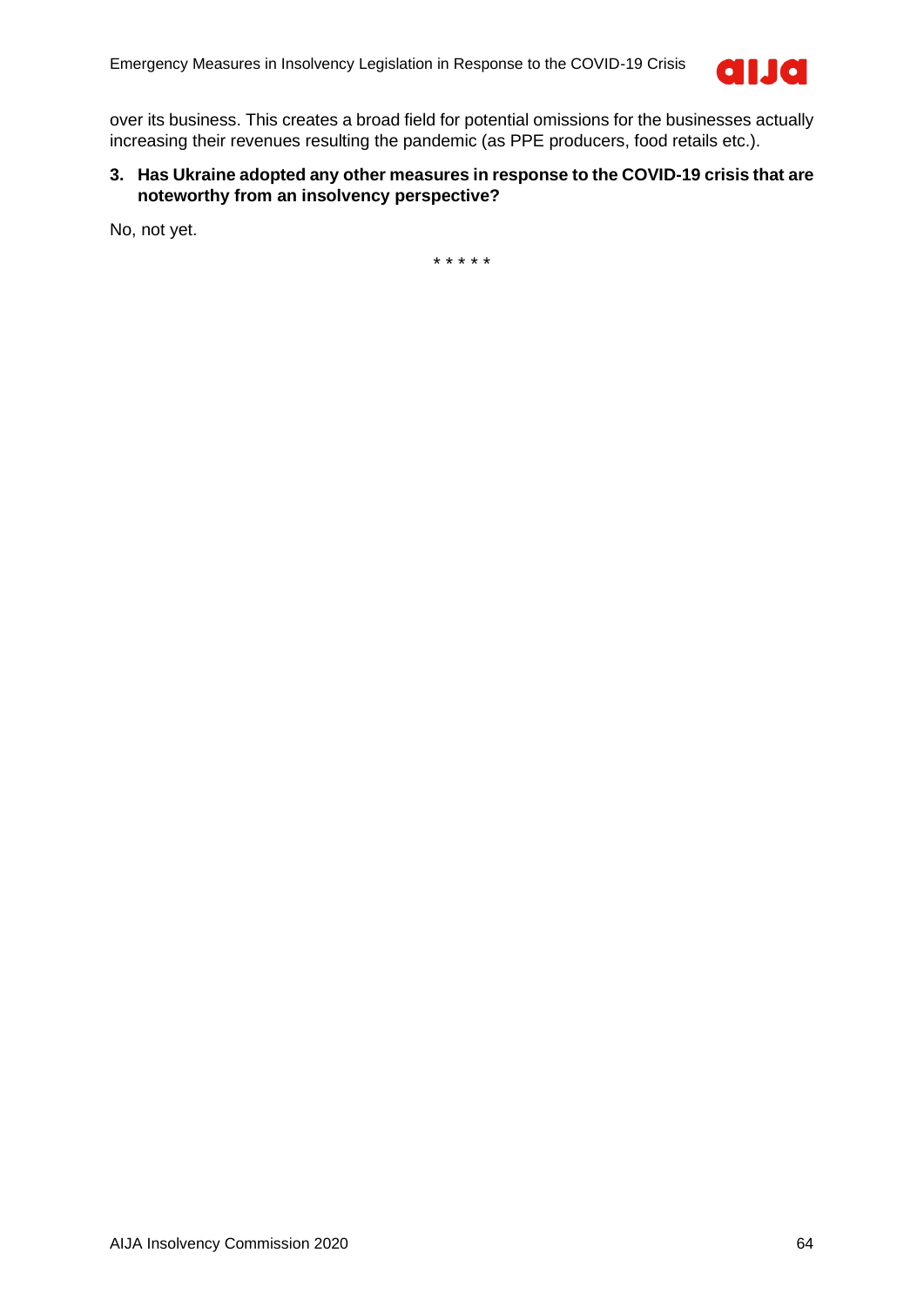over its business. This creates a broad field for potential omissions for the businesses actually increasing their revenues resulting the pandemic (as PPE producers, food retails etc.).

**3. Has Ukraine adopted any other measures in response to the COVID-19 crisis that are noteworthy from an insolvency perspective?**

No, not yet.

* * * * *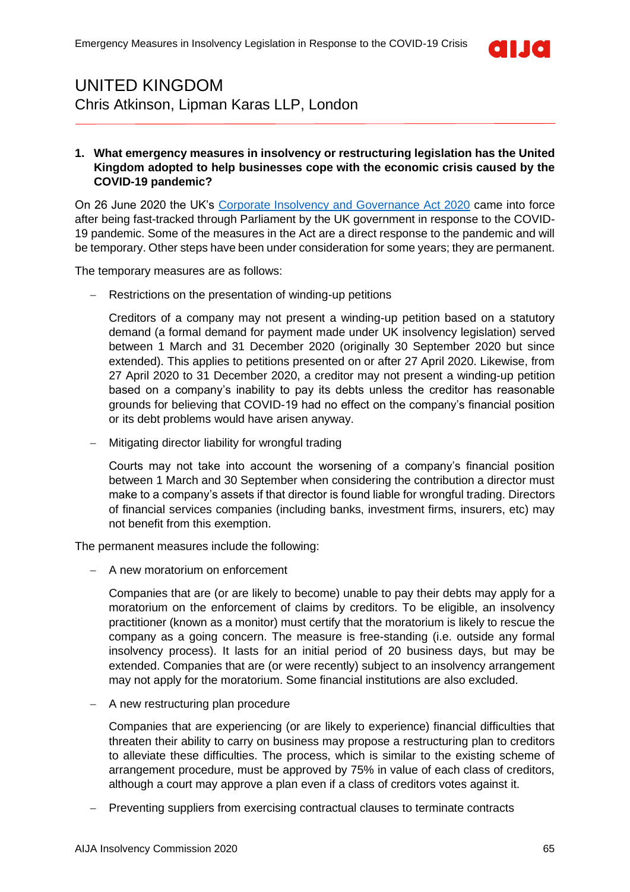# UNITED KINGDOM

Chris Atkinson, Lipman Karas LLP, London

**1. What emergency measures in insolvency or restructuring legislation has the United Kingdom adopted to help businesses cope with the economic crisis caused by the COVID-19 pandemic?**

On 26 June 2020 the UK's [Corporate Insolvency and Governance Act 2020] came into force after being fast-tracked through Parliament by the UK government in response to the COVID-19 pandemic. Some of the measures in the Act are a direct response to the pandemic and will be temporary. Other steps have been under consideration for some years; they are permanent.

The temporary measures are as follows:

- Restrictions on the presentation of winding-up petitions

  Creditors of a company may not present a winding-up petition based on a statutory demand (a formal demand for payment made under UK insolvency legislation) served between 1 March and 31 December 2020 (originally 30 September 2020 but since extended). This applies to petitions presented on or after 27 April 2020. Likewise, from 27 April 2020 to 31 December 2020, a creditor may not present a winding-up petition based on a company's inability to pay its debts unless the creditor has reasonable grounds for believing that COVID-19 had no effect on the company's financial position or its debt problems would have arisen anyway.

- Mitigating director liability for wrongful trading

  Courts may not take into account the worsening of a company's financial position between 1 March and 30 September when considering the contribution a director must make to a company's assets if that director is found liable for wrongful trading. Directors of financial services companies (including banks, investment firms, insurers, etc) may not benefit from this exemption.

The permanent measures include the following:

- A new moratorium on enforcement

  Companies that are (or are likely to become) unable to pay their debts may apply for a moratorium on the enforcement of claims by creditors. To be eligible, an insolvency practitioner (known as a monitor) must certify that the moratorium is likely to rescue the company as a going concern. The measure is free-standing (i.e. outside any formal insolvency process). It lasts for an initial period of 20 business days, but may be extended. Companies that are (or were recently) subject to an insolvency arrangement may not apply for the moratorium. Some financial institutions are also excluded.

- A new restructuring plan procedure

  Companies that are experiencing (or are likely to experience) financial difficulties that threaten their ability to carry on business may propose a restructuring plan to creditors to alleviate these difficulties. The process, which is similar to the existing scheme of arrangement procedure, must be approved by 75% in value of each class of creditors, although a court may approve a plan even if a class of creditors votes against it.

- Preventing suppliers from exercising contractual clauses to terminate contracts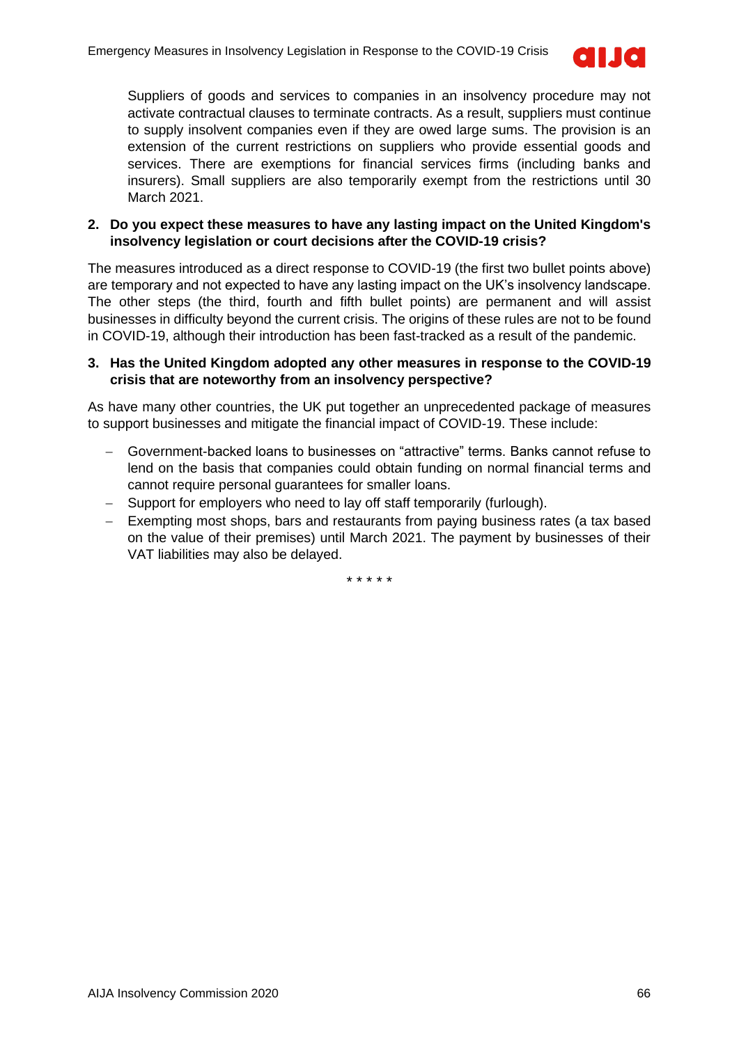Suppliers of goods and services to companies in an insolvency procedure may not activate contractual clauses to terminate contracts. As a result, suppliers must continue to supply insolvent companies even if they are owed large sums. The provision is an extension of the current restrictions on suppliers who provide essential goods and services. There are exemptions for financial services firms (including banks and insurers). Small suppliers are also temporarily exempt from the restrictions until 30 March 2021.

**2. Do you expect these measures to have any lasting impact on the United Kingdom's insolvency legislation or court decisions after the COVID-19 crisis?**

The measures introduced as a direct response to COVID-19 (the first two bullet points above) are temporary and not expected to have any lasting impact on the UK's insolvency landscape. The other steps (the third, fourth and fifth bullet points) are permanent and will assist businesses in difficulty beyond the current crisis. The origins of these rules are not to be found in COVID-19, although their introduction has been fast-tracked as a result of the pandemic.

**3. Has the United Kingdom adopted any other measures in response to the COVID-19 crisis that are noteworthy from an insolvency perspective?**

As have many other countries, the UK put together an unprecedented package of measures to support businesses and mitigate the financial impact of COVID-19. These include:

- Government-backed loans to businesses on "attractive" terms. Banks cannot refuse to lend on the basis that companies could obtain funding on normal financial terms and cannot require personal guarantees for smaller loans.
- Support for employers who need to lay off staff temporarily (furlough).
- Exempting most shops, bars and restaurants from paying business rates (a tax based on the value of their premises) until March 2021. The payment by businesses of their VAT liabilities may also be delayed.

\* \* \* \* \*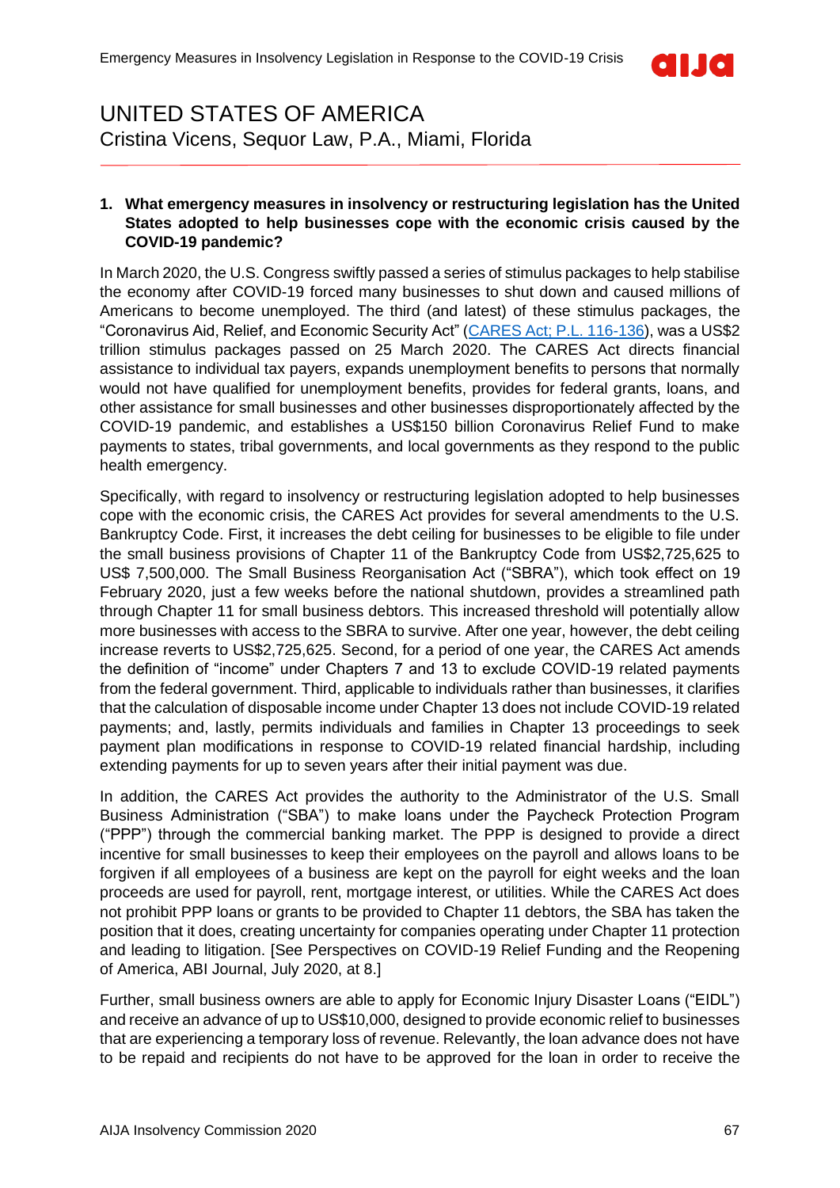# UNITED STATES OF AMERICA

Cristina Vicens, Sequor Law, P.A., Miami, Florida

**1. What emergency measures in insolvency or restructuring legislation has the United States adopted to help businesses cope with the economic crisis caused by the COVID-19 pandemic?**

In March 2020, the U.S. Congress swiftly passed a series of stimulus packages to help stabilise the economy after COVID-19 forced many businesses to shut down and caused millions of Americans to become unemployed. The third (and latest) of these stimulus packages, the "Coronavirus Aid, Relief, and Economic Security Act" (CARES Act; P.L. 116-136), was a US$2 trillion stimulus packages passed on 25 March 2020. The CARES Act directs financial assistance to individual tax payers, expands unemployment benefits to persons that normally would not have qualified for unemployment benefits, provides for federal grants, loans, and other assistance for small businesses and other businesses disproportionately affected by the COVID-19 pandemic, and establishes a US$150 billion Coronavirus Relief Fund to make payments to states, tribal governments, and local governments as they respond to the public health emergency.

Specifically, with regard to insolvency or restructuring legislation adopted to help businesses cope with the economic crisis, the CARES Act provides for several amendments to the U.S. Bankruptcy Code. First, it increases the debt ceiling for businesses to be eligible to file under the small business provisions of Chapter 11 of the Bankruptcy Code from US$2,725,625 to US$ 7,500,000. The Small Business Reorganisation Act ("SBRA"), which took effect on 19 February 2020, just a few weeks before the national shutdown, provides a streamlined path through Chapter 11 for small business debtors. This increased threshold will potentially allow more businesses with access to the SBRA to survive. After one year, however, the debt ceiling increase reverts to US$2,725,625. Second, for a period of one year, the CARES Act amends the definition of "income" under Chapters 7 and 13 to exclude COVID-19 related payments from the federal government. Third, applicable to individuals rather than businesses, it clarifies that the calculation of disposable income under Chapter 13 does not include COVID-19 related payments; and, lastly, permits individuals and families in Chapter 13 proceedings to seek payment plan modifications in response to COVID-19 related financial hardship, including extending payments for up to seven years after their initial payment was due.

In addition, the CARES Act provides the authority to the Administrator of the U.S. Small Business Administration ("SBA") to make loans under the Paycheck Protection Program ("PPP") through the commercial banking market. The PPP is designed to provide a direct incentive for small businesses to keep their employees on the payroll and allows loans to be forgiven if all employees of a business are kept on the payroll for eight weeks and the loan proceeds are used for payroll, rent, mortgage interest, or utilities. While the CARES Act does not prohibit PPP loans or grants to be provided to Chapter 11 debtors, the SBA has taken the position that it does, creating uncertainty for companies operating under Chapter 11 protection and leading to litigation. [See Perspectives on COVID-19 Relief Funding and the Reopening of America, ABI Journal, July 2020, at 8.]

Further, small business owners are able to apply for Economic Injury Disaster Loans ("EIDL") and receive an advance of up to US$10,000, designed to provide economic relief to businesses that are experiencing a temporary loss of revenue. Relevantly, the loan advance does not have to be repaid and recipients do not have to be approved for the loan in order to receive the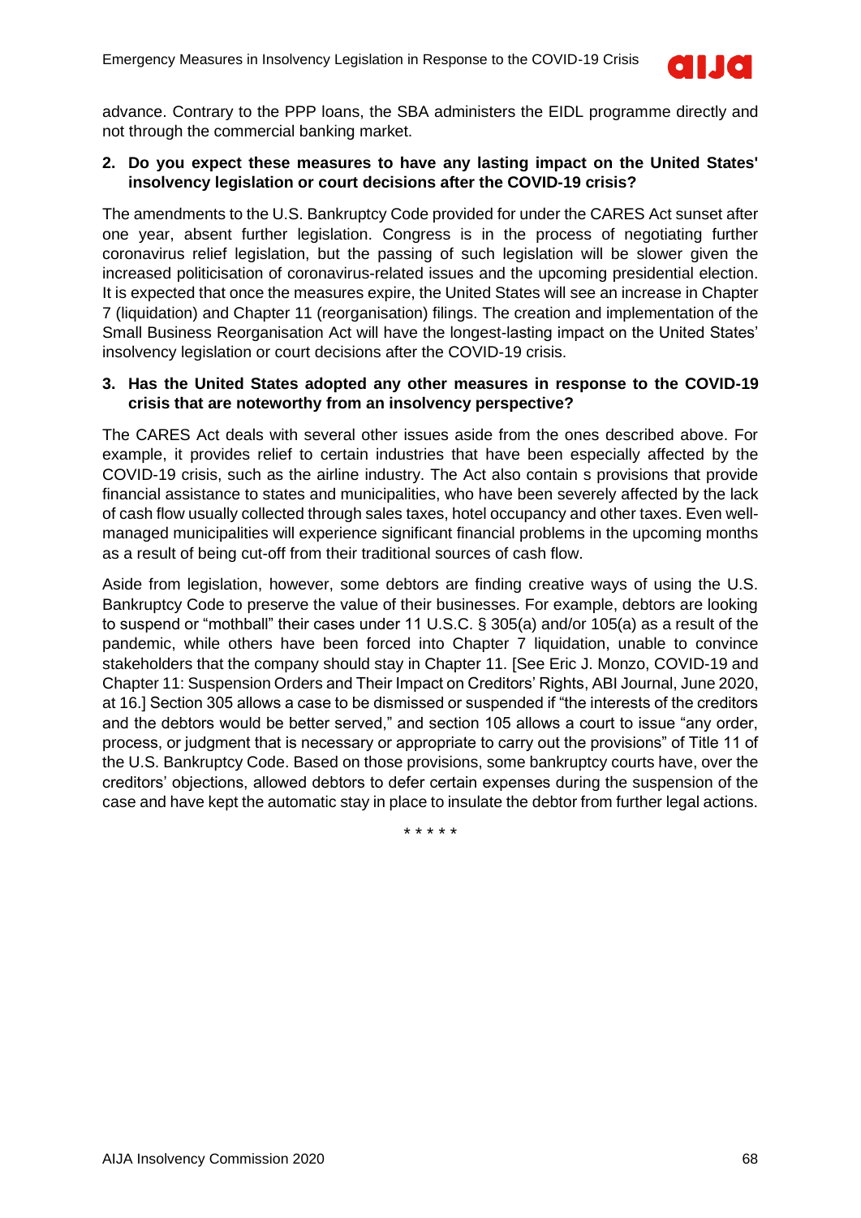advance. Contrary to the PPP loans, the SBA administers the EIDL programme directly and not through the commercial banking market.

**2. Do you expect these measures to have any lasting impact on the United States' insolvency legislation or court decisions after the COVID-19 crisis?**

The amendments to the U.S. Bankruptcy Code provided for under the CARES Act sunset after one year, absent further legislation. Congress is in the process of negotiating further coronavirus relief legislation, but the passing of such legislation will be slower given the increased politicisation of coronavirus-related issues and the upcoming presidential election. It is expected that once the measures expire, the United States will see an increase in Chapter 7 (liquidation) and Chapter 11 (reorganisation) filings. The creation and implementation of the Small Business Reorganisation Act will have the longest-lasting impact on the United States' insolvency legislation or court decisions after the COVID-19 crisis.

**3. Has the United States adopted any other measures in response to the COVID-19 crisis that are noteworthy from an insolvency perspective?**

The CARES Act deals with several other issues aside from the ones described above. For example, it provides relief to certain industries that have been especially affected by the COVID-19 crisis, such as the airline industry. The Act also contain s provisions that provide financial assistance to states and municipalities, who have been severely affected by the lack of cash flow usually collected through sales taxes, hotel occupancy and other taxes. Even well-managed municipalities will experience significant financial problems in the upcoming months as a result of being cut-off from their traditional sources of cash flow.

Aside from legislation, however, some debtors are finding creative ways of using the U.S. Bankruptcy Code to preserve the value of their businesses. For example, debtors are looking to suspend or "mothball" their cases under 11 U.S.C. § 305(a) and/or 105(a) as a result of the pandemic, while others have been forced into Chapter 7 liquidation, unable to convince stakeholders that the company should stay in Chapter 11. [See Eric J. Monzo, COVID-19 and Chapter 11: Suspension Orders and Their Impact on Creditors' Rights, ABI Journal, June 2020, at 16.] Section 305 allows a case to be dismissed or suspended if "the interests of the creditors and the debtors would be better served," and section 105 allows a court to issue "any order, process, or judgment that is necessary or appropriate to carry out the provisions" of Title 11 of the U.S. Bankruptcy Code. Based on those provisions, some bankruptcy courts have, over the creditors' objections, allowed debtors to defer certain expenses during the suspension of the case and have kept the automatic stay in place to insulate the debtor from further legal actions.

\* \* \* \* \*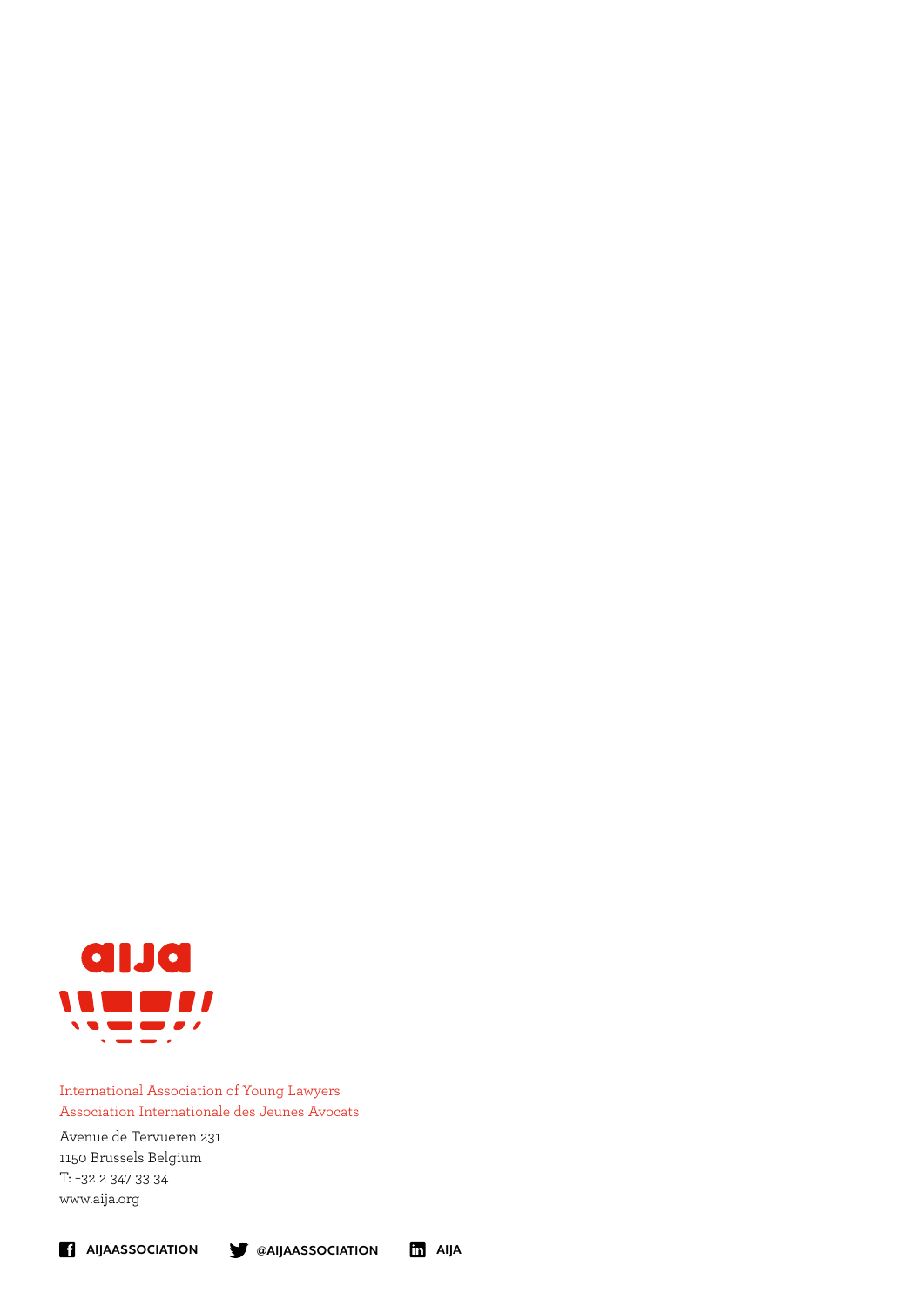International Association of Young Lawyers
Association Internationale des Jeunes Avocats

Avenue de Tervueren 231
1150 Brussels Belgium
T: +32 2 347 33 34
www.aija.org

AIJAASSOCIATION @AIJAASSOCIATION AIJA